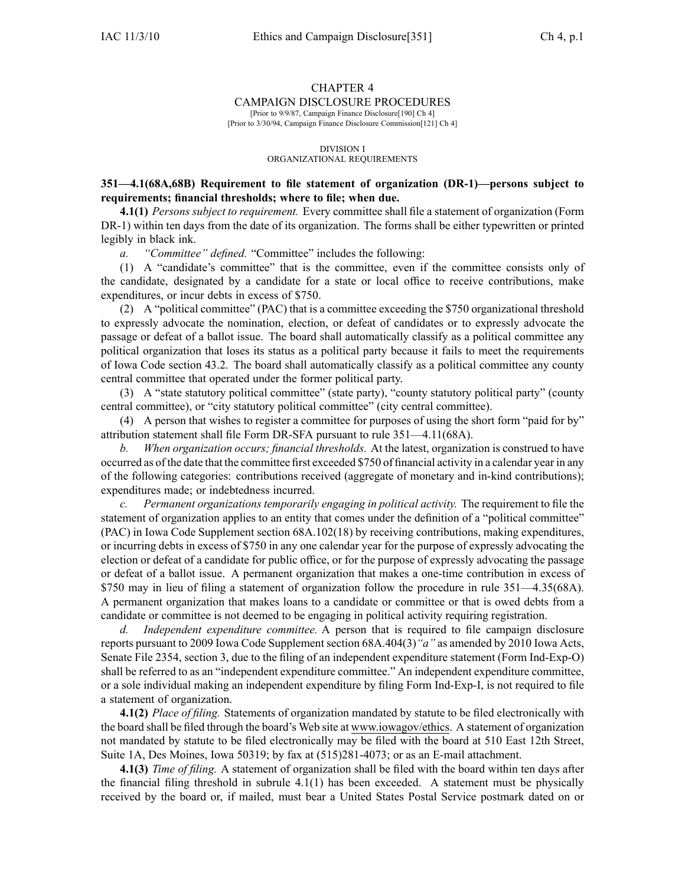# CHAPTER 4
# CAMPAIGN DISCLOSURE PROCEDURES

[Prior to 9/9/87, Campaign Finance Disclosure[190] Ch 4]
[Prior to 3/30/94, Campaign Finance Disclosure Commission[121] Ch 4]

## DIVISION I
## ORGANIZATIONAL REQUIREMENTS

**351—4.1(68A,68B) Requirement to file statement of organization (DR-1)—persons subject to requirements; financial thresholds; where to file; when due.**

**4.1(1)** *Persons subject to requirement.* Every committee shall file a statement of organization (Form DR-1) within ten days from the date of its organization. The forms shall be either typewritten or printed legibly in black ink.

*a. "Committee" defined.* "Committee" includes the following:

(1) A "candidate's committee" that is the committee, even if the committee consists only of the candidate, designated by a candidate for a state or local office to receive contributions, make expenditures, or incur debts in excess of $750.

(2) A "political committee" (PAC) that is a committee exceeding the $750 organizational threshold to expressly advocate the nomination, election, or defeat of candidates or to expressly advocate the passage or defeat of a ballot issue. The board shall automatically classify as a political committee any political organization that loses its status as a political party because it fails to meet the requirements of Iowa Code section 43.2. The board shall automatically classify as a political committee any county central committee that operated under the former political party.

(3) A "state statutory political committee" (state party), "county statutory political party" (county central committee), or "city statutory political committee" (city central committee).

(4) A person that wishes to register a committee for purposes of using the short form "paid for by" attribution statement shall file Form DR-SFA pursuant to rule 351—4.11(68A).

*b. When organization occurs; financial thresholds.* At the latest, organization is construed to have occurred as of the date that the committee first exceeded $750 of financial activity in a calendar year in any of the following categories: contributions received (aggregate of monetary and in-kind contributions); expenditures made; or indebtedness incurred.

*c. Permanent organizations temporarily engaging in political activity.* The requirement to file the statement of organization applies to an entity that comes under the definition of a "political committee" (PAC) in Iowa Code Supplement section 68A.102(18) by receiving contributions, making expenditures, or incurring debts in excess of $750 in any one calendar year for the purpose of expressly advocating the election or defeat of a candidate for public office, or for the purpose of expressly advocating the passage or defeat of a ballot issue. A permanent organization that makes a one-time contribution in excess of $750 may in lieu of filing a statement of organization follow the procedure in rule 351—4.35(68A). A permanent organization that makes loans to a candidate or committee or that is owed debts from a candidate or committee is not deemed to be engaging in political activity requiring registration.

*d. Independent expenditure committee.* A person that is required to file campaign disclosure reports pursuant to 2009 Iowa Code Supplement section 68A.404(3)*"a"* as amended by 2010 Iowa Acts, Senate File 2354, section 3, due to the filing of an independent expenditure statement (Form Ind-Exp-O) shall be referred to as an "independent expenditure committee." An independent expenditure committee, or a sole individual making an independent expenditure by filing Form Ind-Exp-I, is not required to file a statement of organization.

**4.1(2)** *Place of filing.* Statements of organization mandated by statute to be filed electronically with the board shall be filed through the board's Web site at www.iowagov/ethics. A statement of organization not mandated by statute to be filed electronically may be filed with the board at 510 East 12th Street, Suite 1A, Des Moines, Iowa 50319; by fax at (515)281-4073; or as an E-mail attachment.

**4.1(3)** *Time of filing.* A statement of organization shall be filed with the board within ten days after the financial filing threshold in subrule 4.1(1) has been exceeded. A statement must be physically received by the board or, if mailed, must bear a United States Postal Service postmark dated on or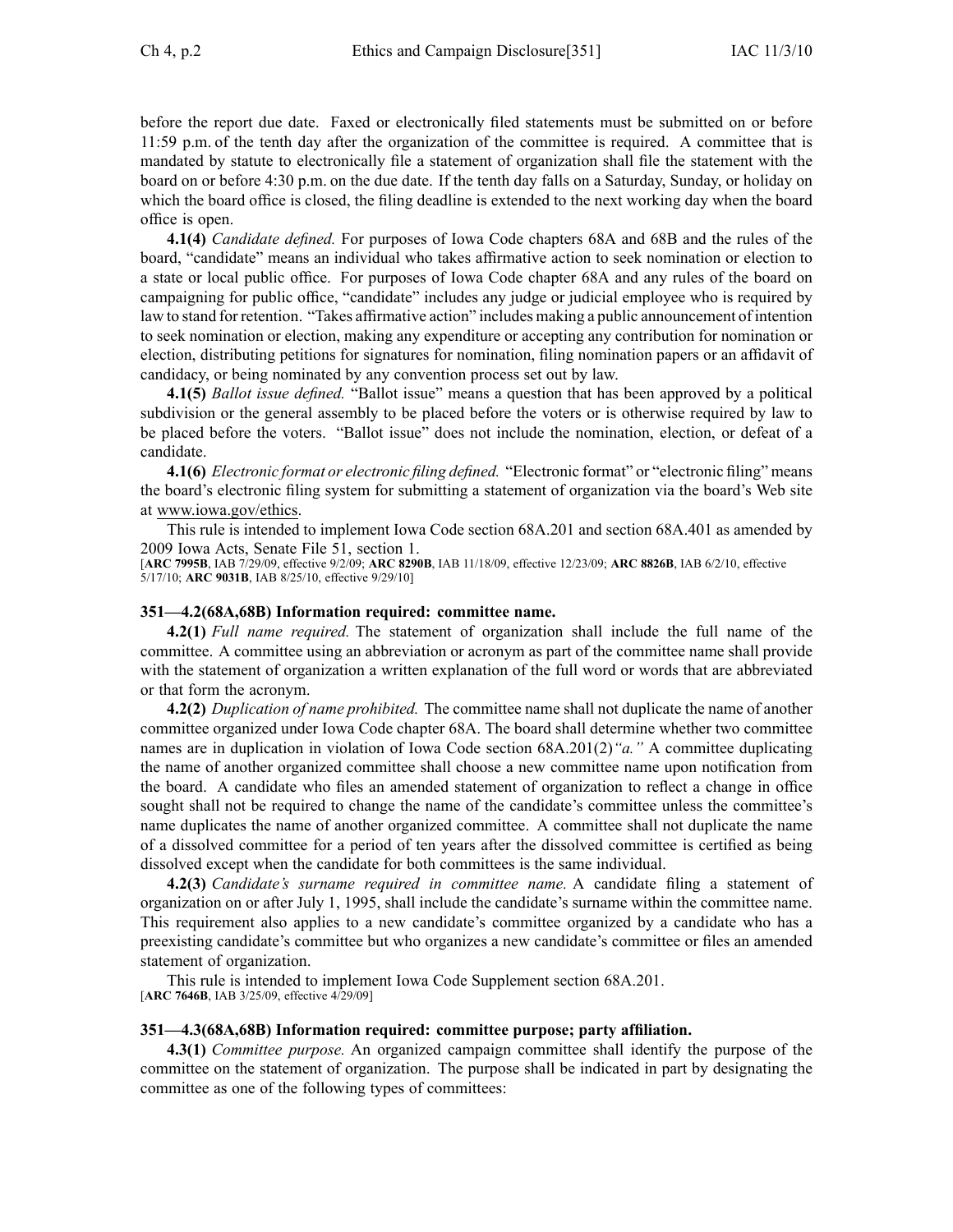before the report due date. Faxed or electronically filed statements must be submitted on or before 11:59 p.m. of the tenth day after the organization of the committee is required. A committee that is mandated by statute to electronically file a statement of organization shall file the statement with the board on or before 4:30 p.m. on the due date. If the tenth day falls on a Saturday, Sunday, or holiday on which the board office is closed, the filing deadline is extended to the next working day when the board office is open.

**4.1(4)** *Candidate defined.* For purposes of Iowa Code chapters 68A and 68B and the rules of the board, "candidate" means an individual who takes affirmative action to seek nomination or election to a state or local public office. For purposes of Iowa Code chapter 68A and any rules of the board on campaigning for public office, "candidate" includes any judge or judicial employee who is required by law to stand for retention. "Takes affirmative action" includes making a public announcement of intention to seek nomination or election, making any expenditure or accepting any contribution for nomination or election, distributing petitions for signatures for nomination, filing nomination papers or an affidavit of candidacy, or being nominated by any convention process set out by law.

**4.1(5)** *Ballot issue defined.* "Ballot issue" means a question that has been approved by a political subdivision or the general assembly to be placed before the voters or is otherwise required by law to be placed before the voters. "Ballot issue" does not include the nomination, election, or defeat of a candidate.

**4.1(6)** *Electronic format or electronic filing defined.* "Electronic format" or "electronic filing" means the board's electronic filing system for submitting a statement of organization via the board's Web site at www.iowa.gov/ethics.

This rule is intended to implement Iowa Code section 68A.201 and section 68A.401 as amended by 2009 Iowa Acts, Senate File 51, section 1.

[**ARC 7995B**, IAB 7/29/09, effective 9/2/09; **ARC 8290B**, IAB 11/18/09, effective 12/23/09; **ARC 8826B**, IAB 6/2/10, effective 5/17/10; **ARC 9031B**, IAB 8/25/10, effective 9/29/10]

### 351—4.2(68A,68B) Information required: committee name.

**4.2(1)** *Full name required.* The statement of organization shall include the full name of the committee. A committee using an abbreviation or acronym as part of the committee name shall provide with the statement of organization a written explanation of the full word or words that are abbreviated or that form the acronym.

**4.2(2)** *Duplication of name prohibited.* The committee name shall not duplicate the name of another committee organized under Iowa Code chapter 68A. The board shall determine whether two committee names are in duplication in violation of Iowa Code section 68A.201(2)*"a."* A committee duplicating the name of another organized committee shall choose a new committee name upon notification from the board. A candidate who files an amended statement of organization to reflect a change in office sought shall not be required to change the name of the candidate's committee unless the committee's name duplicates the name of another organized committee. A committee shall not duplicate the name of a dissolved committee for a period of ten years after the dissolved committee is certified as being dissolved except when the candidate for both committees is the same individual.

**4.2(3)** *Candidate's surname required in committee name.* A candidate filing a statement of organization on or after July 1, 1995, shall include the candidate's surname within the committee name. This requirement also applies to a new candidate's committee organized by a candidate who has a preexisting candidate's committee but who organizes a new candidate's committee or files an amended statement of organization.

This rule is intended to implement Iowa Code Supplement section 68A.201.

[**ARC 7646B**, IAB 3/25/09, effective 4/29/09]

### 351—4.3(68A,68B) Information required: committee purpose; party affiliation.

**4.3(1)** *Committee purpose.* An organized campaign committee shall identify the purpose of the committee on the statement of organization. The purpose shall be indicated in part by designating the committee as one of the following types of committees: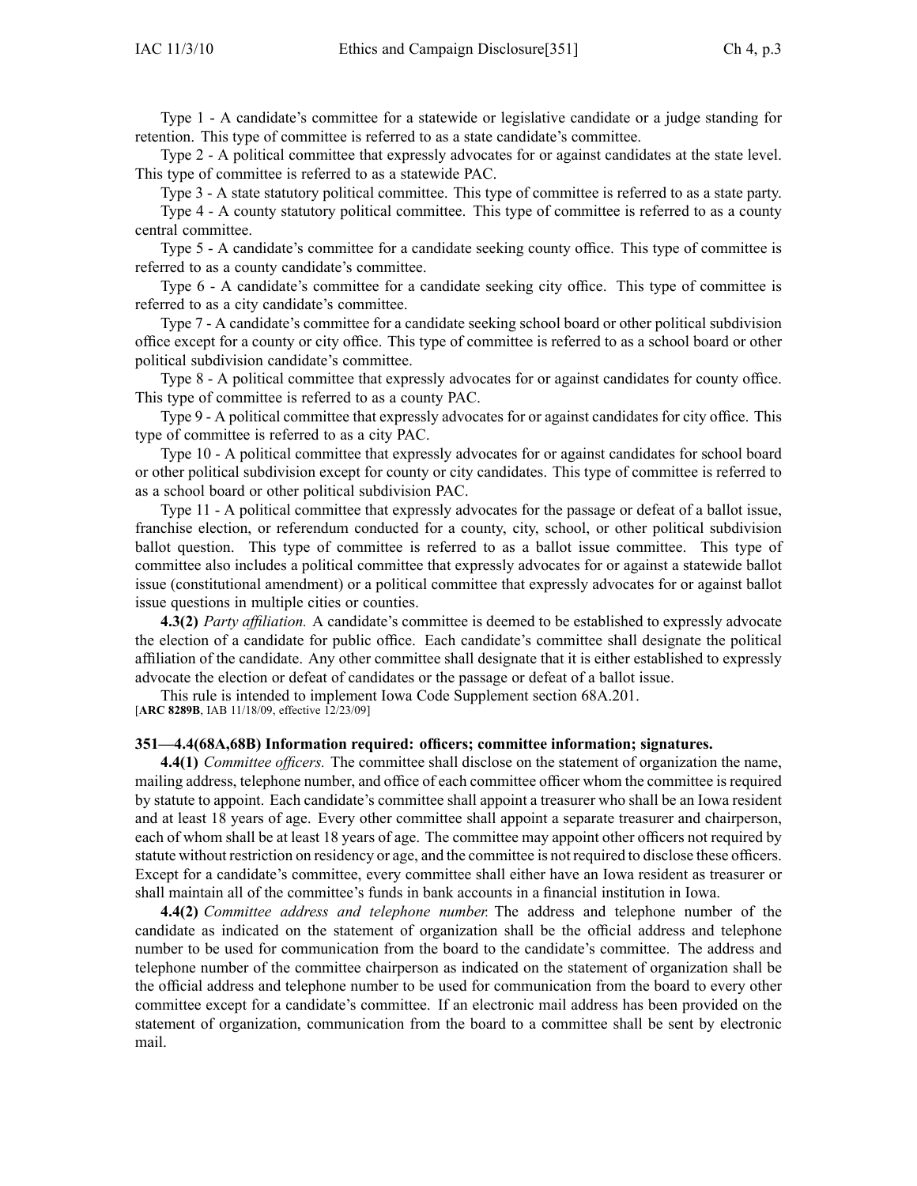Type 1 - A candidate's committee for a statewide or legislative candidate or a judge standing for retention. This type of committee is referred to as a state candidate's committee.

Type 2 - A political committee that expressly advocates for or against candidates at the state level. This type of committee is referred to as a statewide PAC.

Type 3 - A state statutory political committee. This type of committee is referred to as a state party.

Type 4 - A county statutory political committee. This type of committee is referred to as a county central committee.

Type 5 - A candidate's committee for a candidate seeking county office. This type of committee is referred to as a county candidate's committee.

Type 6 - A candidate's committee for a candidate seeking city office. This type of committee is referred to as a city candidate's committee.

Type 7 - A candidate's committee for a candidate seeking school board or other political subdivision office except for a county or city office. This type of committee is referred to as a school board or other political subdivision candidate's committee.

Type 8 - A political committee that expressly advocates for or against candidates for county office. This type of committee is referred to as a county PAC.

Type 9 - A political committee that expressly advocates for or against candidates for city office. This type of committee is referred to as a city PAC.

Type 10 - A political committee that expressly advocates for or against candidates for school board or other political subdivision except for county or city candidates. This type of committee is referred to as a school board or other political subdivision PAC.

Type 11 - A political committee that expressly advocates for the passage or defeat of a ballot issue, franchise election, or referendum conducted for a county, city, school, or other political subdivision ballot question. This type of committee is referred to as a ballot issue committee. This type of committee also includes a political committee that expressly advocates for or against a statewide ballot issue (constitutional amendment) or a political committee that expressly advocates for or against ballot issue questions in multiple cities or counties.

**4.3(2)** *Party affiliation.* A candidate's committee is deemed to be established to expressly advocate the election of a candidate for public office. Each candidate's committee shall designate the political affiliation of the candidate. Any other committee shall designate that it is either established to expressly advocate the election or defeat of candidates or the passage or defeat of a ballot issue.

This rule is intended to implement Iowa Code Supplement section 68A.201.

[**ARC 8289B**, IAB 11/18/09, effective 12/23/09]

**351—4.4(68A,68B) Information required: officers; committee information; signatures.**

**4.4(1)** *Committee officers.* The committee shall disclose on the statement of organization the name, mailing address, telephone number, and office of each committee officer whom the committee is required by statute to appoint. Each candidate's committee shall appoint a treasurer who shall be an Iowa resident and at least 18 years of age. Every other committee shall appoint a separate treasurer and chairperson, each of whom shall be at least 18 years of age. The committee may appoint other officers not required by statute without restriction on residency or age, and the committee is not required to disclose these officers. Except for a candidate's committee, every committee shall either have an Iowa resident as treasurer or shall maintain all of the committee's funds in bank accounts in a financial institution in Iowa.

**4.4(2)** *Committee address and telephone number.* The address and telephone number of the candidate as indicated on the statement of organization shall be the official address and telephone number to be used for communication from the board to the candidate's committee. The address and telephone number of the committee chairperson as indicated on the statement of organization shall be the official address and telephone number to be used for communication from the board to every other committee except for a candidate's committee. If an electronic mail address has been provided on the statement of organization, communication from the board to a committee shall be sent by electronic mail.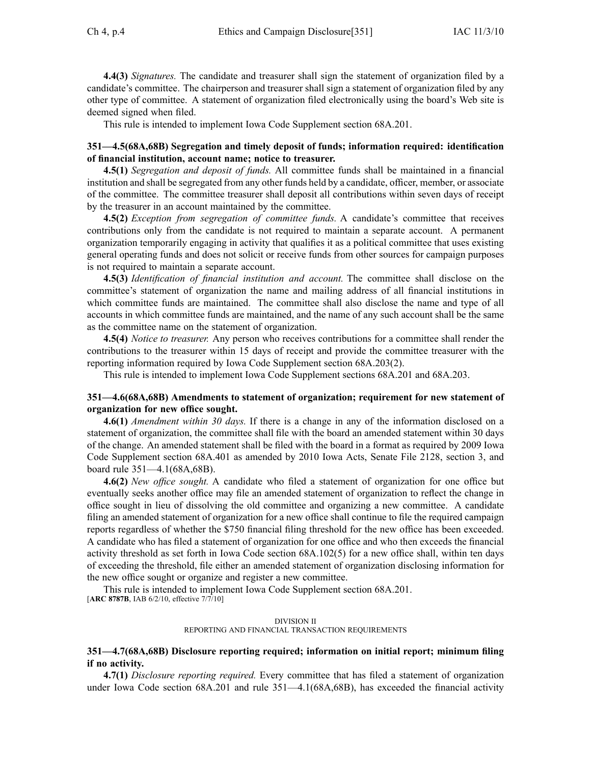**4.4(3)** *Signatures.* The candidate and treasurer shall sign the statement of organization filed by a candidate's committee. The chairperson and treasurer shall sign a statement of organization filed by any other type of committee. A statement of organization filed electronically using the board's Web site is deemed signed when filed.

This rule is intended to implement Iowa Code Supplement section 68A.201.

### 351—4.5(68A,68B) Segregation and timely deposit of funds; information required: identification of financial institution, account name; notice to treasurer.

**4.5(1)** *Segregation and deposit of funds.* All committee funds shall be maintained in a financial institution and shall be segregated from any other funds held by a candidate, officer, member, or associate of the committee. The committee treasurer shall deposit all contributions within seven days of receipt by the treasurer in an account maintained by the committee.

**4.5(2)** *Exception from segregation of committee funds.* A candidate's committee that receives contributions only from the candidate is not required to maintain a separate account. A permanent organization temporarily engaging in activity that qualifies it as a political committee that uses existing general operating funds and does not solicit or receive funds from other sources for campaign purposes is not required to maintain a separate account.

**4.5(3)** *Identification of financial institution and account.* The committee shall disclose on the committee's statement of organization the name and mailing address of all financial institutions in which committee funds are maintained. The committee shall also disclose the name and type of all accounts in which committee funds are maintained, and the name of any such account shall be the same as the committee name on the statement of organization.

**4.5(4)** *Notice to treasurer.* Any person who receives contributions for a committee shall render the contributions to the treasurer within 15 days of receipt and provide the committee treasurer with the reporting information required by Iowa Code Supplement section 68A.203(2).

This rule is intended to implement Iowa Code Supplement sections 68A.201 and 68A.203.

### 351—4.6(68A,68B) Amendments to statement of organization; requirement for new statement of organization for new office sought.

**4.6(1)** *Amendment within 30 days.* If there is a change in any of the information disclosed on a statement of organization, the committee shall file with the board an amended statement within 30 days of the change. An amended statement shall be filed with the board in a format as required by 2009 Iowa Code Supplement section 68A.401 as amended by 2010 Iowa Acts, Senate File 2128, section 3, and board rule 351—4.1(68A,68B).

**4.6(2)** *New office sought.* A candidate who filed a statement of organization for one office but eventually seeks another office may file an amended statement of organization to reflect the change in office sought in lieu of dissolving the old committee and organizing a new committee. A candidate filing an amended statement of organization for a new office shall continue to file the required campaign reports regardless of whether the $750 financial filing threshold for the new office has been exceeded. A candidate who has filed a statement of organization for one office and who then exceeds the financial activity threshold as set forth in Iowa Code section 68A.102(5) for a new office shall, within ten days of exceeding the threshold, file either an amended statement of organization disclosing information for the new office sought or organize and register a new committee.

This rule is intended to implement Iowa Code Supplement section 68A.201.
[**ARC 8787B**, IAB 6/2/10, effective 7/7/10]

DIVISION II
REPORTING AND FINANCIAL TRANSACTION REQUIREMENTS

### 351—4.7(68A,68B) Disclosure reporting required; information on initial report; minimum filing if no activity.

**4.7(1)** *Disclosure reporting required.* Every committee that has filed a statement of organization under Iowa Code section 68A.201 and rule 351—4.1(68A,68B), has exceeded the financial activity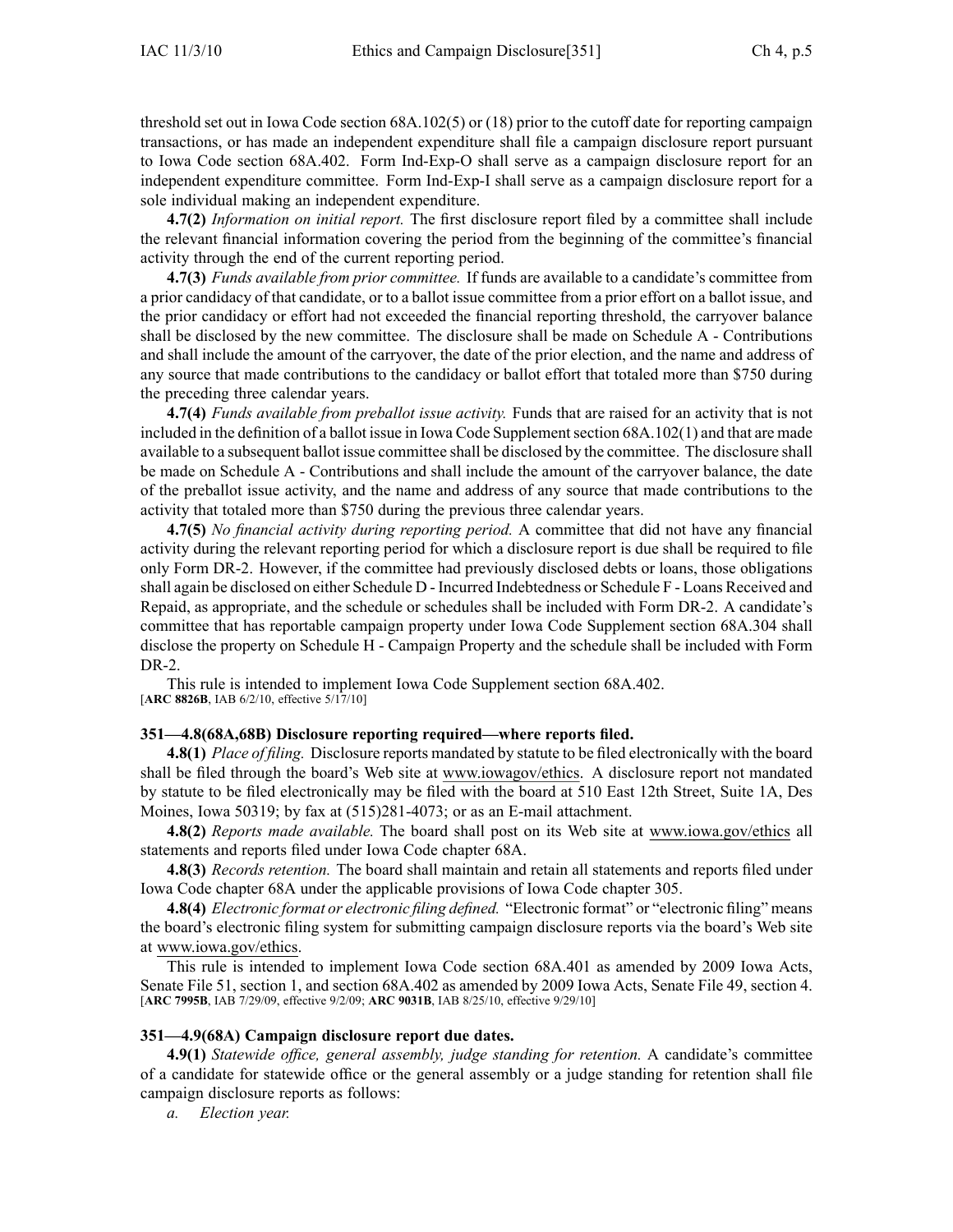threshold set out in Iowa Code section 68A.102(5) or (18) prior to the cutoff date for reporting campaign transactions, or has made an independent expenditure shall file a campaign disclosure report pursuant to Iowa Code section 68A.402. Form Ind-Exp-O shall serve as a campaign disclosure report for an independent expenditure committee. Form Ind-Exp-I shall serve as a campaign disclosure report for a sole individual making an independent expenditure.

**4.7(2)** *Information on initial report.* The first disclosure report filed by a committee shall include the relevant financial information covering the period from the beginning of the committee's financial activity through the end of the current reporting period.

**4.7(3)** *Funds available from prior committee.* If funds are available to a candidate's committee from a prior candidacy of that candidate, or to a ballot issue committee from a prior effort on a ballot issue, and the prior candidacy or effort had not exceeded the financial reporting threshold, the carryover balance shall be disclosed by the new committee. The disclosure shall be made on Schedule A - Contributions and shall include the amount of the carryover, the date of the prior election, and the name and address of any source that made contributions to the candidacy or ballot effort that totaled more than $750 during the preceding three calendar years.

**4.7(4)** *Funds available from preballot issue activity.* Funds that are raised for an activity that is not included in the definition of a ballot issue in Iowa Code Supplement section 68A.102(1) and that are made available to a subsequent ballot issue committee shall be disclosed by the committee. The disclosure shall be made on Schedule A - Contributions and shall include the amount of the carryover balance, the date of the preballot issue activity, and the name and address of any source that made contributions to the activity that totaled more than $750 during the previous three calendar years.

**4.7(5)** *No financial activity during reporting period.* A committee that did not have any financial activity during the relevant reporting period for which a disclosure report is due shall be required to file only Form DR-2. However, if the committee had previously disclosed debts or loans, those obligations shall again be disclosed on either Schedule D - Incurred Indebtedness or Schedule F - Loans Received and Repaid, as appropriate, and the schedule or schedules shall be included with Form DR-2. A candidate's committee that has reportable campaign property under Iowa Code Supplement section 68A.304 shall disclose the property on Schedule H - Campaign Property and the schedule shall be included with Form DR-2.

This rule is intended to implement Iowa Code Supplement section 68A.402.
[**ARC 8826B**, IAB 6/2/10, effective 5/17/10]

**351—4.8(68A,68B) Disclosure reporting required—where reports filed.**

**4.8(1)** *Place of filing.* Disclosure reports mandated by statute to be filed electronically with the board shall be filed through the board's Web site at www.iowagov/ethics. A disclosure report not mandated by statute to be filed electronically may be filed with the board at 510 East 12th Street, Suite 1A, Des Moines, Iowa 50319; by fax at (515)281-4073; or as an E-mail attachment.

**4.8(2)** *Reports made available.* The board shall post on its Web site at www.iowa.gov/ethics all statements and reports filed under Iowa Code chapter 68A.

**4.8(3)** *Records retention.* The board shall maintain and retain all statements and reports filed under Iowa Code chapter 68A under the applicable provisions of Iowa Code chapter 305.

**4.8(4)** *Electronic format or electronic filing defined.* "Electronic format" or "electronic filing" means the board's electronic filing system for submitting campaign disclosure reports via the board's Web site at www.iowa.gov/ethics.

This rule is intended to implement Iowa Code section 68A.401 as amended by 2009 Iowa Acts, Senate File 51, section 1, and section 68A.402 as amended by 2009 Iowa Acts, Senate File 49, section 4.
[**ARC 7995B**, IAB 7/29/09, effective 9/2/09; **ARC 9031B**, IAB 8/25/10, effective 9/29/10]

**351—4.9(68A) Campaign disclosure report due dates.**

**4.9(1)** *Statewide office, general assembly, judge standing for retention.* A candidate's committee of a candidate for statewide office or the general assembly or a judge standing for retention shall file campaign disclosure reports as follows:

*a. Election year.*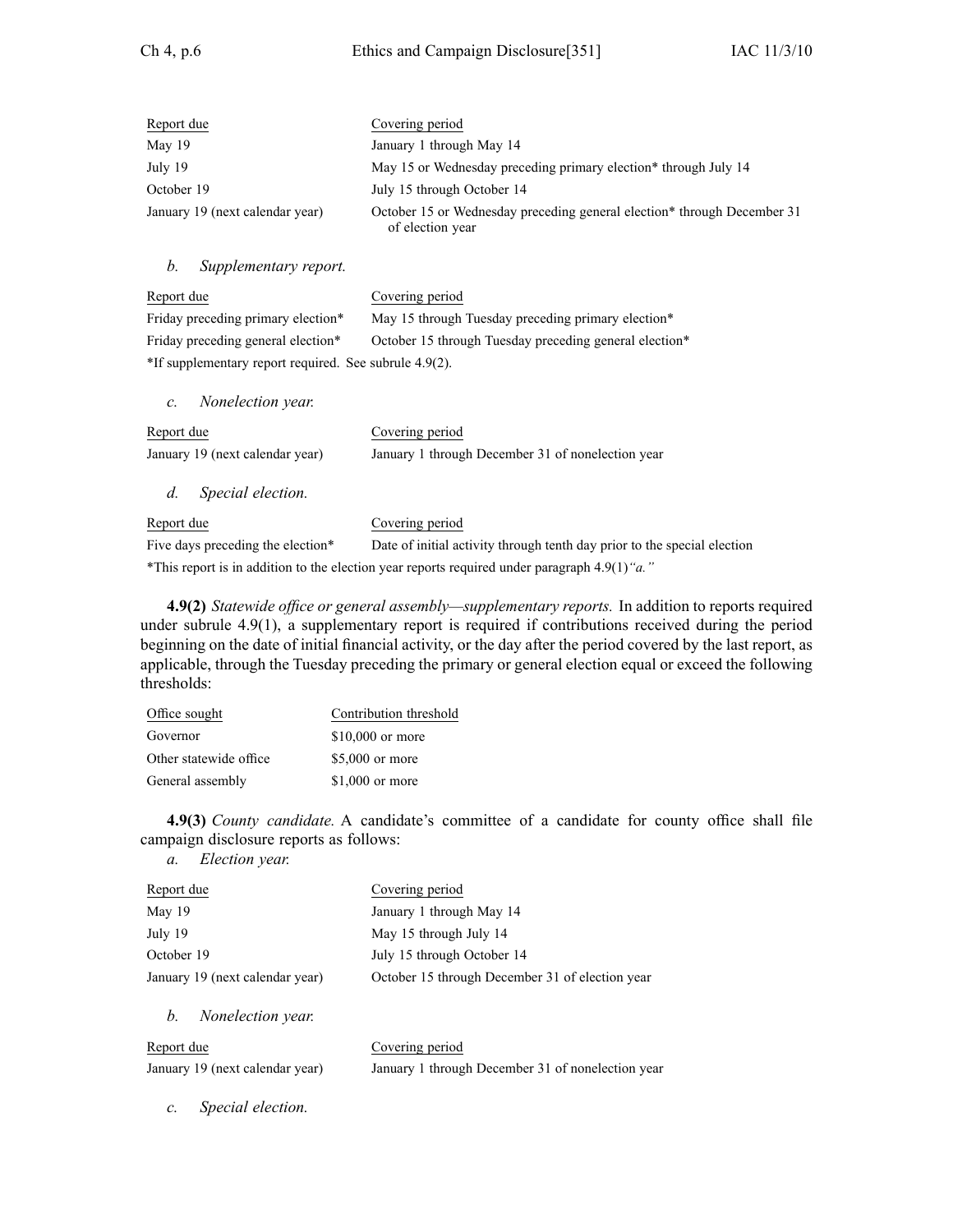| Report due | Covering period |
|---|---|
| May 19 | January 1 through May 14 |
| July 19 | May 15 or Wednesday preceding primary election* through July 14 |
| October 19 | July 15 through October 14 |
| January 19 (next calendar year) | October 15 or Wednesday preceding general election* through December 31 of election year |

*b. Supplementary report.*

| Report due | Covering period |
|---|---|
| Friday preceding primary election* | May 15 through Tuesday preceding primary election* |
| Friday preceding general election* | October 15 through Tuesday preceding general election* |

*If supplementary report required. See subrule 4.9(2).

*c. Nonelection year.*

| Report due | Covering period |
|---|---|
| January 19 (next calendar year) | January 1 through December 31 of nonelection year |

*d. Special election.*

| Report due | Covering period |
|---|---|
| Five days preceding the election* | Date of initial activity through tenth day prior to the special election |

*This report is in addition to the election year reports required under paragraph 4.9(1)*"a."*

**4.9(2)** *Statewide office or general assembly—supplementary reports.* In addition to reports required under subrule 4.9(1), a supplementary report is required if contributions received during the period beginning on the date of initial financial activity, or the day after the period covered by the last report, as applicable, through the Tuesday preceding the primary or general election equal or exceed the following thresholds:

| Office sought | Contribution threshold |
|---|---|
| Governor | $10,000 or more |
| Other statewide office | $5,000 or more |
| General assembly | $1,000 or more |

**4.9(3)** *County candidate.* A candidate's committee of a candidate for county office shall file campaign disclosure reports as follows:

*a. Election year.*

| Report due | Covering period |
|---|---|
| May 19 | January 1 through May 14 |
| July 19 | May 15 through July 14 |
| October 19 | July 15 through October 14 |
| January 19 (next calendar year) | October 15 through December 31 of election year |

*b. Nonelection year.*

| Report due | Covering period |
|---|---|
| January 19 (next calendar year) | January 1 through December 31 of nonelection year |

*c. Special election.*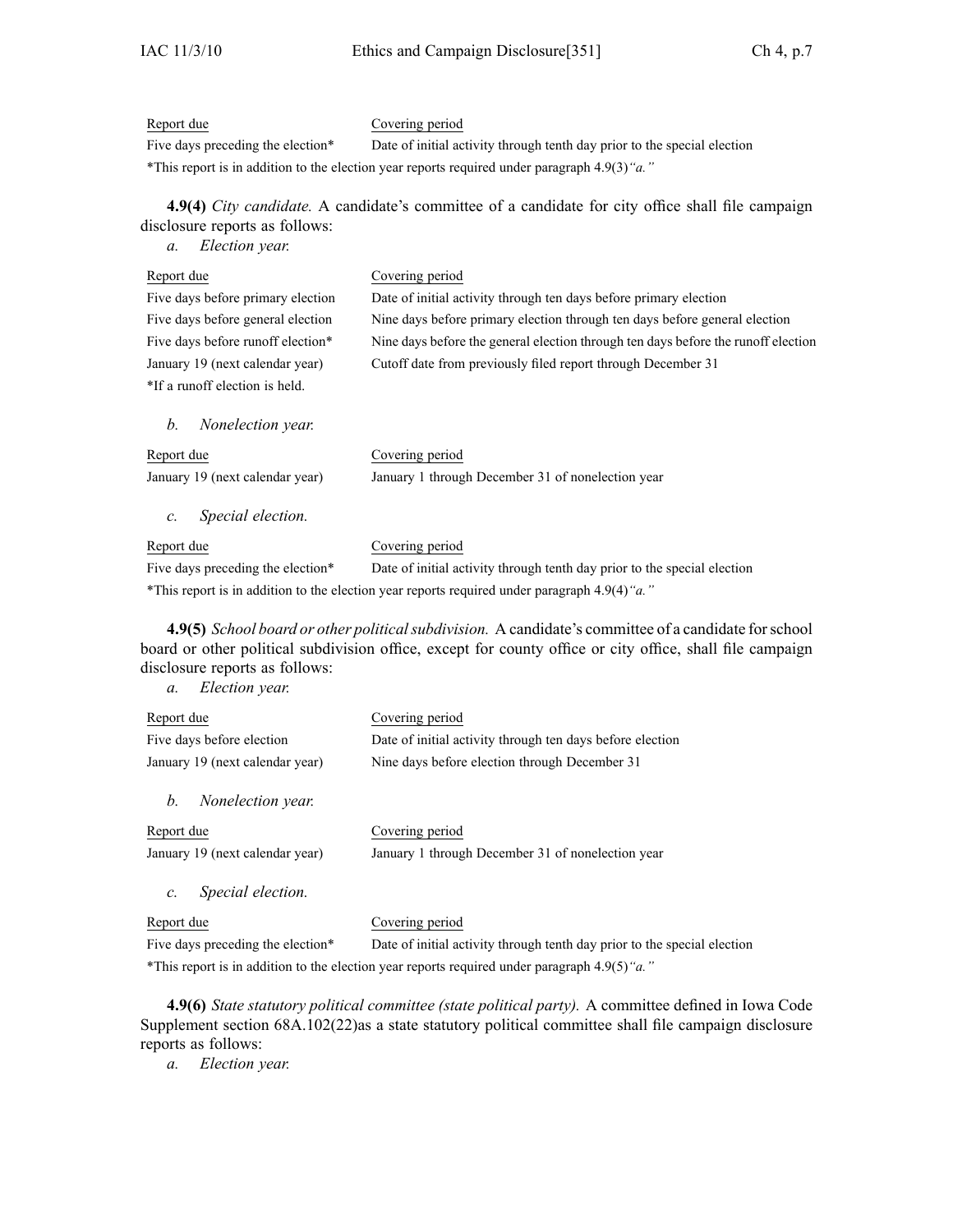| Report due | Covering period |
|---|---|
| Five days preceding the election* | Date of initial activity through tenth day prior to the special election |

*This report is in addition to the election year reports required under paragraph 4.9(3)*"a."*

**4.9(4)** *City candidate.* A candidate's committee of a candidate for city office shall file campaign disclosure reports as follows:

*a. Election year.*

| Report due | Covering period |
|---|---|
| Five days before primary election | Date of initial activity through ten days before primary election |
| Five days before general election | Nine days before primary election through ten days before general election |
| Five days before runoff election* | Nine days before the general election through ten days before the runoff election |
| January 19 (next calendar year) | Cutoff date from previously filed report through December 31 |

*If a runoff election is held.

*b. Nonelection year.*

| Report due | Covering period |
|---|---|
| January 19 (next calendar year) | January 1 through December 31 of nonelection year |

*c. Special election.*

| Report due | Covering period |
|---|---|
| Five days preceding the election* | Date of initial activity through tenth day prior to the special election |

*This report is in addition to the election year reports required under paragraph 4.9(4)*"a."*

**4.9(5)** *School board or other political subdivision.* A candidate's committee of a candidate for school board or other political subdivision office, except for county office or city office, shall file campaign disclosure reports as follows:

*a. Election year.*

| Report due | Covering period |
|---|---|
| Five days before election | Date of initial activity through ten days before election |
| January 19 (next calendar year) | Nine days before election through December 31 |

*b. Nonelection year.*

| Report due | Covering period |
|---|---|
| January 19 (next calendar year) | January 1 through December 31 of nonelection year |

*c. Special election.*

| Report due | Covering period |
|---|---|
| Five days preceding the election* | Date of initial activity through tenth day prior to the special election |

*This report is in addition to the election year reports required under paragraph 4.9(5)*"a."*

**4.9(6)** *State statutory political committee (state political party).* A committee defined in Iowa Code Supplement section 68A.102(22)as a state statutory political committee shall file campaign disclosure reports as follows:

*a. Election year.*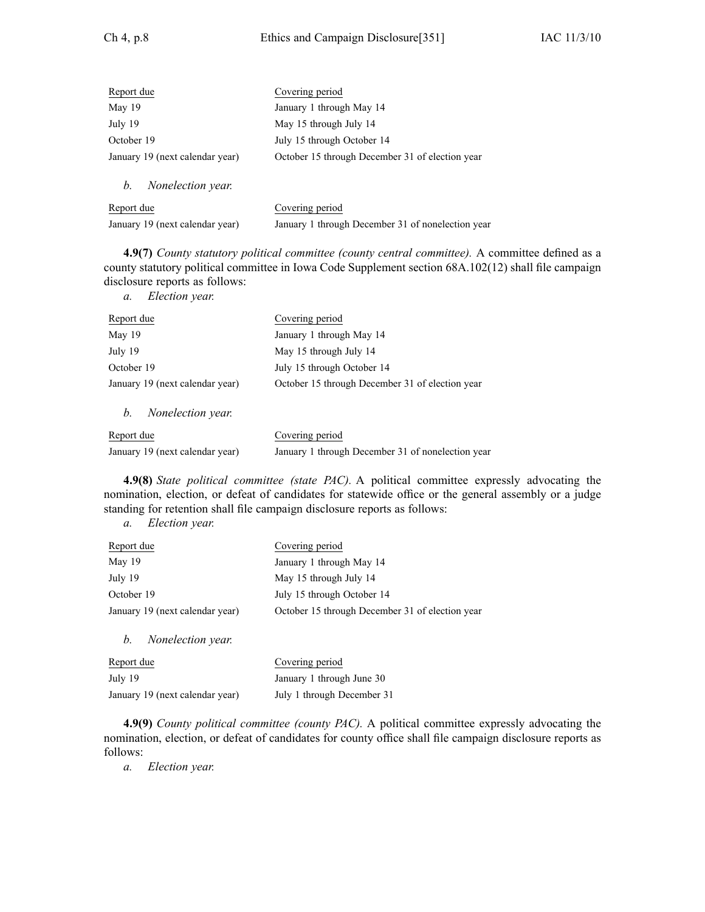| Report due | Covering period |
| --- | --- |
| May 19 | January 1 through May 14 |
| July 19 | May 15 through July 14 |
| October 19 | July 15 through October 14 |
| January 19 (next calendar year) | October 15 through December 31 of election year |

*b. Nonelection year.*

| Report due | Covering period |
| --- | --- |
| January 19 (next calendar year) | January 1 through December 31 of nonelection year |

**4.9(7)** *County statutory political committee (county central committee).* A committee defined as a county statutory political committee in Iowa Code Supplement section 68A.102(12) shall file campaign disclosure reports as follows:

*a. Election year.*

| Report due | Covering period |
| --- | --- |
| May 19 | January 1 through May 14 |
| July 19 | May 15 through July 14 |
| October 19 | July 15 through October 14 |
| January 19 (next calendar year) | October 15 through December 31 of election year |

*b. Nonelection year.*

| Report due | Covering period |
| --- | --- |
| January 19 (next calendar year) | January 1 through December 31 of nonelection year |

**4.9(8)** *State political committee (state PAC).* A political committee expressly advocating the nomination, election, or defeat of candidates for statewide office or the general assembly or a judge standing for retention shall file campaign disclosure reports as follows:

*a. Election year.*

| Report due | Covering period |
| --- | --- |
| May 19 | January 1 through May 14 |
| July 19 | May 15 through July 14 |
| October 19 | July 15 through October 14 |
| January 19 (next calendar year) | October 15 through December 31 of election year |

*b. Nonelection year.*

| Report due | Covering period |
| --- | --- |
| July 19 | January 1 through June 30 |
| January 19 (next calendar year) | July 1 through December 31 |

**4.9(9)** *County political committee (county PAC).* A political committee expressly advocating the nomination, election, or defeat of candidates for county office shall file campaign disclosure reports as follows:

*a. Election year.*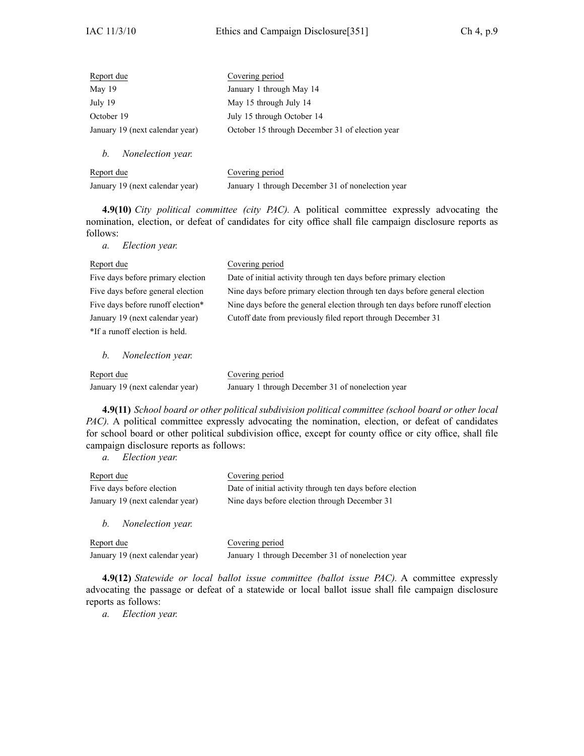| Report due | Covering period |
|---|---|
| May 19 | January 1 through May 14 |
| July 19 | May 15 through July 14 |
| October 19 | July 15 through October 14 |
| January 19 (next calendar year) | October 15 through December 31 of election year |

*b. Nonelection year.*

| Report due | Covering period |
|---|---|
| January 19 (next calendar year) | January 1 through December 31 of nonelection year |

**4.9(10)** *City political committee (city PAC).* A political committee expressly advocating the nomination, election, or defeat of candidates for city office shall file campaign disclosure reports as follows:

*a. Election year.*

| Report due | Covering period |
|---|---|
| Five days before primary election | Date of initial activity through ten days before primary election |
| Five days before general election | Nine days before primary election through ten days before general election |
| Five days before runoff election* | Nine days before the general election through ten days before runoff election |
| January 19 (next calendar year) | Cutoff date from previously filed report through December 31 |

*If a runoff election is held.

*b. Nonelection year.*

| Report due | Covering period |
|---|---|
| January 19 (next calendar year) | January 1 through December 31 of nonelection year |

**4.9(11)** *School board or other political subdivision political committee (school board or other local PAC).* A political committee expressly advocating the nomination, election, or defeat of candidates for school board or other political subdivision office, except for county office or city office, shall file campaign disclosure reports as follows:

*a. Election year.*

| Report due | Covering period |
|---|---|
| Five days before election | Date of initial activity through ten days before election |
| January 19 (next calendar year) | Nine days before election through December 31 |

*b. Nonelection year.*

| Report due | Covering period |
|---|---|
| January 19 (next calendar year) | January 1 through December 31 of nonelection year |

**4.9(12)** *Statewide or local ballot issue committee (ballot issue PAC).* A committee expressly advocating the passage or defeat of a statewide or local ballot issue shall file campaign disclosure reports as follows:

*a. Election year.*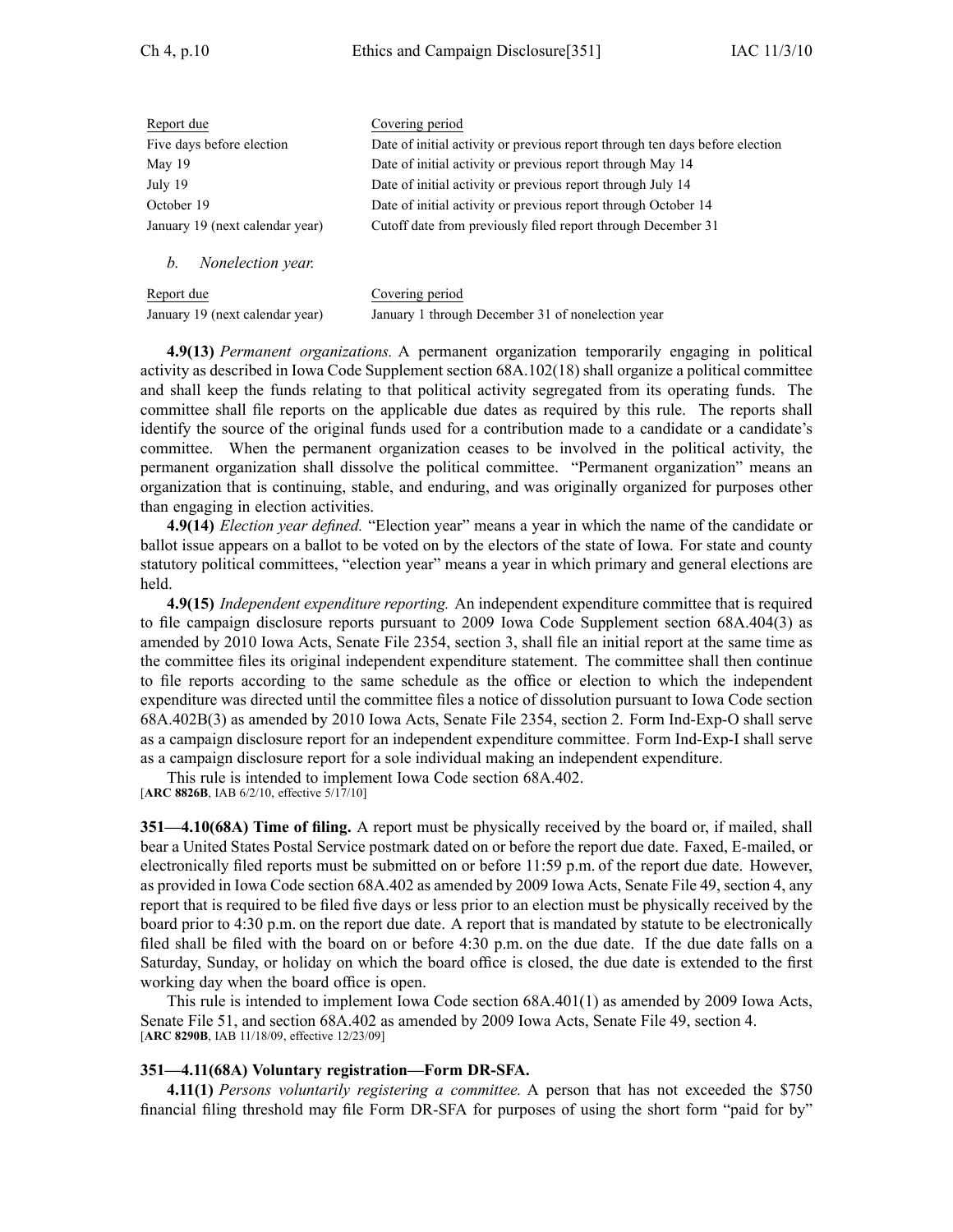| Report due | Covering period |
| --- | --- |
| Five days before election | Date of initial activity or previous report through ten days before election |
| May 19 | Date of initial activity or previous report through May 14 |
| July 19 | Date of initial activity or previous report through July 14 |
| October 19 | Date of initial activity or previous report through October 14 |
| January 19 (next calendar year) | Cutoff date from previously filed report through December 31 |

*b. Nonelection year.*

| Report due | Covering period |
| --- | --- |
| January 19 (next calendar year) | January 1 through December 31 of nonelection year |

**4.9(13)** *Permanent organizations.* A permanent organization temporarily engaging in political activity as described in Iowa Code Supplement section 68A.102(18) shall organize a political committee and shall keep the funds relating to that political activity segregated from its operating funds. The committee shall file reports on the applicable due dates as required by this rule. The reports shall identify the source of the original funds used for a contribution made to a candidate or a candidate's committee. When the permanent organization ceases to be involved in the political activity, the permanent organization shall dissolve the political committee. "Permanent organization" means an organization that is continuing, stable, and enduring, and was originally organized for purposes other than engaging in election activities.

**4.9(14)** *Election year defined.* "Election year" means a year in which the name of the candidate or ballot issue appears on a ballot to be voted on by the electors of the state of Iowa. For state and county statutory political committees, "election year" means a year in which primary and general elections are held.

**4.9(15)** *Independent expenditure reporting.* An independent expenditure committee that is required to file campaign disclosure reports pursuant to 2009 Iowa Code Supplement section 68A.404(3) as amended by 2010 Iowa Acts, Senate File 2354, section 3, shall file an initial report at the same time as the committee files its original independent expenditure statement. The committee shall then continue to file reports according to the same schedule as the office or election to which the independent expenditure was directed until the committee files a notice of dissolution pursuant to Iowa Code section 68A.402B(3) as amended by 2010 Iowa Acts, Senate File 2354, section 2. Form Ind-Exp-O shall serve as a campaign disclosure report for an independent expenditure committee. Form Ind-Exp-I shall serve as a campaign disclosure report for a sole individual making an independent expenditure.

This rule is intended to implement Iowa Code section 68A.402.
[**ARC 8826B**, IAB 6/2/10, effective 5/17/10]

**351—4.10(68A) Time of filing.** A report must be physically received by the board or, if mailed, shall bear a United States Postal Service postmark dated on or before the report due date. Faxed, E-mailed, or electronically filed reports must be submitted on or before 11:59 p.m. of the report due date. However, as provided in Iowa Code section 68A.402 as amended by 2009 Iowa Acts, Senate File 49, section 4, any report that is required to be filed five days or less prior to an election must be physically received by the board prior to 4:30 p.m. on the report due date. A report that is mandated by statute to be electronically filed shall be filed with the board on or before 4:30 p.m. on the due date. If the due date falls on a Saturday, Sunday, or holiday on which the board office is closed, the due date is extended to the first working day when the board office is open.

This rule is intended to implement Iowa Code section 68A.401(1) as amended by 2009 Iowa Acts, Senate File 51, and section 68A.402 as amended by 2009 Iowa Acts, Senate File 49, section 4.
[**ARC 8290B**, IAB 11/18/09, effective 12/23/09]

**351—4.11(68A) Voluntary registration—Form DR-SFA.**

**4.11(1)** *Persons voluntarily registering a committee.* A person that has not exceeded the $750 financial filing threshold may file Form DR-SFA for purposes of using the short form "paid for by"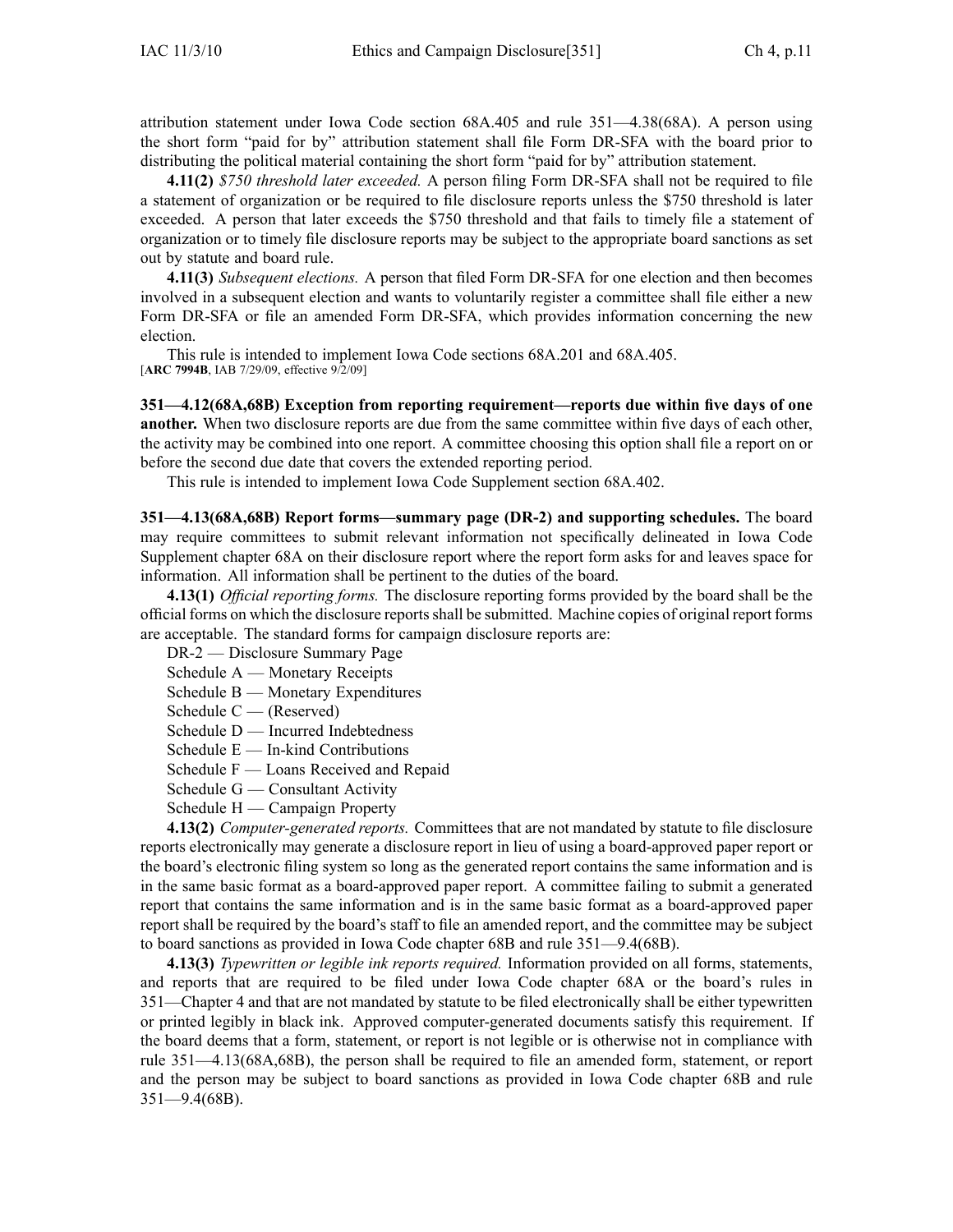attribution statement under Iowa Code section 68A.405 and rule 351—4.38(68A). A person using the short form "paid for by" attribution statement shall file Form DR-SFA with the board prior to distributing the political material containing the short form "paid for by" attribution statement.

**4.11(2)** *$750 threshold later exceeded.* A person filing Form DR-SFA shall not be required to file a statement of organization or be required to file disclosure reports unless the $750 threshold is later exceeded. A person that later exceeds the $750 threshold and that fails to timely file a statement of organization or to timely file disclosure reports may be subject to the appropriate board sanctions as set out by statute and board rule.

**4.11(3)** *Subsequent elections.* A person that filed Form DR-SFA for one election and then becomes involved in a subsequent election and wants to voluntarily register a committee shall file either a new Form DR-SFA or file an amended Form DR-SFA, which provides information concerning the new election.

This rule is intended to implement Iowa Code sections 68A.201 and 68A.405.
[**ARC 7994B**, IAB 7/29/09, effective 9/2/09]

**351—4.12(68A,68B) Exception from reporting requirement—reports due within five days of one another.** When two disclosure reports are due from the same committee within five days of each other, the activity may be combined into one report. A committee choosing this option shall file a report on or before the second due date that covers the extended reporting period.

This rule is intended to implement Iowa Code Supplement section 68A.402.

**351—4.13(68A,68B) Report forms—summary page (DR-2) and supporting schedules.** The board may require committees to submit relevant information not specifically delineated in Iowa Code Supplement chapter 68A on their disclosure report where the report form asks for and leaves space for information. All information shall be pertinent to the duties of the board.

**4.13(1)** *Official reporting forms.* The disclosure reporting forms provided by the board shall be the official forms on which the disclosure reports shall be submitted. Machine copies of original report forms are acceptable. The standard forms for campaign disclosure reports are:

DR-2 — Disclosure Summary Page
Schedule A — Monetary Receipts
Schedule B — Monetary Expenditures
Schedule C — (Reserved)
Schedule D — Incurred Indebtedness
Schedule E — In-kind Contributions
Schedule F — Loans Received and Repaid
Schedule G — Consultant Activity
Schedule H — Campaign Property

**4.13(2)** *Computer-generated reports.* Committees that are not mandated by statute to file disclosure reports electronically may generate a disclosure report in lieu of using a board-approved paper report or the board's electronic filing system so long as the generated report contains the same information and is in the same basic format as a board-approved paper report. A committee failing to submit a generated report that contains the same information and is in the same basic format as a board-approved paper report shall be required by the board's staff to file an amended report, and the committee may be subject to board sanctions as provided in Iowa Code chapter 68B and rule 351—9.4(68B).

**4.13(3)** *Typewritten or legible ink reports required.* Information provided on all forms, statements, and reports that are required to be filed under Iowa Code chapter 68A or the board's rules in 351—Chapter 4 and that are not mandated by statute to be filed electronically shall be either typewritten or printed legibly in black ink. Approved computer-generated documents satisfy this requirement. If the board deems that a form, statement, or report is not legible or is otherwise not in compliance with rule 351—4.13(68A,68B), the person shall be required to file an amended form, statement, or report and the person may be subject to board sanctions as provided in Iowa Code chapter 68B and rule 351—9.4(68B).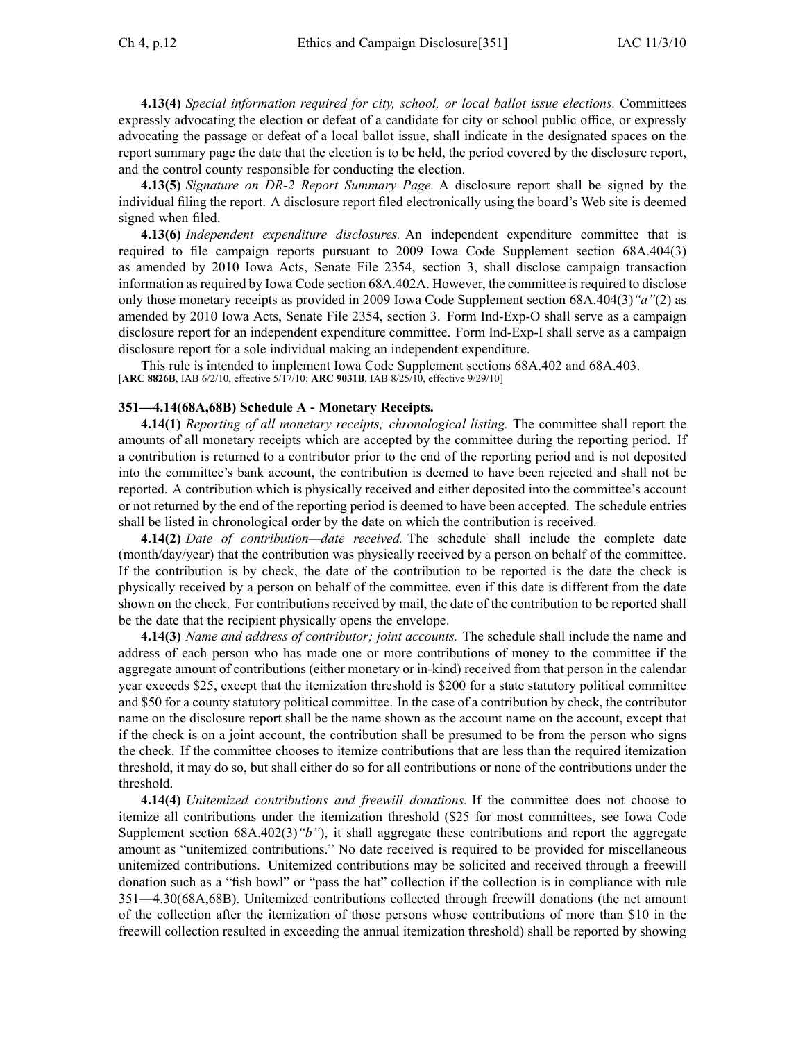**4.13(4)** *Special information required for city, school, or local ballot issue elections.* Committees expressly advocating the election or defeat of a candidate for city or school public office, or expressly advocating the passage or defeat of a local ballot issue, shall indicate in the designated spaces on the report summary page the date that the election is to be held, the period covered by the disclosure report, and the control county responsible for conducting the election.

**4.13(5)** *Signature on DR-2 Report Summary Page.* A disclosure report shall be signed by the individual filing the report. A disclosure report filed electronically using the board's Web site is deemed signed when filed.

**4.13(6)** *Independent expenditure disclosures.* An independent expenditure committee that is required to file campaign reports pursuant to 2009 Iowa Code Supplement section 68A.404(3) as amended by 2010 Iowa Acts, Senate File 2354, section 3, shall disclose campaign transaction information as required by Iowa Code section 68A.402A. However, the committee is required to disclose only those monetary receipts as provided in 2009 Iowa Code Supplement section 68A.404(3)*"a"*(2) as amended by 2010 Iowa Acts, Senate File 2354, section 3. Form Ind-Exp-O shall serve as a campaign disclosure report for an independent expenditure committee. Form Ind-Exp-I shall serve as a campaign disclosure report for a sole individual making an independent expenditure.

This rule is intended to implement Iowa Code Supplement sections 68A.402 and 68A.403.
[**ARC 8826B**, IAB 6/2/10, effective 5/17/10; **ARC 9031B**, IAB 8/25/10, effective 9/29/10]

**351—4.14(68A,68B) Schedule A - Monetary Receipts.**

**4.14(1)** *Reporting of all monetary receipts; chronological listing.* The committee shall report the amounts of all monetary receipts which are accepted by the committee during the reporting period. If a contribution is returned to a contributor prior to the end of the reporting period and is not deposited into the committee's bank account, the contribution is deemed to have been rejected and shall not be reported. A contribution which is physically received and either deposited into the committee's account or not returned by the end of the reporting period is deemed to have been accepted. The schedule entries shall be listed in chronological order by the date on which the contribution is received.

**4.14(2)** *Date of contribution—date received.* The schedule shall include the complete date (month/day/year) that the contribution was physically received by a person on behalf of the committee. If the contribution is by check, the date of the contribution to be reported is the date the check is physically received by a person on behalf of the committee, even if this date is different from the date shown on the check. For contributions received by mail, the date of the contribution to be reported shall be the date that the recipient physically opens the envelope.

**4.14(3)** *Name and address of contributor; joint accounts.* The schedule shall include the name and address of each person who has made one or more contributions of money to the committee if the aggregate amount of contributions (either monetary or in-kind) received from that person in the calendar year exceeds $25, except that the itemization threshold is $200 for a state statutory political committee and $50 for a county statutory political committee. In the case of a contribution by check, the contributor name on the disclosure report shall be the name shown as the account name on the account, except that if the check is on a joint account, the contribution shall be presumed to be from the person who signs the check. If the committee chooses to itemize contributions that are less than the required itemization threshold, it may do so, but shall either do so for all contributions or none of the contributions under the threshold.

**4.14(4)** *Unitemized contributions and freewill donations.* If the committee does not choose to itemize all contributions under the itemization threshold ($25 for most committees, see Iowa Code Supplement section 68A.402(3)*"b"*), it shall aggregate these contributions and report the aggregate amount as "unitemized contributions." No date received is required to be provided for miscellaneous unitemized contributions. Unitemized contributions may be solicited and received through a freewill donation such as a "fish bowl" or "pass the hat" collection if the collection is in compliance with rule 351—4.30(68A,68B). Unitemized contributions collected through freewill donations (the net amount of the collection after the itemization of those persons whose contributions of more than $10 in the freewill collection resulted in exceeding the annual itemization threshold) shall be reported by showing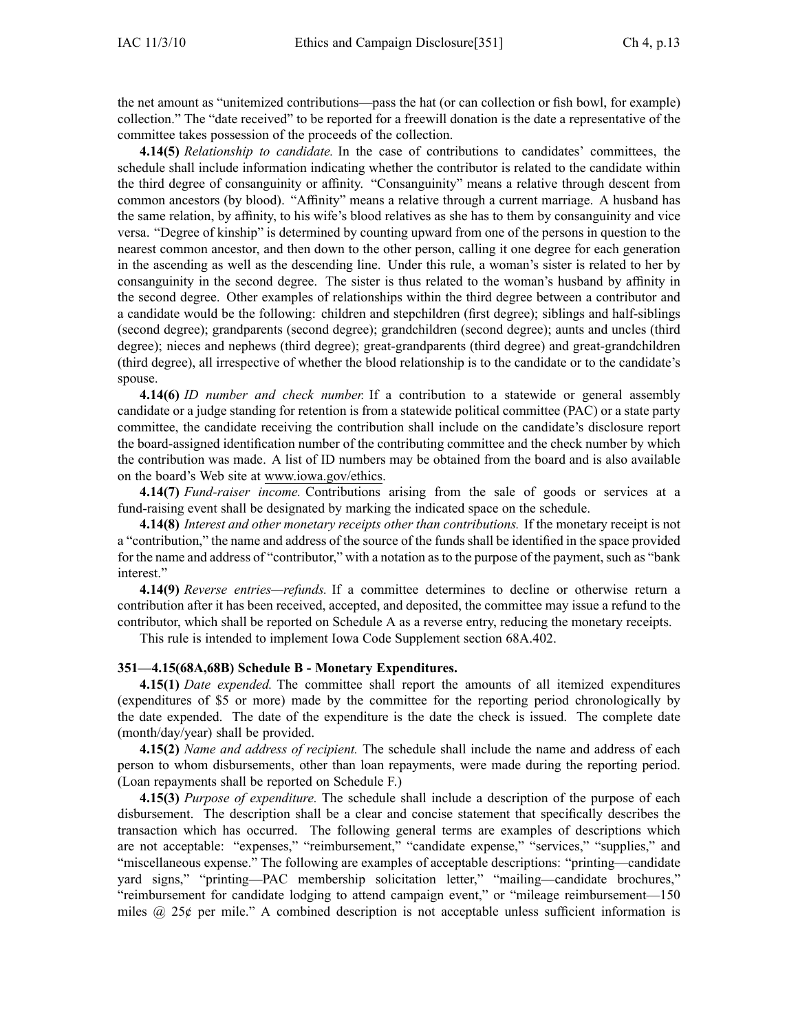the net amount as "unitemized contributions—pass the hat (or can collection or fish bowl, for example) collection." The "date received" to be reported for a freewill donation is the date a representative of the committee takes possession of the proceeds of the collection.

**4.14(5)** *Relationship to candidate.* In the case of contributions to candidates' committees, the schedule shall include information indicating whether the contributor is related to the candidate within the third degree of consanguinity or affinity. "Consanguinity" means a relative through descent from common ancestors (by blood). "Affinity" means a relative through a current marriage. A husband has the same relation, by affinity, to his wife's blood relatives as she has to them by consanguinity and vice versa. "Degree of kinship" is determined by counting upward from one of the persons in question to the nearest common ancestor, and then down to the other person, calling it one degree for each generation in the ascending as well as the descending line. Under this rule, a woman's sister is related to her by consanguinity in the second degree. The sister is thus related to the woman's husband by affinity in the second degree. Other examples of relationships within the third degree between a contributor and a candidate would be the following: children and stepchildren (first degree); siblings and half-siblings (second degree); grandparents (second degree); grandchildren (second degree); aunts and uncles (third degree); nieces and nephews (third degree); great-grandparents (third degree) and great-grandchildren (third degree), all irrespective of whether the blood relationship is to the candidate or to the candidate's spouse.

**4.14(6)** *ID number and check number.* If a contribution to a statewide or general assembly candidate or a judge standing for retention is from a statewide political committee (PAC) or a state party committee, the candidate receiving the contribution shall include on the candidate's disclosure report the board-assigned identification number of the contributing committee and the check number by which the contribution was made. A list of ID numbers may be obtained from the board and is also available on the board's Web site at www.iowa.gov/ethics.

**4.14(7)** *Fund-raiser income.* Contributions arising from the sale of goods or services at a fund-raising event shall be designated by marking the indicated space on the schedule.

**4.14(8)** *Interest and other monetary receipts other than contributions.* If the monetary receipt is not a "contribution," the name and address of the source of the funds shall be identified in the space provided for the name and address of "contributor," with a notation as to the purpose of the payment, such as "bank interest."

**4.14(9)** *Reverse entries—refunds.* If a committee determines to decline or otherwise return a contribution after it has been received, accepted, and deposited, the committee may issue a refund to the contributor, which shall be reported on Schedule A as a reverse entry, reducing the monetary receipts.

This rule is intended to implement Iowa Code Supplement section 68A.402.

**351—4.15(68A,68B) Schedule B - Monetary Expenditures.**

**4.15(1)** *Date expended.* The committee shall report the amounts of all itemized expenditures (expenditures of $5 or more) made by the committee for the reporting period chronologically by the date expended. The date of the expenditure is the date the check is issued. The complete date (month/day/year) shall be provided.

**4.15(2)** *Name and address of recipient.* The schedule shall include the name and address of each person to whom disbursements, other than loan repayments, were made during the reporting period. (Loan repayments shall be reported on Schedule F.)

**4.15(3)** *Purpose of expenditure.* The schedule shall include a description of the purpose of each disbursement. The description shall be a clear and concise statement that specifically describes the transaction which has occurred. The following general terms are examples of descriptions which are not acceptable: "expenses," "reimbursement," "candidate expense," "services," "supplies," and "miscellaneous expense." The following are examples of acceptable descriptions: "printing—candidate yard signs," "printing—PAC membership solicitation letter," "mailing—candidate brochures," "reimbursement for candidate lodging to attend campaign event," or "mileage reimbursement—150 miles @ 25¢ per mile." A combined description is not acceptable unless sufficient information is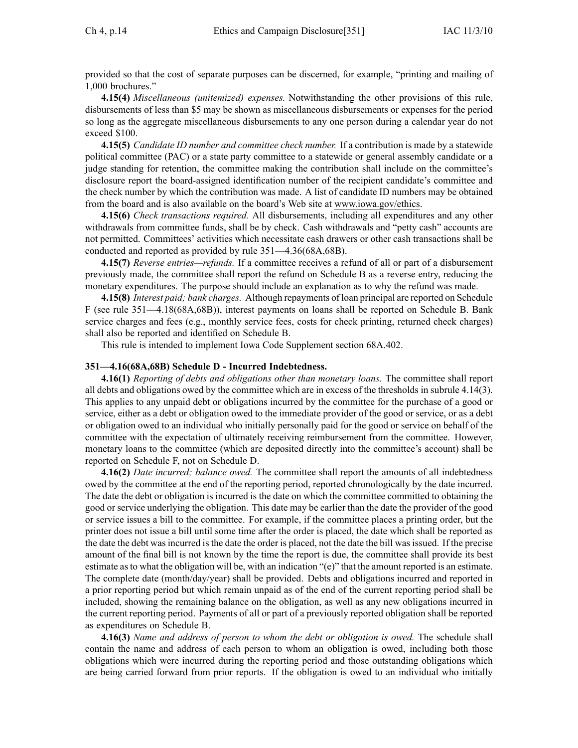provided so that the cost of separate purposes can be discerned, for example, "printing and mailing of 1,000 brochures."

**4.15(4)** *Miscellaneous (unitemized) expenses.* Notwithstanding the other provisions of this rule, disbursements of less than $5 may be shown as miscellaneous disbursements or expenses for the period so long as the aggregate miscellaneous disbursements to any one person during a calendar year do not exceed $100.

**4.15(5)** *Candidate ID number and committee check number.* If a contribution is made by a statewide political committee (PAC) or a state party committee to a statewide or general assembly candidate or a judge standing for retention, the committee making the contribution shall include on the committee's disclosure report the board-assigned identification number of the recipient candidate's committee and the check number by which the contribution was made. A list of candidate ID numbers may be obtained from the board and is also available on the board's Web site at www.iowa.gov/ethics.

**4.15(6)** *Check transactions required.* All disbursements, including all expenditures and any other withdrawals from committee funds, shall be by check. Cash withdrawals and "petty cash" accounts are not permitted. Committees' activities which necessitate cash drawers or other cash transactions shall be conducted and reported as provided by rule 351—4.36(68A,68B).

**4.15(7)** *Reverse entries—refunds.* If a committee receives a refund of all or part of a disbursement previously made, the committee shall report the refund on Schedule B as a reverse entry, reducing the monetary expenditures. The purpose should include an explanation as to why the refund was made.

**4.15(8)** *Interest paid; bank charges.* Although repayments of loan principal are reported on Schedule F (see rule 351—4.18(68A,68B)), interest payments on loans shall be reported on Schedule B. Bank service charges and fees (e.g., monthly service fees, costs for check printing, returned check charges) shall also be reported and identified on Schedule B.

This rule is intended to implement Iowa Code Supplement section 68A.402.

**351—4.16(68A,68B) Schedule D - Incurred Indebtedness.**

**4.16(1)** *Reporting of debts and obligations other than monetary loans.* The committee shall report all debts and obligations owed by the committee which are in excess of the thresholds in subrule 4.14(3). This applies to any unpaid debt or obligations incurred by the committee for the purchase of a good or service, either as a debt or obligation owed to the immediate provider of the good or service, or as a debt or obligation owed to an individual who initially personally paid for the good or service on behalf of the committee with the expectation of ultimately receiving reimbursement from the committee. However, monetary loans to the committee (which are deposited directly into the committee's account) shall be reported on Schedule F, not on Schedule D.

**4.16(2)** *Date incurred; balance owed.* The committee shall report the amounts of all indebtedness owed by the committee at the end of the reporting period, reported chronologically by the date incurred. The date the debt or obligation is incurred is the date on which the committee committed to obtaining the good or service underlying the obligation. This date may be earlier than the date the provider of the good or service issues a bill to the committee. For example, if the committee places a printing order, but the printer does not issue a bill until some time after the order is placed, the date which shall be reported as the date the debt was incurred is the date the order is placed, not the date the bill was issued. If the precise amount of the final bill is not known by the time the report is due, the committee shall provide its best estimate as to what the obligation will be, with an indication "(e)" that the amount reported is an estimate. The complete date (month/day/year) shall be provided. Debts and obligations incurred and reported in a prior reporting period but which remain unpaid as of the end of the current reporting period shall be included, showing the remaining balance on the obligation, as well as any new obligations incurred in the current reporting period. Payments of all or part of a previously reported obligation shall be reported as expenditures on Schedule B.

**4.16(3)** *Name and address of person to whom the debt or obligation is owed.* The schedule shall contain the name and address of each person to whom an obligation is owed, including both those obligations which were incurred during the reporting period and those outstanding obligations which are being carried forward from prior reports. If the obligation is owed to an individual who initially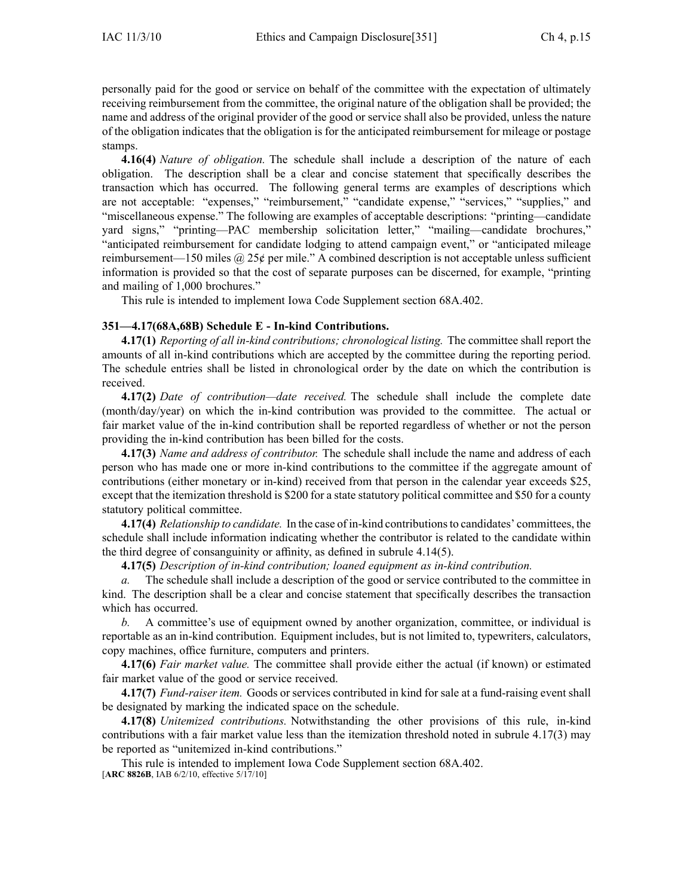personally paid for the good or service on behalf of the committee with the expectation of ultimately receiving reimbursement from the committee, the original nature of the obligation shall be provided; the name and address of the original provider of the good or service shall also be provided, unless the nature of the obligation indicates that the obligation is for the anticipated reimbursement for mileage or postage stamps.

**4.16(4)** *Nature of obligation.* The schedule shall include a description of the nature of each obligation. The description shall be a clear and concise statement that specifically describes the transaction which has occurred. The following general terms are examples of descriptions which are not acceptable: "expenses," "reimbursement," "candidate expense," "services," "supplies," and "miscellaneous expense." The following are examples of acceptable descriptions: "printing—candidate yard signs," "printing—PAC membership solicitation letter," "mailing—candidate brochures," "anticipated reimbursement for candidate lodging to attend campaign event," or "anticipated mileage reimbursement—150 miles @ 25¢ per mile." A combined description is not acceptable unless sufficient information is provided so that the cost of separate purposes can be discerned, for example, "printing and mailing of 1,000 brochures."

This rule is intended to implement Iowa Code Supplement section 68A.402.

**351—4.17(68A,68B) Schedule E - In-kind Contributions.**

**4.17(1)** *Reporting of all in-kind contributions; chronological listing.* The committee shall report the amounts of all in-kind contributions which are accepted by the committee during the reporting period. The schedule entries shall be listed in chronological order by the date on which the contribution is received.

**4.17(2)** *Date of contribution—date received.* The schedule shall include the complete date (month/day/year) on which the in-kind contribution was provided to the committee. The actual or fair market value of the in-kind contribution shall be reported regardless of whether or not the person providing the in-kind contribution has been billed for the costs.

**4.17(3)** *Name and address of contributor.* The schedule shall include the name and address of each person who has made one or more in-kind contributions to the committee if the aggregate amount of contributions (either monetary or in-kind) received from that person in the calendar year exceeds $25, except that the itemization threshold is $200 for a state statutory political committee and $50 for a county statutory political committee.

**4.17(4)** *Relationship to candidate.* In the case of in-kind contributions to candidates' committees, the schedule shall include information indicating whether the contributor is related to the candidate within the third degree of consanguinity or affinity, as defined in subrule 4.14(5).

**4.17(5)** *Description of in-kind contribution; loaned equipment as in-kind contribution.*

*a.* The schedule shall include a description of the good or service contributed to the committee in kind. The description shall be a clear and concise statement that specifically describes the transaction which has occurred.

*b.* A committee's use of equipment owned by another organization, committee, or individual is reportable as an in-kind contribution. Equipment includes, but is not limited to, typewriters, calculators, copy machines, office furniture, computers and printers.

**4.17(6)** *Fair market value.* The committee shall provide either the actual (if known) or estimated fair market value of the good or service received.

**4.17(7)** *Fund-raiser item.* Goods or services contributed in kind for sale at a fund-raising event shall be designated by marking the indicated space on the schedule.

**4.17(8)** *Unitemized contributions.* Notwithstanding the other provisions of this rule, in-kind contributions with a fair market value less than the itemization threshold noted in subrule 4.17(3) may be reported as "unitemized in-kind contributions."

This rule is intended to implement Iowa Code Supplement section 68A.402.
[**ARC 8826B**, IAB 6/2/10, effective 5/17/10]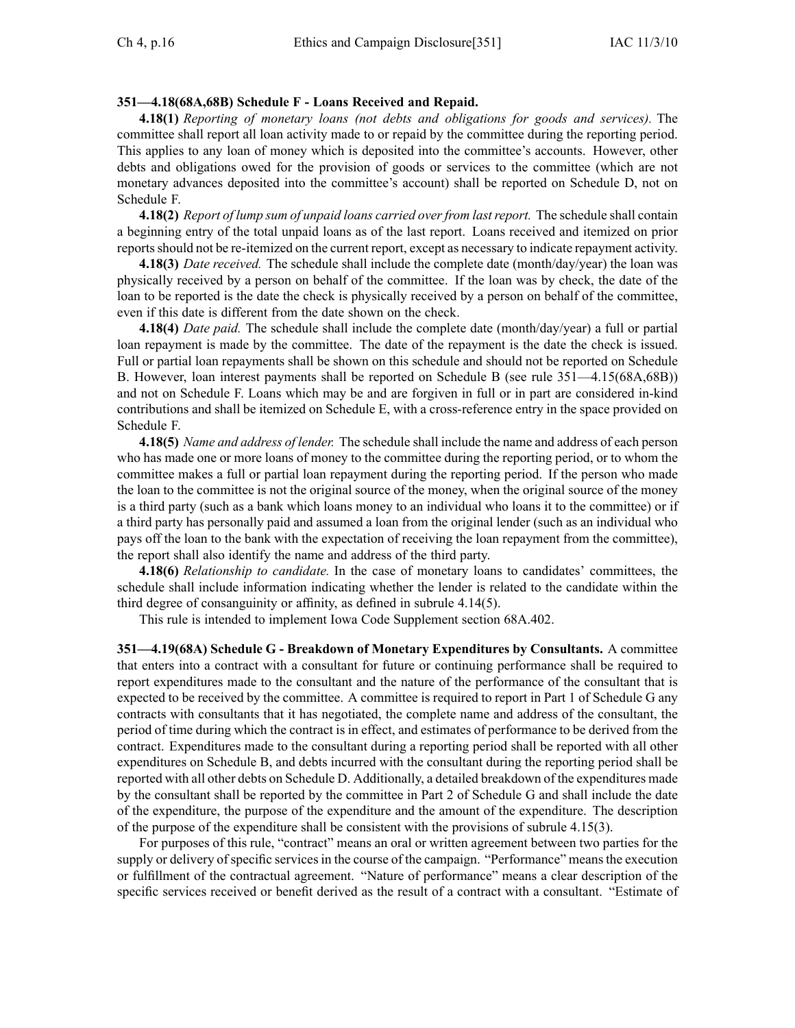**351—4.18(68A,68B) Schedule F - Loans Received and Repaid.**

**4.18(1)** *Reporting of monetary loans (not debts and obligations for goods and services).* The committee shall report all loan activity made to or repaid by the committee during the reporting period. This applies to any loan of money which is deposited into the committee's accounts. However, other debts and obligations owed for the provision of goods or services to the committee (which are not monetary advances deposited into the committee's account) shall be reported on Schedule D, not on Schedule F.

**4.18(2)** *Report of lump sum of unpaid loans carried over from last report.* The schedule shall contain a beginning entry of the total unpaid loans as of the last report. Loans received and itemized on prior reports should not be re-itemized on the current report, except as necessary to indicate repayment activity.

**4.18(3)** *Date received.* The schedule shall include the complete date (month/day/year) the loan was physically received by a person on behalf of the committee. If the loan was by check, the date of the loan to be reported is the date the check is physically received by a person on behalf of the committee, even if this date is different from the date shown on the check.

**4.18(4)** *Date paid.* The schedule shall include the complete date (month/day/year) a full or partial loan repayment is made by the committee. The date of the repayment is the date the check is issued. Full or partial loan repayments shall be shown on this schedule and should not be reported on Schedule B. However, loan interest payments shall be reported on Schedule B (see rule 351—4.15(68A,68B)) and not on Schedule F. Loans which may be and are forgiven in full or in part are considered in-kind contributions and shall be itemized on Schedule E, with a cross-reference entry in the space provided on Schedule F.

**4.18(5)** *Name and address of lender.* The schedule shall include the name and address of each person who has made one or more loans of money to the committee during the reporting period, or to whom the committee makes a full or partial loan repayment during the reporting period. If the person who made the loan to the committee is not the original source of the money, when the original source of the money is a third party (such as a bank which loans money to an individual who loans it to the committee) or if a third party has personally paid and assumed a loan from the original lender (such as an individual who pays off the loan to the bank with the expectation of receiving the loan repayment from the committee), the report shall also identify the name and address of the third party.

**4.18(6)** *Relationship to candidate.* In the case of monetary loans to candidates' committees, the schedule shall include information indicating whether the lender is related to the candidate within the third degree of consanguinity or affinity, as defined in subrule 4.14(5).

This rule is intended to implement Iowa Code Supplement section 68A.402.

**351—4.19(68A) Schedule G - Breakdown of Monetary Expenditures by Consultants.** A committee that enters into a contract with a consultant for future or continuing performance shall be required to report expenditures made to the consultant and the nature of the performance of the consultant that is expected to be received by the committee. A committee is required to report in Part 1 of Schedule G any contracts with consultants that it has negotiated, the complete name and address of the consultant, the period of time during which the contract is in effect, and estimates of performance to be derived from the contract. Expenditures made to the consultant during a reporting period shall be reported with all other expenditures on Schedule B, and debts incurred with the consultant during the reporting period shall be reported with all other debts on Schedule D. Additionally, a detailed breakdown of the expenditures made by the consultant shall be reported by the committee in Part 2 of Schedule G and shall include the date of the expenditure, the purpose of the expenditure and the amount of the expenditure. The description of the purpose of the expenditure shall be consistent with the provisions of subrule 4.15(3).

For purposes of this rule, "contract" means an oral or written agreement between two parties for the supply or delivery of specific services in the course of the campaign. "Performance" means the execution or fulfillment of the contractual agreement. "Nature of performance" means a clear description of the specific services received or benefit derived as the result of a contract with a consultant. "Estimate of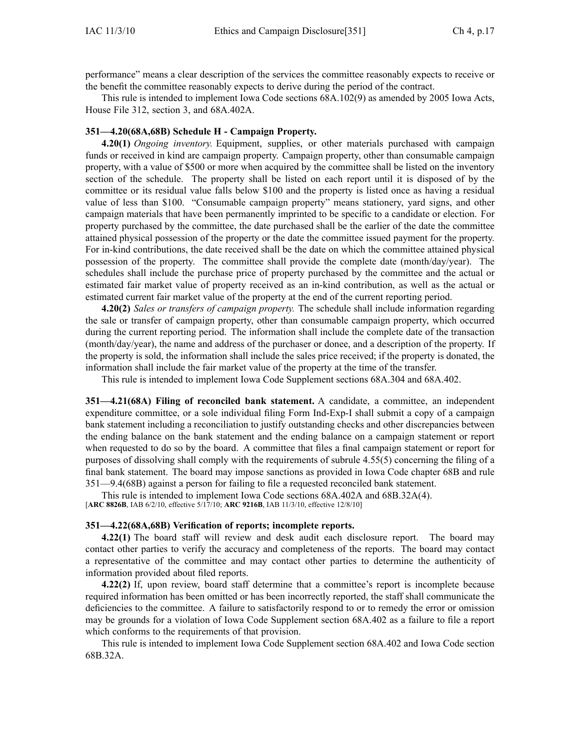performance" means a clear description of the services the committee reasonably expects to receive or the benefit the committee reasonably expects to derive during the period of the contract.

This rule is intended to implement Iowa Code sections 68A.102(9) as amended by 2005 Iowa Acts, House File 312, section 3, and 68A.402A.

**351—4.20(68A,68B) Schedule H - Campaign Property.**

**4.20(1)** *Ongoing inventory.* Equipment, supplies, or other materials purchased with campaign funds or received in kind are campaign property. Campaign property, other than consumable campaign property, with a value of $500 or more when acquired by the committee shall be listed on the inventory section of the schedule. The property shall be listed on each report until it is disposed of by the committee or its residual value falls below $100 and the property is listed once as having a residual value of less than $100. "Consumable campaign property" means stationery, yard signs, and other campaign materials that have been permanently imprinted to be specific to a candidate or election. For property purchased by the committee, the date purchased shall be the earlier of the date the committee attained physical possession of the property or the date the committee issued payment for the property. For in-kind contributions, the date received shall be the date on which the committee attained physical possession of the property. The committee shall provide the complete date (month/day/year). The schedules shall include the purchase price of property purchased by the committee and the actual or estimated fair market value of property received as an in-kind contribution, as well as the actual or estimated current fair market value of the property at the end of the current reporting period.

**4.20(2)** *Sales or transfers of campaign property.* The schedule shall include information regarding the sale or transfer of campaign property, other than consumable campaign property, which occurred during the current reporting period. The information shall include the complete date of the transaction (month/day/year), the name and address of the purchaser or donee, and a description of the property. If the property is sold, the information shall include the sales price received; if the property is donated, the information shall include the fair market value of the property at the time of the transfer.

This rule is intended to implement Iowa Code Supplement sections 68A.304 and 68A.402.

**351—4.21(68A) Filing of reconciled bank statement.** A candidate, a committee, an independent expenditure committee, or a sole individual filing Form Ind-Exp-I shall submit a copy of a campaign bank statement including a reconciliation to justify outstanding checks and other discrepancies between the ending balance on the bank statement and the ending balance on a campaign statement or report when requested to do so by the board. A committee that files a final campaign statement or report for purposes of dissolving shall comply with the requirements of subrule 4.55(5) concerning the filing of a final bank statement. The board may impose sanctions as provided in Iowa Code chapter 68B and rule 351—9.4(68B) against a person for failing to file a requested reconciled bank statement.

This rule is intended to implement Iowa Code sections 68A.402A and 68B.32A(4).
[**ARC 8826B**, IAB 6/2/10, effective 5/17/10; **ARC 9216B**, IAB 11/3/10, effective 12/8/10]

**351—4.22(68A,68B) Verification of reports; incomplete reports.**

**4.22(1)** The board staff will review and desk audit each disclosure report. The board may contact other parties to verify the accuracy and completeness of the reports. The board may contact a representative of the committee and may contact other parties to determine the authenticity of information provided about filed reports.

**4.22(2)** If, upon review, board staff determine that a committee's report is incomplete because required information has been omitted or has been incorrectly reported, the staff shall communicate the deficiencies to the committee. A failure to satisfactorily respond to or to remedy the error or omission may be grounds for a violation of Iowa Code Supplement section 68A.402 as a failure to file a report which conforms to the requirements of that provision.

This rule is intended to implement Iowa Code Supplement section 68A.402 and Iowa Code section 68B.32A.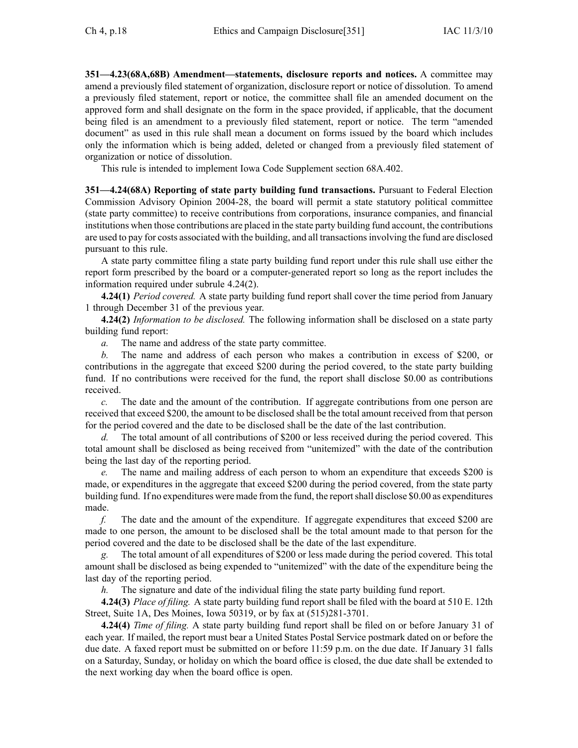**351—4.23(68A,68B) Amendment—statements, disclosure reports and notices.** A committee may amend a previously filed statement of organization, disclosure report or notice of dissolution. To amend a previously filed statement, report or notice, the committee shall file an amended document on the approved form and shall designate on the form in the space provided, if applicable, that the document being filed is an amendment to a previously filed statement, report or notice. The term "amended document" as used in this rule shall mean a document on forms issued by the board which includes only the information which is being added, deleted or changed from a previously filed statement of organization or notice of dissolution.

This rule is intended to implement Iowa Code Supplement section 68A.402.

**351—4.24(68A) Reporting of state party building fund transactions.** Pursuant to Federal Election Commission Advisory Opinion 2004-28, the board will permit a state statutory political committee (state party committee) to receive contributions from corporations, insurance companies, and financial institutions when those contributions are placed in the state party building fund account, the contributions are used to pay for costs associated with the building, and all transactions involving the fund are disclosed pursuant to this rule.

A state party committee filing a state party building fund report under this rule shall use either the report form prescribed by the board or a computer-generated report so long as the report includes the information required under subrule 4.24(2).

**4.24(1)** *Period covered.* A state party building fund report shall cover the time period from January 1 through December 31 of the previous year.

**4.24(2)** *Information to be disclosed.* The following information shall be disclosed on a state party building fund report:

*a.* The name and address of the state party committee.

*b.* The name and address of each person who makes a contribution in excess of $200, or contributions in the aggregate that exceed $200 during the period covered, to the state party building fund. If no contributions were received for the fund, the report shall disclose $0.00 as contributions received.

*c.* The date and the amount of the contribution. If aggregate contributions from one person are received that exceed $200, the amount to be disclosed shall be the total amount received from that person for the period covered and the date to be disclosed shall be the date of the last contribution.

*d.* The total amount of all contributions of $200 or less received during the period covered. This total amount shall be disclosed as being received from "unitemized" with the date of the contribution being the last day of the reporting period.

*e.* The name and mailing address of each person to whom an expenditure that exceeds $200 is made, or expenditures in the aggregate that exceed $200 during the period covered, from the state party building fund. If no expenditures were made from the fund, the report shall disclose $0.00 as expenditures made.

*f.* The date and the amount of the expenditure. If aggregate expenditures that exceed $200 are made to one person, the amount to be disclosed shall be the total amount made to that person for the period covered and the date to be disclosed shall be the date of the last expenditure.

*g.* The total amount of all expenditures of $200 or less made during the period covered. This total amount shall be disclosed as being expended to "unitemized" with the date of the expenditure being the last day of the reporting period.

*h.* The signature and date of the individual filing the state party building fund report.

**4.24(3)** *Place of filing.* A state party building fund report shall be filed with the board at 510 E. 12th Street, Suite 1A, Des Moines, Iowa 50319, or by fax at (515)281-3701.

**4.24(4)** *Time of filing.* A state party building fund report shall be filed on or before January 31 of each year. If mailed, the report must bear a United States Postal Service postmark dated on or before the due date. A faxed report must be submitted on or before 11:59 p.m. on the due date. If January 31 falls on a Saturday, Sunday, or holiday on which the board office is closed, the due date shall be extended to the next working day when the board office is open.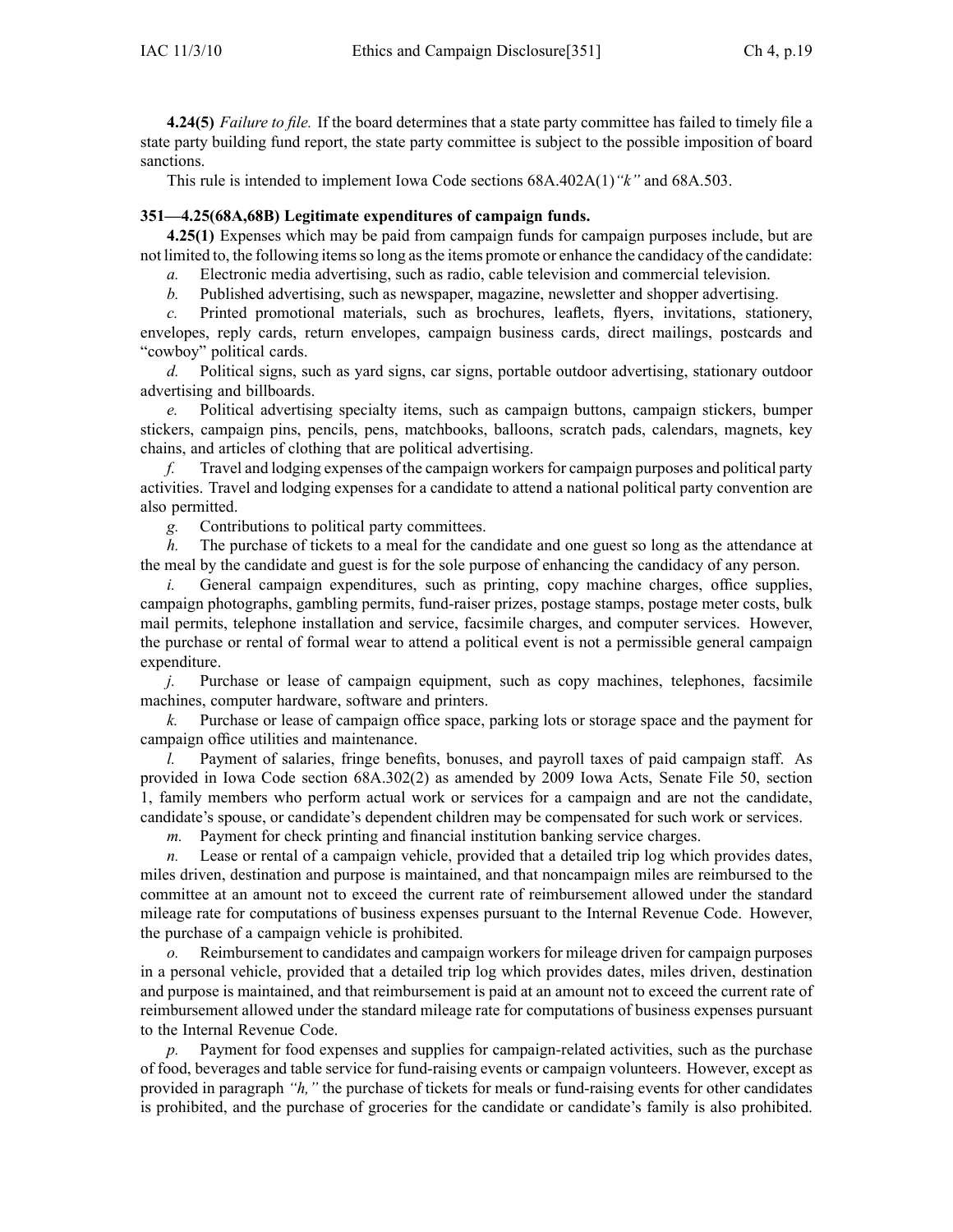**4.24(5)** *Failure to file.* If the board determines that a state party committee has failed to timely file a state party building fund report, the state party committee is subject to the possible imposition of board sanctions.

This rule is intended to implement Iowa Code sections 68A.402A(1)*"k"* and 68A.503.

**351—4.25(68A,68B) Legitimate expenditures of campaign funds.**

**4.25(1)** Expenses which may be paid from campaign funds for campaign purposes include, but are not limited to, the following items so long as the items promote or enhance the candidacy of the candidate:

*a.* Electronic media advertising, such as radio, cable television and commercial television.

*b.* Published advertising, such as newspaper, magazine, newsletter and shopper advertising.

*c.* Printed promotional materials, such as brochures, leaflets, flyers, invitations, stationery, envelopes, reply cards, return envelopes, campaign business cards, direct mailings, postcards and "cowboy" political cards.

*d.* Political signs, such as yard signs, car signs, portable outdoor advertising, stationary outdoor advertising and billboards.

*e.* Political advertising specialty items, such as campaign buttons, campaign stickers, bumper stickers, campaign pins, pencils, pens, matchbooks, balloons, scratch pads, calendars, magnets, key chains, and articles of clothing that are political advertising.

*f.* Travel and lodging expenses of the campaign workers for campaign purposes and political party activities. Travel and lodging expenses for a candidate to attend a national political party convention are also permitted.

*g.* Contributions to political party committees.

*h.* The purchase of tickets to a meal for the candidate and one guest so long as the attendance at the meal by the candidate and guest is for the sole purpose of enhancing the candidacy of any person.

*i.* General campaign expenditures, such as printing, copy machine charges, office supplies, campaign photographs, gambling permits, fund-raiser prizes, postage stamps, postage meter costs, bulk mail permits, telephone installation and service, facsimile charges, and computer services. However, the purchase or rental of formal wear to attend a political event is not a permissible general campaign expenditure.

*j.* Purchase or lease of campaign equipment, such as copy machines, telephones, facsimile machines, computer hardware, software and printers.

*k.* Purchase or lease of campaign office space, parking lots or storage space and the payment for campaign office utilities and maintenance.

*l.* Payment of salaries, fringe benefits, bonuses, and payroll taxes of paid campaign staff. As provided in Iowa Code section 68A.302(2) as amended by 2009 Iowa Acts, Senate File 50, section 1, family members who perform actual work or services for a campaign and are not the candidate, candidate's spouse, or candidate's dependent children may be compensated for such work or services.

*m.* Payment for check printing and financial institution banking service charges.

*n.* Lease or rental of a campaign vehicle, provided that a detailed trip log which provides dates, miles driven, destination and purpose is maintained, and that noncampaign miles are reimbursed to the committee at an amount not to exceed the current rate of reimbursement allowed under the standard mileage rate for computations of business expenses pursuant to the Internal Revenue Code. However, the purchase of a campaign vehicle is prohibited.

*o.* Reimbursement to candidates and campaign workers for mileage driven for campaign purposes in a personal vehicle, provided that a detailed trip log which provides dates, miles driven, destination and purpose is maintained, and that reimbursement is paid at an amount not to exceed the current rate of reimbursement allowed under the standard mileage rate for computations of business expenses pursuant to the Internal Revenue Code.

*p.* Payment for food expenses and supplies for campaign-related activities, such as the purchase of food, beverages and table service for fund-raising events or campaign volunteers. However, except as provided in paragraph *"h,"* the purchase of tickets for meals or fund-raising events for other candidates is prohibited, and the purchase of groceries for the candidate or candidate's family is also prohibited.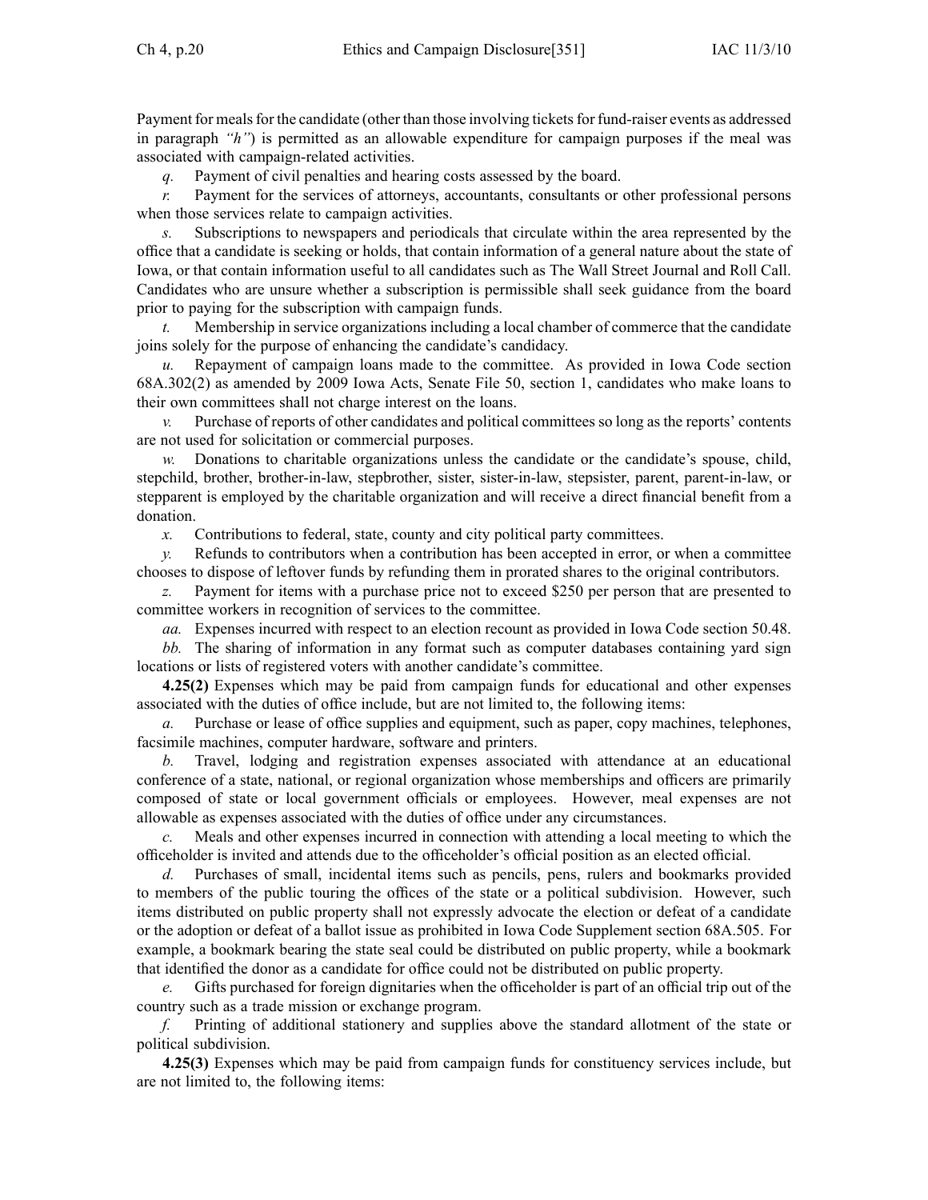Payment for meals for the candidate (other than those involving tickets for fund-raiser events as addressed in paragraph *"h"*) is permitted as an allowable expenditure for campaign purposes if the meal was associated with campaign-related activities.

*q.* Payment of civil penalties and hearing costs assessed by the board.

*r.* Payment for the services of attorneys, accountants, consultants or other professional persons when those services relate to campaign activities.

*s.* Subscriptions to newspapers and periodicals that circulate within the area represented by the office that a candidate is seeking or holds, that contain information of a general nature about the state of Iowa, or that contain information useful to all candidates such as The Wall Street Journal and Roll Call. Candidates who are unsure whether a subscription is permissible shall seek guidance from the board prior to paying for the subscription with campaign funds.

*t.* Membership in service organizations including a local chamber of commerce that the candidate joins solely for the purpose of enhancing the candidate's candidacy.

*u.* Repayment of campaign loans made to the committee. As provided in Iowa Code section 68A.302(2) as amended by 2009 Iowa Acts, Senate File 50, section 1, candidates who make loans to their own committees shall not charge interest on the loans.

*v.* Purchase of reports of other candidates and political committees so long as the reports' contents are not used for solicitation or commercial purposes.

*w.* Donations to charitable organizations unless the candidate or the candidate's spouse, child, stepchild, brother, brother-in-law, stepbrother, sister, sister-in-law, stepsister, parent, parent-in-law, or stepparent is employed by the charitable organization and will receive a direct financial benefit from a donation.

*x.* Contributions to federal, state, county and city political party committees.

*y.* Refunds to contributors when a contribution has been accepted in error, or when a committee chooses to dispose of leftover funds by refunding them in prorated shares to the original contributors.

*z.* Payment for items with a purchase price not to exceed $250 per person that are presented to committee workers in recognition of services to the committee.

*aa.* Expenses incurred with respect to an election recount as provided in Iowa Code section 50.48.

*bb.* The sharing of information in any format such as computer databases containing yard sign locations or lists of registered voters with another candidate's committee.

**4.25(2)** Expenses which may be paid from campaign funds for educational and other expenses associated with the duties of office include, but are not limited to, the following items:

*a.* Purchase or lease of office supplies and equipment, such as paper, copy machines, telephones, facsimile machines, computer hardware, software and printers.

*b.* Travel, lodging and registration expenses associated with attendance at an educational conference of a state, national, or regional organization whose memberships and officers are primarily composed of state or local government officials or employees. However, meal expenses are not allowable as expenses associated with the duties of office under any circumstances.

*c.* Meals and other expenses incurred in connection with attending a local meeting to which the officeholder is invited and attends due to the officeholder's official position as an elected official.

*d.* Purchases of small, incidental items such as pencils, pens, rulers and bookmarks provided to members of the public touring the offices of the state or a political subdivision. However, such items distributed on public property shall not expressly advocate the election or defeat of a candidate or the adoption or defeat of a ballot issue as prohibited in Iowa Code Supplement section 68A.505. For example, a bookmark bearing the state seal could be distributed on public property, while a bookmark that identified the donor as a candidate for office could not be distributed on public property.

*e.* Gifts purchased for foreign dignitaries when the officeholder is part of an official trip out of the country such as a trade mission or exchange program.

*f.* Printing of additional stationery and supplies above the standard allotment of the state or political subdivision.

**4.25(3)** Expenses which may be paid from campaign funds for constituency services include, but are not limited to, the following items: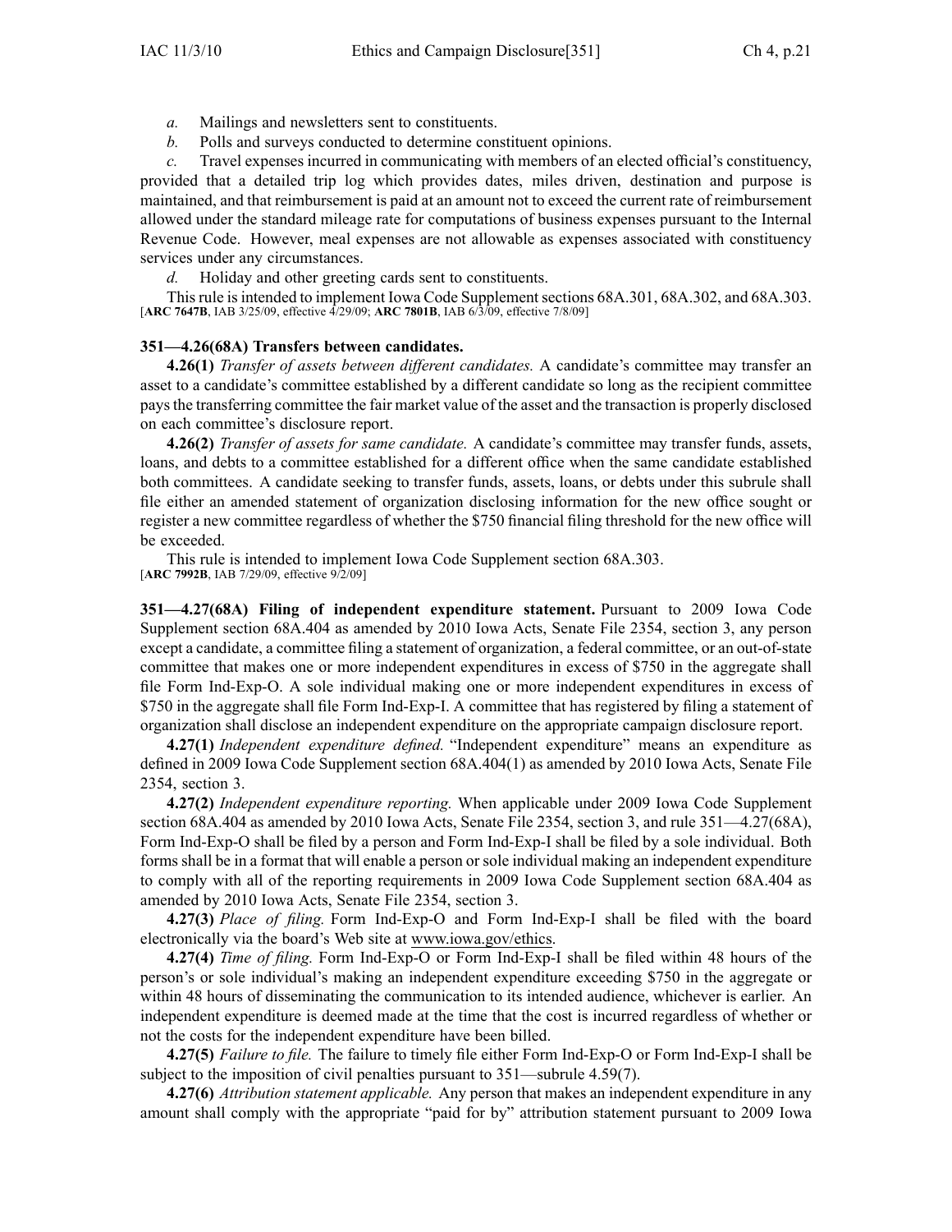*a.* Mailings and newsletters sent to constituents.

*b.* Polls and surveys conducted to determine constituent opinions.

*c.* Travel expenses incurred in communicating with members of an elected official's constituency, provided that a detailed trip log which provides dates, miles driven, destination and purpose is maintained, and that reimbursement is paid at an amount not to exceed the current rate of reimbursement allowed under the standard mileage rate for computations of business expenses pursuant to the Internal Revenue Code. However, meal expenses are not allowable as expenses associated with constituency services under any circumstances.

*d.* Holiday and other greeting cards sent to constituents.

This rule is intended to implement Iowa Code Supplement sections 68A.301, 68A.302, and 68A.303.
[**ARC 7647B**, IAB 3/25/09, effective 4/29/09; **ARC 7801B**, IAB 6/3/09, effective 7/8/09]

**351—4.26(68A) Transfers between candidates.**

**4.26(1)** *Transfer of assets between different candidates.* A candidate's committee may transfer an asset to a candidate's committee established by a different candidate so long as the recipient committee pays the transferring committee the fair market value of the asset and the transaction is properly disclosed on each committee's disclosure report.

**4.26(2)** *Transfer of assets for same candidate.* A candidate's committee may transfer funds, assets, loans, and debts to a committee established for a different office when the same candidate established both committees. A candidate seeking to transfer funds, assets, loans, or debts under this subrule shall file either an amended statement of organization disclosing information for the new office sought or register a new committee regardless of whether the $750 financial filing threshold for the new office will be exceeded.

This rule is intended to implement Iowa Code Supplement section 68A.303.
[**ARC 7992B**, IAB 7/29/09, effective 9/2/09]

**351—4.27(68A) Filing of independent expenditure statement.** Pursuant to 2009 Iowa Code Supplement section 68A.404 as amended by 2010 Iowa Acts, Senate File 2354, section 3, any person except a candidate, a committee filing a statement of organization, a federal committee, or an out-of-state committee that makes one or more independent expenditures in excess of $750 in the aggregate shall file Form Ind-Exp-O. A sole individual making one or more independent expenditures in excess of $750 in the aggregate shall file Form Ind-Exp-I. A committee that has registered by filing a statement of organization shall disclose an independent expenditure on the appropriate campaign disclosure report.

**4.27(1)** *Independent expenditure defined.* "Independent expenditure" means an expenditure as defined in 2009 Iowa Code Supplement section 68A.404(1) as amended by 2010 Iowa Acts, Senate File 2354, section 3.

**4.27(2)** *Independent expenditure reporting.* When applicable under 2009 Iowa Code Supplement section 68A.404 as amended by 2010 Iowa Acts, Senate File 2354, section 3, and rule 351—4.27(68A), Form Ind-Exp-O shall be filed by a person and Form Ind-Exp-I shall be filed by a sole individual. Both forms shall be in a format that will enable a person or sole individual making an independent expenditure to comply with all of the reporting requirements in 2009 Iowa Code Supplement section 68A.404 as amended by 2010 Iowa Acts, Senate File 2354, section 3.

**4.27(3)** *Place of filing.* Form Ind-Exp-O and Form Ind-Exp-I shall be filed with the board electronically via the board's Web site at www.iowa.gov/ethics.

**4.27(4)** *Time of filing.* Form Ind-Exp-O or Form Ind-Exp-I shall be filed within 48 hours of the person's or sole individual's making an independent expenditure exceeding $750 in the aggregate or within 48 hours of disseminating the communication to its intended audience, whichever is earlier. An independent expenditure is deemed made at the time that the cost is incurred regardless of whether or not the costs for the independent expenditure have been billed.

**4.27(5)** *Failure to file.* The failure to timely file either Form Ind-Exp-O or Form Ind-Exp-I shall be subject to the imposition of civil penalties pursuant to 351—subrule 4.59(7).

**4.27(6)** *Attribution statement applicable.* Any person that makes an independent expenditure in any amount shall comply with the appropriate "paid for by" attribution statement pursuant to 2009 Iowa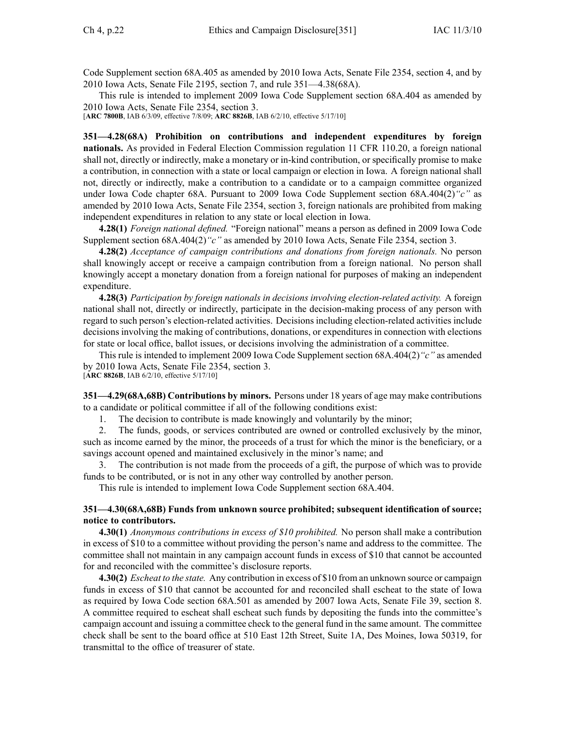Code Supplement section 68A.405 as amended by 2010 Iowa Acts, Senate File 2354, section 4, and by 2010 Iowa Acts, Senate File 2195, section 7, and rule 351—4.38(68A).

This rule is intended to implement 2009 Iowa Code Supplement section 68A.404 as amended by 2010 Iowa Acts, Senate File 2354, section 3.

[**ARC 7800B**, IAB 6/3/09, effective 7/8/09; **ARC 8826B**, IAB 6/2/10, effective 5/17/10]

**351—4.28(68A) Prohibition on contributions and independent expenditures by foreign nationals.** As provided in Federal Election Commission regulation 11 CFR 110.20, a foreign national shall not, directly or indirectly, make a monetary or in-kind contribution, or specifically promise to make a contribution, in connection with a state or local campaign or election in Iowa. A foreign national shall not, directly or indirectly, make a contribution to a candidate or to a campaign committee organized under Iowa Code chapter 68A. Pursuant to 2009 Iowa Code Supplement section 68A.404(2)*"c"* as amended by 2010 Iowa Acts, Senate File 2354, section 3, foreign nationals are prohibited from making independent expenditures in relation to any state or local election in Iowa.

**4.28(1)** *Foreign national defined.* "Foreign national" means a person as defined in 2009 Iowa Code Supplement section 68A.404(2)*"c"* as amended by 2010 Iowa Acts, Senate File 2354, section 3.

**4.28(2)** *Acceptance of campaign contributions and donations from foreign nationals.* No person shall knowingly accept or receive a campaign contribution from a foreign national. No person shall knowingly accept a monetary donation from a foreign national for purposes of making an independent expenditure.

**4.28(3)** *Participation by foreign nationals in decisions involving election-related activity.* A foreign national shall not, directly or indirectly, participate in the decision-making process of any person with regard to such person's election-related activities. Decisions including election-related activities include decisions involving the making of contributions, donations, or expenditures in connection with elections for state or local office, ballot issues, or decisions involving the administration of a committee.

This rule is intended to implement 2009 Iowa Code Supplement section 68A.404(2)*"c"* as amended by 2010 Iowa Acts, Senate File 2354, section 3.

[**ARC 8826B**, IAB 6/2/10, effective 5/17/10]

**351—4.29(68A,68B) Contributions by minors.** Persons under 18 years of age may make contributions to a candidate or political committee if all of the following conditions exist:

1. The decision to contribute is made knowingly and voluntarily by the minor;
2. The funds, goods, or services contributed are owned or controlled exclusively by the minor, such as income earned by the minor, the proceeds of a trust for which the minor is the beneficiary, or a savings account opened and maintained exclusively in the minor's name; and
3. The contribution is not made from the proceeds of a gift, the purpose of which was to provide funds to be contributed, or is not in any other way controlled by another person.

This rule is intended to implement Iowa Code Supplement section 68A.404.

**351—4.30(68A,68B) Funds from unknown source prohibited; subsequent identification of source; notice to contributors.**

**4.30(1)** *Anonymous contributions in excess of $10 prohibited.* No person shall make a contribution in excess of $10 to a committee without providing the person's name and address to the committee. The committee shall not maintain in any campaign account funds in excess of $10 that cannot be accounted for and reconciled with the committee's disclosure reports.

**4.30(2)** *Escheat to the state.* Any contribution in excess of $10 from an unknown source or campaign funds in excess of $10 that cannot be accounted for and reconciled shall escheat to the state of Iowa as required by Iowa Code section 68A.501 as amended by 2007 Iowa Acts, Senate File 39, section 8. A committee required to escheat shall escheat such funds by depositing the funds into the committee's campaign account and issuing a committee check to the general fund in the same amount. The committee check shall be sent to the board office at 510 East 12th Street, Suite 1A, Des Moines, Iowa 50319, for transmittal to the office of treasurer of state.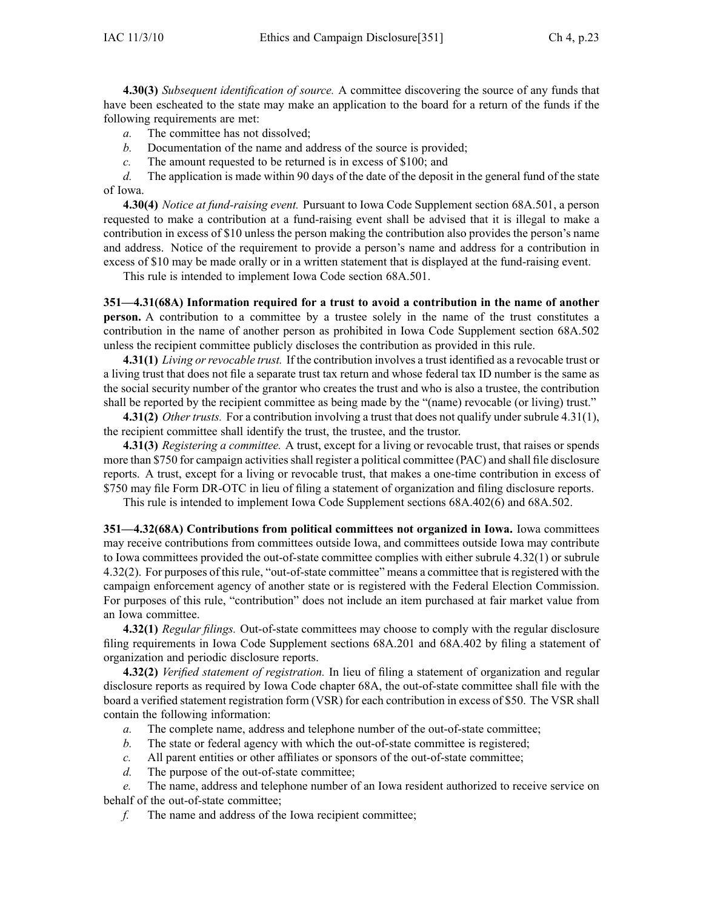**4.30(3)** *Subsequent identification of source.* A committee discovering the source of any funds that have been escheated to the state may make an application to the board for a return of the funds if the following requirements are met:

*a.* The committee has not dissolved;

*b.* Documentation of the name and address of the source is provided;

*c.* The amount requested to be returned is in excess of $100; and

*d.* The application is made within 90 days of the date of the deposit in the general fund of the state of Iowa.

**4.30(4)** *Notice at fund-raising event.* Pursuant to Iowa Code Supplement section 68A.501, a person requested to make a contribution at a fund-raising event shall be advised that it is illegal to make a contribution in excess of $10 unless the person making the contribution also provides the person's name and address. Notice of the requirement to provide a person's name and address for a contribution in excess of $10 may be made orally or in a written statement that is displayed at the fund-raising event.

This rule is intended to implement Iowa Code section 68A.501.

**351—4.31(68A) Information required for a trust to avoid a contribution in the name of another person.** A contribution to a committee by a trustee solely in the name of the trust constitutes a contribution in the name of another person as prohibited in Iowa Code Supplement section 68A.502 unless the recipient committee publicly discloses the contribution as provided in this rule.

**4.31(1)** *Living or revocable trust.* If the contribution involves a trust identified as a revocable trust or a living trust that does not file a separate trust tax return and whose federal tax ID number is the same as the social security number of the grantor who creates the trust and who is also a trustee, the contribution shall be reported by the recipient committee as being made by the "(name) revocable (or living) trust."

**4.31(2)** *Other trusts.* For a contribution involving a trust that does not qualify under subrule 4.31(1), the recipient committee shall identify the trust, the trustee, and the trustor.

**4.31(3)** *Registering a committee.* A trust, except for a living or revocable trust, that raises or spends more than $750 for campaign activities shall register a political committee (PAC) and shall file disclosure reports. A trust, except for a living or revocable trust, that makes a one-time contribution in excess of $750 may file Form DR-OTC in lieu of filing a statement of organization and filing disclosure reports.

This rule is intended to implement Iowa Code Supplement sections 68A.402(6) and 68A.502.

**351—4.32(68A) Contributions from political committees not organized in Iowa.** Iowa committees may receive contributions from committees outside Iowa, and committees outside Iowa may contribute to Iowa committees provided the out-of-state committee complies with either subrule 4.32(1) or subrule 4.32(2). For purposes of this rule, "out-of-state committee" means a committee that is registered with the campaign enforcement agency of another state or is registered with the Federal Election Commission. For purposes of this rule, "contribution" does not include an item purchased at fair market value from an Iowa committee.

**4.32(1)** *Regular filings.* Out-of-state committees may choose to comply with the regular disclosure filing requirements in Iowa Code Supplement sections 68A.201 and 68A.402 by filing a statement of organization and periodic disclosure reports.

**4.32(2)** *Verified statement of registration.* In lieu of filing a statement of organization and regular disclosure reports as required by Iowa Code chapter 68A, the out-of-state committee shall file with the board a verified statement registration form (VSR) for each contribution in excess of $50. The VSR shall contain the following information:

*a.* The complete name, address and telephone number of the out-of-state committee;

*b.* The state or federal agency with which the out-of-state committee is registered;

*c.* All parent entities or other affiliates or sponsors of the out-of-state committee;

*d.* The purpose of the out-of-state committee;

*e.* The name, address and telephone number of an Iowa resident authorized to receive service on behalf of the out-of-state committee;

*f.* The name and address of the Iowa recipient committee;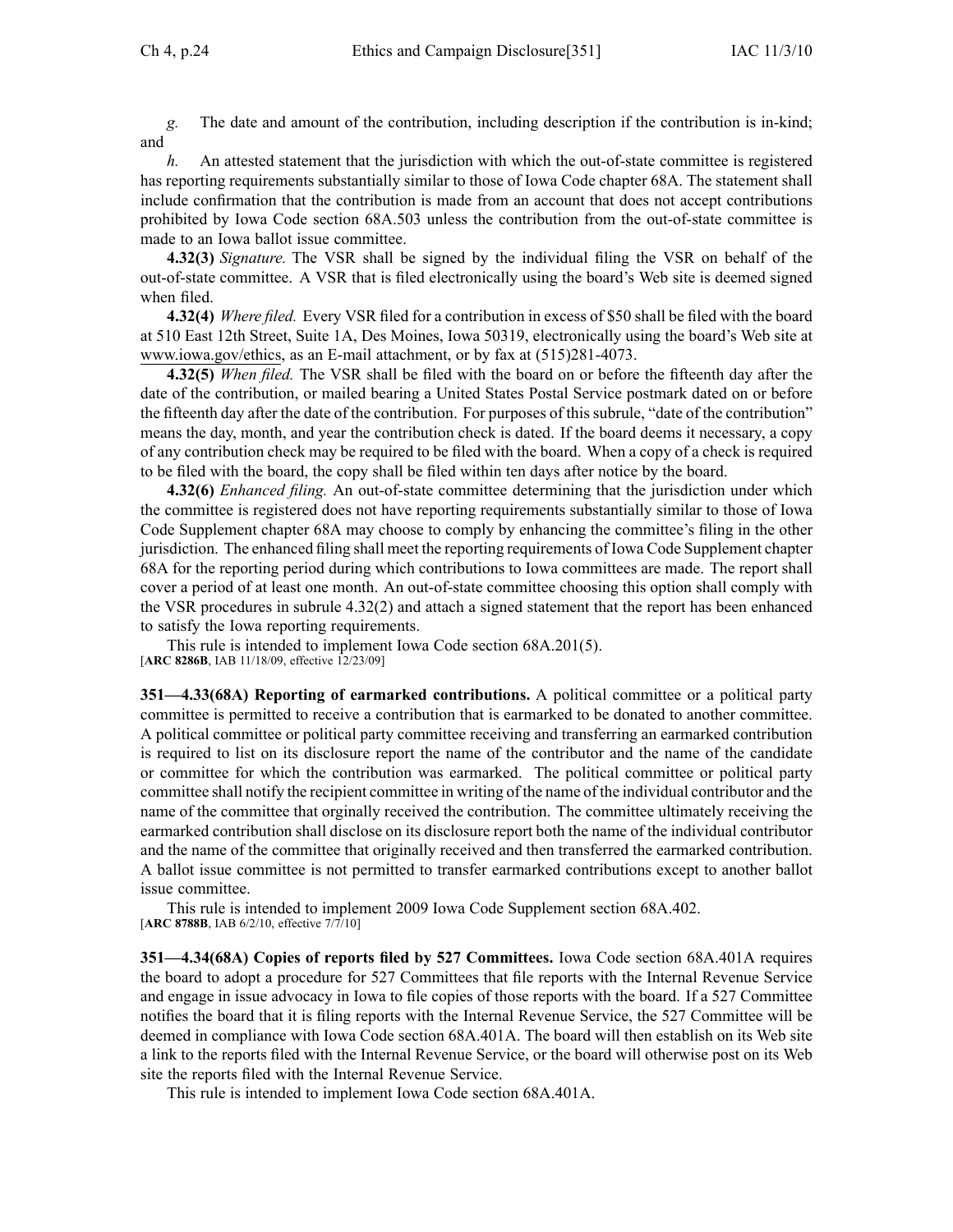*g.* The date and amount of the contribution, including description if the contribution is in-kind; and

*h.* An attested statement that the jurisdiction with which the out-of-state committee is registered has reporting requirements substantially similar to those of Iowa Code chapter 68A. The statement shall include confirmation that the contribution is made from an account that does not accept contributions prohibited by Iowa Code section 68A.503 unless the contribution from the out-of-state committee is made to an Iowa ballot issue committee.

**4.32(3)** *Signature.* The VSR shall be signed by the individual filing the VSR on behalf of the out-of-state committee. A VSR that is filed electronically using the board's Web site is deemed signed when filed.

**4.32(4)** *Where filed.* Every VSR filed for a contribution in excess of $50 shall be filed with the board at 510 East 12th Street, Suite 1A, Des Moines, Iowa 50319, electronically using the board's Web site at www.iowa.gov/ethics, as an E-mail attachment, or by fax at (515)281-4073.

**4.32(5)** *When filed.* The VSR shall be filed with the board on or before the fifteenth day after the date of the contribution, or mailed bearing a United States Postal Service postmark dated on or before the fifteenth day after the date of the contribution. For purposes of this subrule, "date of the contribution" means the day, month, and year the contribution check is dated. If the board deems it necessary, a copy of any contribution check may be required to be filed with the board. When a copy of a check is required to be filed with the board, the copy shall be filed within ten days after notice by the board.

**4.32(6)** *Enhanced filing.* An out-of-state committee determining that the jurisdiction under which the committee is registered does not have reporting requirements substantially similar to those of Iowa Code Supplement chapter 68A may choose to comply by enhancing the committee's filing in the other jurisdiction. The enhanced filing shall meet the reporting requirements of Iowa Code Supplement chapter 68A for the reporting period during which contributions to Iowa committees are made. The report shall cover a period of at least one month. An out-of-state committee choosing this option shall comply with the VSR procedures in subrule 4.32(2) and attach a signed statement that the report has been enhanced to satisfy the Iowa reporting requirements.

This rule is intended to implement Iowa Code section 68A.201(5).
[**ARC 8286B**, IAB 11/18/09, effective 12/23/09]

**351—4.33(68A) Reporting of earmarked contributions.** A political committee or a political party committee is permitted to receive a contribution that is earmarked to be donated to another committee. A political committee or political party committee receiving and transferring an earmarked contribution is required to list on its disclosure report the name of the contributor and the name of the candidate or committee for which the contribution was earmarked. The political committee or political party committee shall notify the recipient committee in writing of the name of the individual contributor and the name of the committee that orginally received the contribution. The committee ultimately receiving the earmarked contribution shall disclose on its disclosure report both the name of the individual contributor and the name of the committee that originally received and then transferred the earmarked contribution. A ballot issue committee is not permitted to transfer earmarked contributions except to another ballot issue committee.

This rule is intended to implement 2009 Iowa Code Supplement section 68A.402.
[**ARC 8788B**, IAB 6/2/10, effective 7/7/10]

**351—4.34(68A) Copies of reports filed by 527 Committees.** Iowa Code section 68A.401A requires the board to adopt a procedure for 527 Committees that file reports with the Internal Revenue Service and engage in issue advocacy in Iowa to file copies of those reports with the board. If a 527 Committee notifies the board that it is filing reports with the Internal Revenue Service, the 527 Committee will be deemed in compliance with Iowa Code section 68A.401A. The board will then establish on its Web site a link to the reports filed with the Internal Revenue Service, or the board will otherwise post on its Web site the reports filed with the Internal Revenue Service.

This rule is intended to implement Iowa Code section 68A.401A.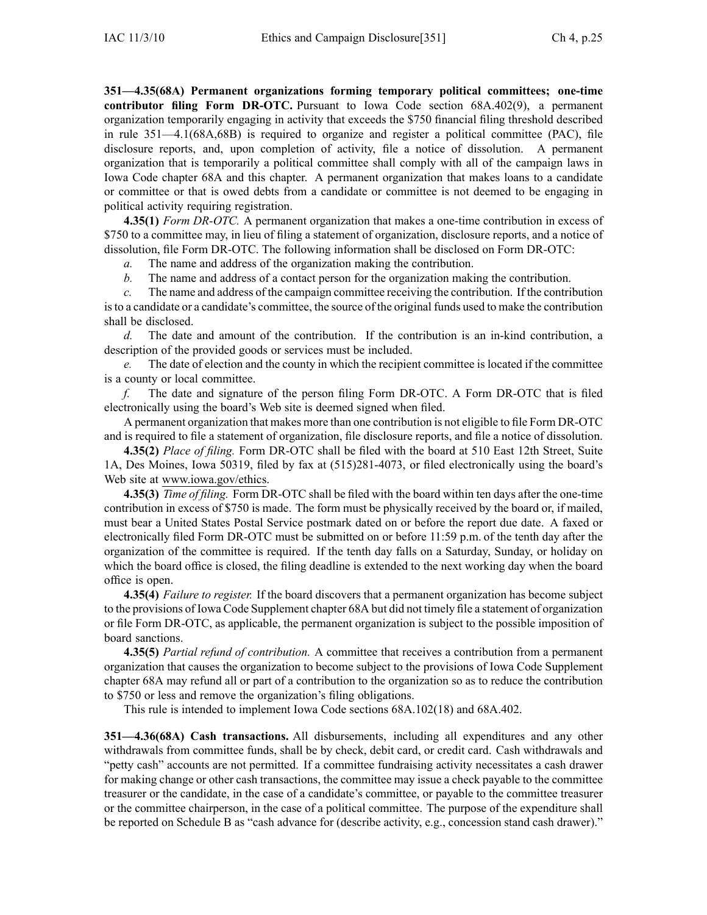**351—4.35(68A) Permanent organizations forming temporary political committees; one-time contributor filing Form DR-OTC.** Pursuant to Iowa Code section 68A.402(9), a permanent organization temporarily engaging in activity that exceeds the $750 financial filing threshold described in rule 351—4.1(68A,68B) is required to organize and register a political committee (PAC), file disclosure reports, and, upon completion of activity, file a notice of dissolution. A permanent organization that is temporarily a political committee shall comply with all of the campaign laws in Iowa Code chapter 68A and this chapter. A permanent organization that makes loans to a candidate or committee or that is owed debts from a candidate or committee is not deemed to be engaging in political activity requiring registration.

**4.35(1)** *Form DR-OTC.* A permanent organization that makes a one-time contribution in excess of $750 to a committee may, in lieu of filing a statement of organization, disclosure reports, and a notice of dissolution, file Form DR-OTC. The following information shall be disclosed on Form DR-OTC:

*a.* The name and address of the organization making the contribution.

*b.* The name and address of a contact person for the organization making the contribution.

*c.* The name and address of the campaign committee receiving the contribution. If the contribution is to a candidate or a candidate's committee, the source of the original funds used to make the contribution shall be disclosed.

*d.* The date and amount of the contribution. If the contribution is an in-kind contribution, a description of the provided goods or services must be included.

*e.* The date of election and the county in which the recipient committee is located if the committee is a county or local committee.

*f.* The date and signature of the person filing Form DR-OTC. A Form DR-OTC that is filed electronically using the board's Web site is deemed signed when filed.

A permanent organization that makes more than one contribution is not eligible to file Form DR-OTC and is required to file a statement of organization, file disclosure reports, and file a notice of dissolution.

**4.35(2)** *Place of filing.* Form DR-OTC shall be filed with the board at 510 East 12th Street, Suite 1A, Des Moines, Iowa 50319, filed by fax at (515)281-4073, or filed electronically using the board's Web site at www.iowa.gov/ethics.

**4.35(3)** *Time of filing.* Form DR-OTC shall be filed with the board within ten days after the one-time contribution in excess of $750 is made. The form must be physically received by the board or, if mailed, must bear a United States Postal Service postmark dated on or before the report due date. A faxed or electronically filed Form DR-OTC must be submitted on or before 11:59 p.m. of the tenth day after the organization of the committee is required. If the tenth day falls on a Saturday, Sunday, or holiday on which the board office is closed, the filing deadline is extended to the next working day when the board office is open.

**4.35(4)** *Failure to register.* If the board discovers that a permanent organization has become subject to the provisions of Iowa Code Supplement chapter 68A but did not timely file a statement of organization or file Form DR-OTC, as applicable, the permanent organization is subject to the possible imposition of board sanctions.

**4.35(5)** *Partial refund of contribution.* A committee that receives a contribution from a permanent organization that causes the organization to become subject to the provisions of Iowa Code Supplement chapter 68A may refund all or part of a contribution to the organization so as to reduce the contribution to $750 or less and remove the organization's filing obligations.

This rule is intended to implement Iowa Code sections 68A.102(18) and 68A.402.

**351—4.36(68A) Cash transactions.** All disbursements, including all expenditures and any other withdrawals from committee funds, shall be by check, debit card, or credit card. Cash withdrawals and "petty cash" accounts are not permitted. If a committee fundraising activity necessitates a cash drawer for making change or other cash transactions, the committee may issue a check payable to the committee treasurer or the candidate, in the case of a candidate's committee, or payable to the committee treasurer or the committee chairperson, in the case of a political committee. The purpose of the expenditure shall be reported on Schedule B as "cash advance for (describe activity, e.g., concession stand cash drawer)."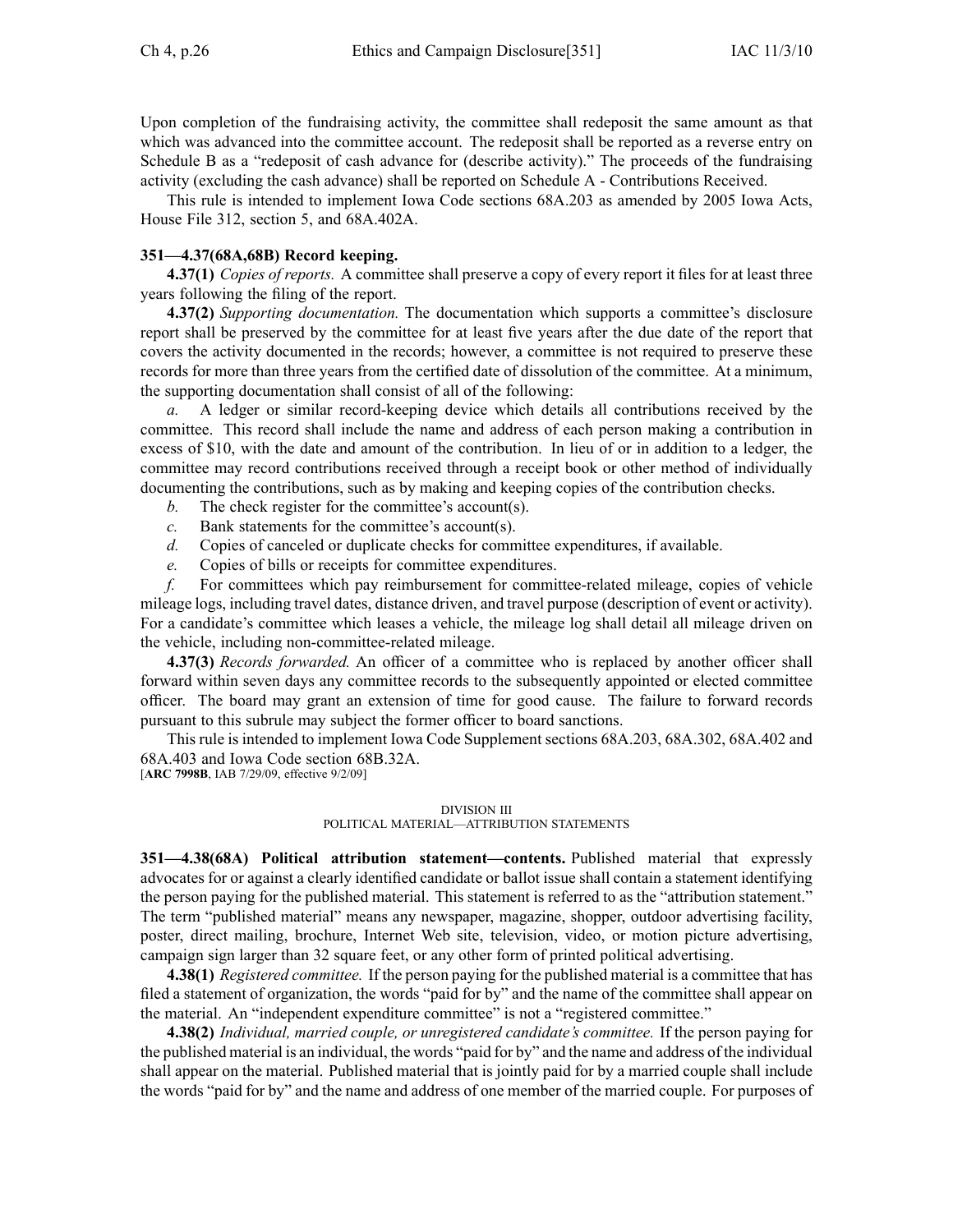Upon completion of the fundraising activity, the committee shall redeposit the same amount as that which was advanced into the committee account. The redeposit shall be reported as a reverse entry on Schedule B as a "redeposit of cash advance for (describe activity)." The proceeds of the fundraising activity (excluding the cash advance) shall be reported on Schedule A - Contributions Received.

This rule is intended to implement Iowa Code sections 68A.203 as amended by 2005 Iowa Acts, House File 312, section 5, and 68A.402A.

**351—4.37(68A,68B) Record keeping.**

**4.37(1)** *Copies of reports.* A committee shall preserve a copy of every report it files for at least three years following the filing of the report.

**4.37(2)** *Supporting documentation.* The documentation which supports a committee's disclosure report shall be preserved by the committee for at least five years after the due date of the report that covers the activity documented in the records; however, a committee is not required to preserve these records for more than three years from the certified date of dissolution of the committee. At a minimum, the supporting documentation shall consist of all of the following:

*a.* A ledger or similar record-keeping device which details all contributions received by the committee. This record shall include the name and address of each person making a contribution in excess of $10, with the date and amount of the contribution. In lieu of or in addition to a ledger, the committee may record contributions received through a receipt book or other method of individually documenting the contributions, such as by making and keeping copies of the contribution checks.

*b.* The check register for the committee's account(s).

*c.* Bank statements for the committee's account(s).

*d.* Copies of canceled or duplicate checks for committee expenditures, if available.

*e.* Copies of bills or receipts for committee expenditures.

*f.* For committees which pay reimbursement for committee-related mileage, copies of vehicle mileage logs, including travel dates, distance driven, and travel purpose (description of event or activity). For a candidate's committee which leases a vehicle, the mileage log shall detail all mileage driven on the vehicle, including non-committee-related mileage.

**4.37(3)** *Records forwarded.* An officer of a committee who is replaced by another officer shall forward within seven days any committee records to the subsequently appointed or elected committee officer. The board may grant an extension of time for good cause. The failure to forward records pursuant to this subrule may subject the former officer to board sanctions.

This rule is intended to implement Iowa Code Supplement sections 68A.203, 68A.302, 68A.402 and 68A.403 and Iowa Code section 68B.32A.
[**ARC 7998B**, IAB 7/29/09, effective 9/2/09]

DIVISION III
POLITICAL MATERIAL—ATTRIBUTION STATEMENTS

**351—4.38(68A) Political attribution statement—contents.** Published material that expressly advocates for or against a clearly identified candidate or ballot issue shall contain a statement identifying the person paying for the published material. This statement is referred to as the "attribution statement." The term "published material" means any newspaper, magazine, shopper, outdoor advertising facility, poster, direct mailing, brochure, Internet Web site, television, video, or motion picture advertising, campaign sign larger than 32 square feet, or any other form of printed political advertising.

**4.38(1)** *Registered committee.* If the person paying for the published material is a committee that has filed a statement of organization, the words "paid for by" and the name of the committee shall appear on the material. An "independent expenditure committee" is not a "registered committee."

**4.38(2)** *Individual, married couple, or unregistered candidate's committee.* If the person paying for the published material is an individual, the words "paid for by" and the name and address of the individual shall appear on the material. Published material that is jointly paid for by a married couple shall include the words "paid for by" and the name and address of one member of the married couple. For purposes of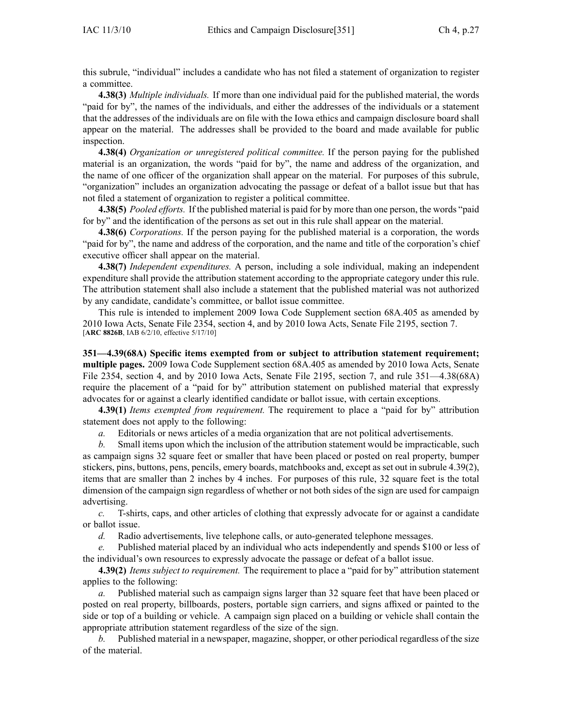this subrule, "individual" includes a candidate who has not filed a statement of organization to register a committee.

**4.38(3)** *Multiple individuals.* If more than one individual paid for the published material, the words "paid for by", the names of the individuals, and either the addresses of the individuals or a statement that the addresses of the individuals are on file with the Iowa ethics and campaign disclosure board shall appear on the material. The addresses shall be provided to the board and made available for public inspection.

**4.38(4)** *Organization or unregistered political committee.* If the person paying for the published material is an organization, the words "paid for by", the name and address of the organization, and the name of one officer of the organization shall appear on the material. For purposes of this subrule, "organization" includes an organization advocating the passage or defeat of a ballot issue but that has not filed a statement of organization to register a political committee.

**4.38(5)** *Pooled efforts.* If the published material is paid for by more than one person, the words "paid for by" and the identification of the persons as set out in this rule shall appear on the material.

**4.38(6)** *Corporations.* If the person paying for the published material is a corporation, the words "paid for by", the name and address of the corporation, and the name and title of the corporation's chief executive officer shall appear on the material.

**4.38(7)** *Independent expenditures.* A person, including a sole individual, making an independent expenditure shall provide the attribution statement according to the appropriate category under this rule. The attribution statement shall also include a statement that the published material was not authorized by any candidate, candidate's committee, or ballot issue committee.

This rule is intended to implement 2009 Iowa Code Supplement section 68A.405 as amended by 2010 Iowa Acts, Senate File 2354, section 4, and by 2010 Iowa Acts, Senate File 2195, section 7.
[**ARC 8826B**, IAB 6/2/10, effective 5/17/10]

**351—4.39(68A) Specific items exempted from or subject to attribution statement requirement; multiple pages.** 2009 Iowa Code Supplement section 68A.405 as amended by 2010 Iowa Acts, Senate File 2354, section 4, and by 2010 Iowa Acts, Senate File 2195, section 7, and rule 351—4.38(68A) require the placement of a "paid for by" attribution statement on published material that expressly advocates for or against a clearly identified candidate or ballot issue, with certain exceptions.

**4.39(1)** *Items exempted from requirement.* The requirement to place a "paid for by" attribution statement does not apply to the following:

*a.* Editorials or news articles of a media organization that are not political advertisements.

*b.* Small items upon which the inclusion of the attribution statement would be impracticable, such as campaign signs 32 square feet or smaller that have been placed or posted on real property, bumper stickers, pins, buttons, pens, pencils, emery boards, matchbooks and, except as set out in subrule 4.39(2), items that are smaller than 2 inches by 4 inches. For purposes of this rule, 32 square feet is the total dimension of the campaign sign regardless of whether or not both sides of the sign are used for campaign advertising.

*c.* T-shirts, caps, and other articles of clothing that expressly advocate for or against a candidate or ballot issue.

*d.* Radio advertisements, live telephone calls, or auto-generated telephone messages.

*e.* Published material placed by an individual who acts independently and spends $100 or less of the individual's own resources to expressly advocate the passage or defeat of a ballot issue.

**4.39(2)** *Items subject to requirement.* The requirement to place a "paid for by" attribution statement applies to the following:

*a.* Published material such as campaign signs larger than 32 square feet that have been placed or posted on real property, billboards, posters, portable sign carriers, and signs affixed or painted to the side or top of a building or vehicle. A campaign sign placed on a building or vehicle shall contain the appropriate attribution statement regardless of the size of the sign.

*b.* Published material in a newspaper, magazine, shopper, or other periodical regardless of the size of the material.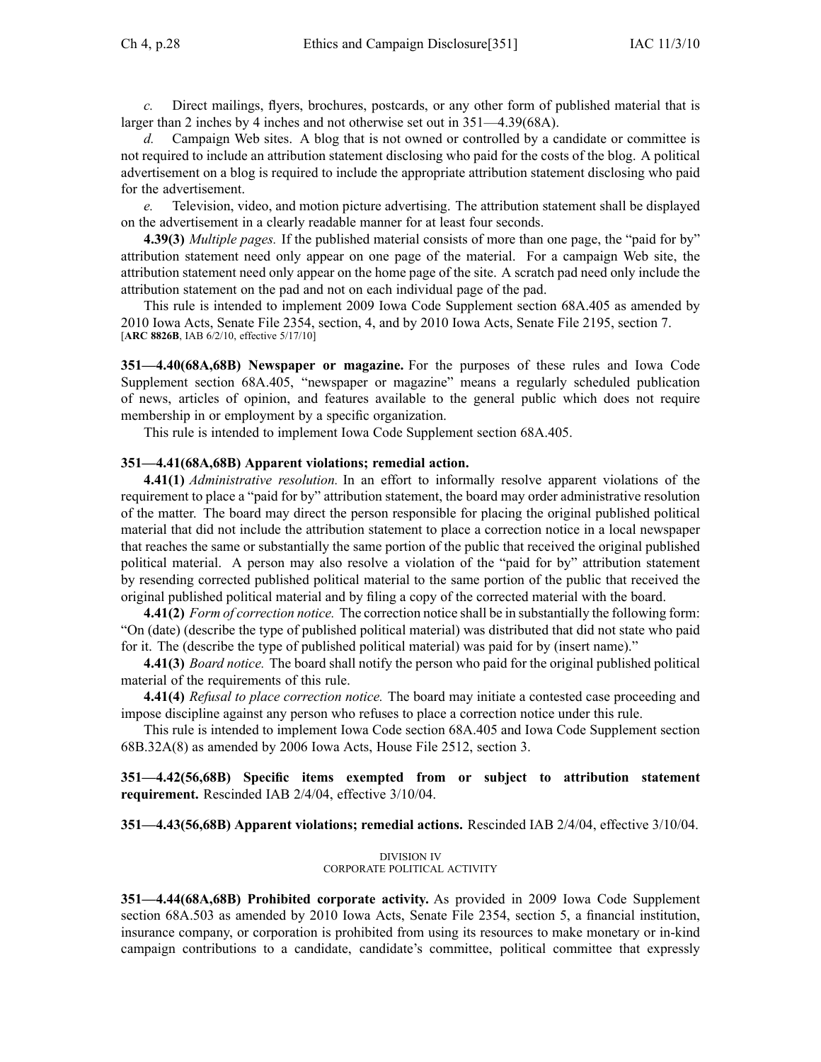*c.* Direct mailings, flyers, brochures, postcards, or any other form of published material that is larger than 2 inches by 4 inches and not otherwise set out in 351—4.39(68A).

*d.* Campaign Web sites. A blog that is not owned or controlled by a candidate or committee is not required to include an attribution statement disclosing who paid for the costs of the blog. A political advertisement on a blog is required to include the appropriate attribution statement disclosing who paid for the advertisement.

*e.* Television, video, and motion picture advertising. The attribution statement shall be displayed on the advertisement in a clearly readable manner for at least four seconds.

**4.39(3)** *Multiple pages.* If the published material consists of more than one page, the "paid for by" attribution statement need only appear on one page of the material. For a campaign Web site, the attribution statement need only appear on the home page of the site. A scratch pad need only include the attribution statement on the pad and not on each individual page of the pad.

This rule is intended to implement 2009 Iowa Code Supplement section 68A.405 as amended by 2010 Iowa Acts, Senate File 2354, section, 4, and by 2010 Iowa Acts, Senate File 2195, section 7.
[**ARC 8826B**, IAB 6/2/10, effective 5/17/10]

**351—4.40(68A,68B) Newspaper or magazine.** For the purposes of these rules and Iowa Code Supplement section 68A.405, "newspaper or magazine" means a regularly scheduled publication of news, articles of opinion, and features available to the general public which does not require membership in or employment by a specific organization.

This rule is intended to implement Iowa Code Supplement section 68A.405.

**351—4.41(68A,68B) Apparent violations; remedial action.**

**4.41(1)** *Administrative resolution.* In an effort to informally resolve apparent violations of the requirement to place a "paid for by" attribution statement, the board may order administrative resolution of the matter. The board may direct the person responsible for placing the original published political material that did not include the attribution statement to place a correction notice in a local newspaper that reaches the same or substantially the same portion of the public that received the original published political material. A person may also resolve a violation of the "paid for by" attribution statement by resending corrected published political material to the same portion of the public that received the original published political material and by filing a copy of the corrected material with the board.

**4.41(2)** *Form of correction notice.* The correction notice shall be in substantially the following form: "On (date) (describe the type of published political material) was distributed that did not state who paid for it. The (describe the type of published political material) was paid for by (insert name)."

**4.41(3)** *Board notice.* The board shall notify the person who paid for the original published political material of the requirements of this rule.

**4.41(4)** *Refusal to place correction notice.* The board may initiate a contested case proceeding and impose discipline against any person who refuses to place a correction notice under this rule.

This rule is intended to implement Iowa Code section 68A.405 and Iowa Code Supplement section 68B.32A(8) as amended by 2006 Iowa Acts, House File 2512, section 3.

**351—4.42(56,68B) Specific items exempted from or subject to attribution statement requirement.** Rescinded IAB 2/4/04, effective 3/10/04.

**351—4.43(56,68B) Apparent violations; remedial actions.** Rescinded IAB 2/4/04, effective 3/10/04.

DIVISION IV
CORPORATE POLITICAL ACTIVITY

**351—4.44(68A,68B) Prohibited corporate activity.** As provided in 2009 Iowa Code Supplement section 68A.503 as amended by 2010 Iowa Acts, Senate File 2354, section 5, a financial institution, insurance company, or corporation is prohibited from using its resources to make monetary or in-kind campaign contributions to a candidate, candidate's committee, political committee that expressly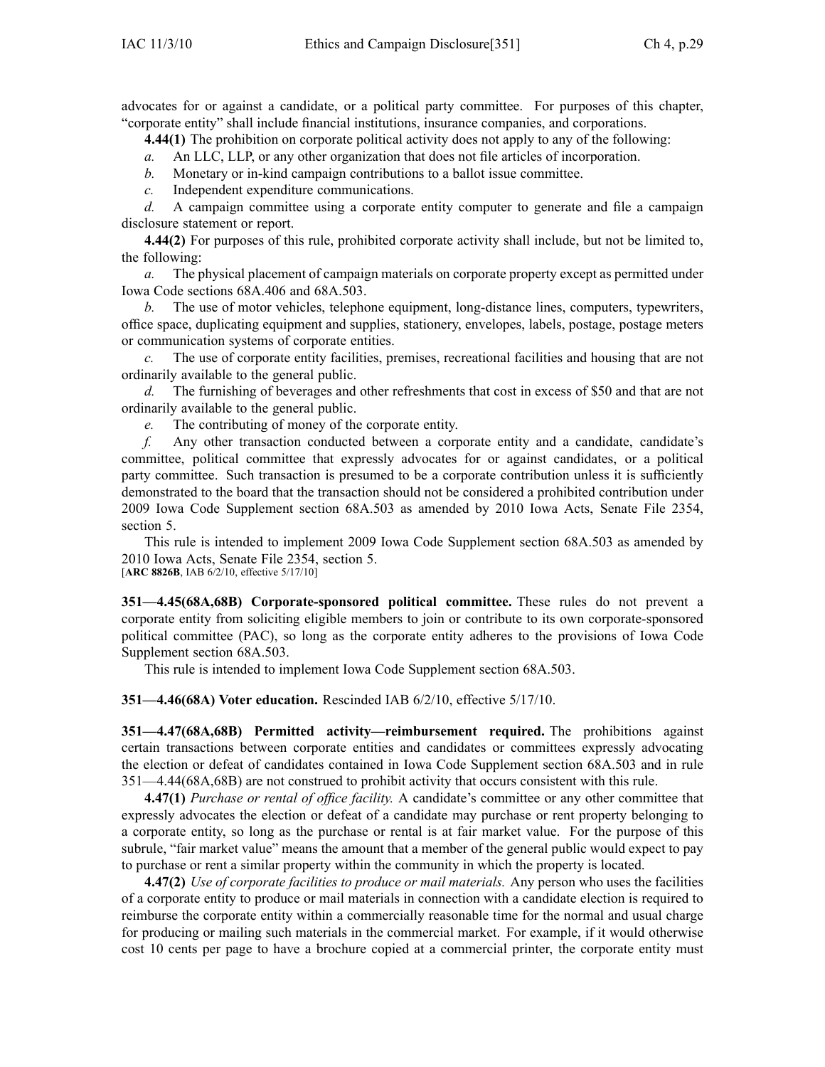advocates for or against a candidate, or a political party committee. For purposes of this chapter, "corporate entity" shall include financial institutions, insurance companies, and corporations.

**4.44(1)** The prohibition on corporate political activity does not apply to any of the following:

*a.* An LLC, LLP, or any other organization that does not file articles of incorporation.

*b.* Monetary or in-kind campaign contributions to a ballot issue committee.

*c.* Independent expenditure communications.

*d.* A campaign committee using a corporate entity computer to generate and file a campaign disclosure statement or report.

**4.44(2)** For purposes of this rule, prohibited corporate activity shall include, but not be limited to, the following:

*a.* The physical placement of campaign materials on corporate property except as permitted under Iowa Code sections 68A.406 and 68A.503.

*b.* The use of motor vehicles, telephone equipment, long-distance lines, computers, typewriters, office space, duplicating equipment and supplies, stationery, envelopes, labels, postage, postage meters or communication systems of corporate entities.

*c.* The use of corporate entity facilities, premises, recreational facilities and housing that are not ordinarily available to the general public.

*d.* The furnishing of beverages and other refreshments that cost in excess of $50 and that are not ordinarily available to the general public.

*e.* The contributing of money of the corporate entity.

*f.* Any other transaction conducted between a corporate entity and a candidate, candidate's committee, political committee that expressly advocates for or against candidates, or a political party committee. Such transaction is presumed to be a corporate contribution unless it is sufficiently demonstrated to the board that the transaction should not be considered a prohibited contribution under 2009 Iowa Code Supplement section 68A.503 as amended by 2010 Iowa Acts, Senate File 2354, section 5.

This rule is intended to implement 2009 Iowa Code Supplement section 68A.503 as amended by 2010 Iowa Acts, Senate File 2354, section 5.
[**ARC 8826B**, IAB 6/2/10, effective 5/17/10]

**351—4.45(68A,68B) Corporate-sponsored political committee.** These rules do not prevent a corporate entity from soliciting eligible members to join or contribute to its own corporate-sponsored political committee (PAC), so long as the corporate entity adheres to the provisions of Iowa Code Supplement section 68A.503.

This rule is intended to implement Iowa Code Supplement section 68A.503.

**351—4.46(68A) Voter education.** Rescinded IAB 6/2/10, effective 5/17/10.

**351—4.47(68A,68B) Permitted activity—reimbursement required.** The prohibitions against certain transactions between corporate entities and candidates or committees expressly advocating the election or defeat of candidates contained in Iowa Code Supplement section 68A.503 and in rule 351—4.44(68A,68B) are not construed to prohibit activity that occurs consistent with this rule.

**4.47(1)** *Purchase or rental of office facility.* A candidate's committee or any other committee that expressly advocates the election or defeat of a candidate may purchase or rent property belonging to a corporate entity, so long as the purchase or rental is at fair market value. For the purpose of this subrule, "fair market value" means the amount that a member of the general public would expect to pay to purchase or rent a similar property within the community in which the property is located.

**4.47(2)** *Use of corporate facilities to produce or mail materials.* Any person who uses the facilities of a corporate entity to produce or mail materials in connection with a candidate election is required to reimburse the corporate entity within a commercially reasonable time for the normal and usual charge for producing or mailing such materials in the commercial market. For example, if it would otherwise cost 10 cents per page to have a brochure copied at a commercial printer, the corporate entity must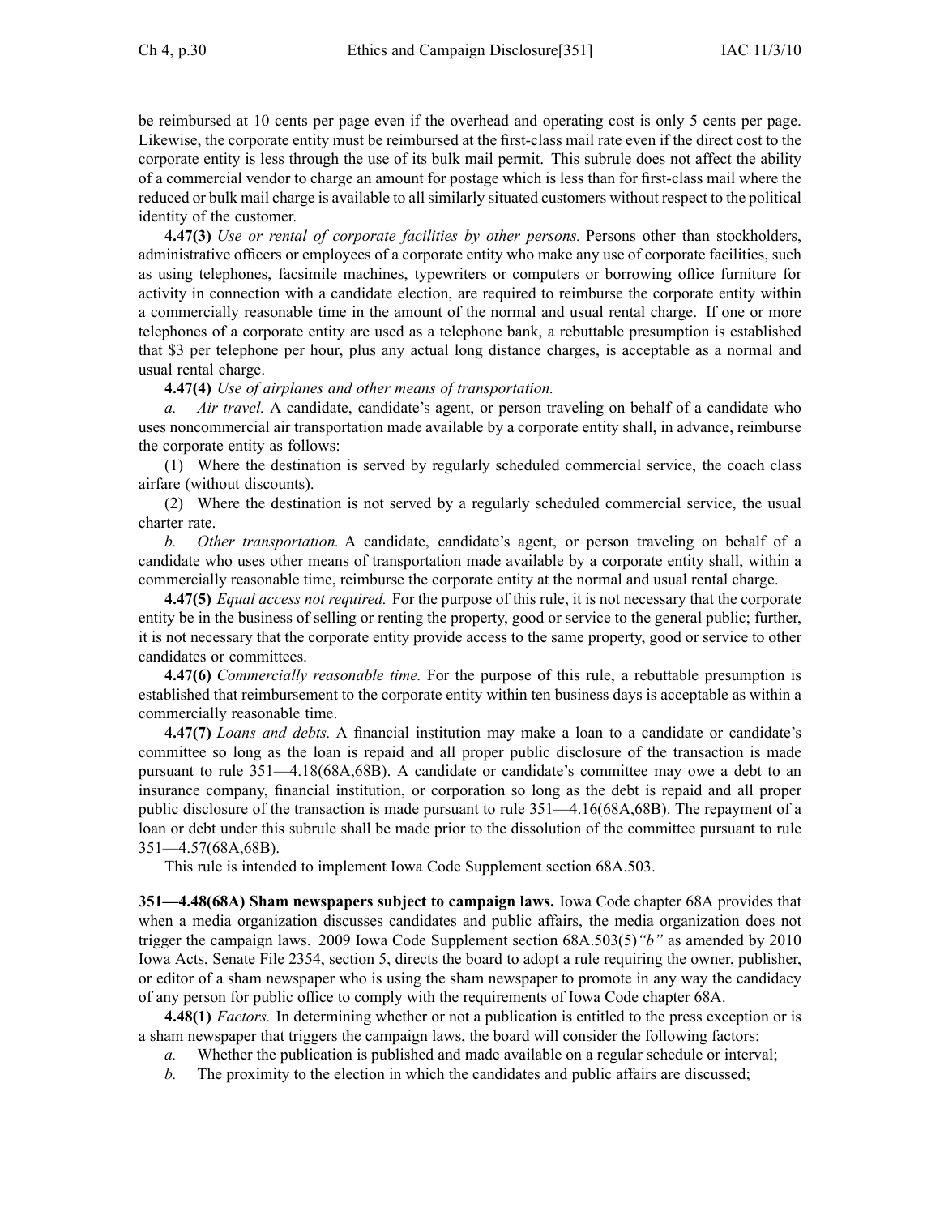be reimbursed at 10 cents per page even if the overhead and operating cost is only 5 cents per page. Likewise, the corporate entity must be reimbursed at the first-class mail rate even if the direct cost to the corporate entity is less through the use of its bulk mail permit. This subrule does not affect the ability of a commercial vendor to charge an amount for postage which is less than for first-class mail where the reduced or bulk mail charge is available to all similarly situated customers without respect to the political identity of the customer.

**4.47(3)** *Use or rental of corporate facilities by other persons.* Persons other than stockholders, administrative officers or employees of a corporate entity who make any use of corporate facilities, such as using telephones, facsimile machines, typewriters or computers or borrowing office furniture for activity in connection with a candidate election, are required to reimburse the corporate entity within a commercially reasonable time in the amount of the normal and usual rental charge. If one or more telephones of a corporate entity are used as a telephone bank, a rebuttable presumption is established that $3 per telephone per hour, plus any actual long distance charges, is acceptable as a normal and usual rental charge.

**4.47(4)** *Use of airplanes and other means of transportation.*

*a. Air travel.* A candidate, candidate's agent, or person traveling on behalf of a candidate who uses noncommercial air transportation made available by a corporate entity shall, in advance, reimburse the corporate entity as follows:

(1) Where the destination is served by regularly scheduled commercial service, the coach class airfare (without discounts).

(2) Where the destination is not served by a regularly scheduled commercial service, the usual charter rate.

*b. Other transportation.* A candidate, candidate's agent, or person traveling on behalf of a candidate who uses other means of transportation made available by a corporate entity shall, within a commercially reasonable time, reimburse the corporate entity at the normal and usual rental charge.

**4.47(5)** *Equal access not required.* For the purpose of this rule, it is not necessary that the corporate entity be in the business of selling or renting the property, good or service to the general public; further, it is not necessary that the corporate entity provide access to the same property, good or service to other candidates or committees.

**4.47(6)** *Commercially reasonable time.* For the purpose of this rule, a rebuttable presumption is established that reimbursement to the corporate entity within ten business days is acceptable as within a commercially reasonable time.

**4.47(7)** *Loans and debts.* A financial institution may make a loan to a candidate or candidate's committee so long as the loan is repaid and all proper public disclosure of the transaction is made pursuant to rule 351—4.18(68A,68B). A candidate or candidate's committee may owe a debt to an insurance company, financial institution, or corporation so long as the debt is repaid and all proper public disclosure of the transaction is made pursuant to rule 351—4.16(68A,68B). The repayment of a loan or debt under this subrule shall be made prior to the dissolution of the committee pursuant to rule 351—4.57(68A,68B).

This rule is intended to implement Iowa Code Supplement section 68A.503.

**351—4.48(68A) Sham newspapers subject to campaign laws.** Iowa Code chapter 68A provides that when a media organization discusses candidates and public affairs, the media organization does not trigger the campaign laws. 2009 Iowa Code Supplement section 68A.503(5)*"b"* as amended by 2010 Iowa Acts, Senate File 2354, section 5, directs the board to adopt a rule requiring the owner, publisher, or editor of a sham newspaper who is using the sham newspaper to promote in any way the candidacy of any person for public office to comply with the requirements of Iowa Code chapter 68A.

**4.48(1)** *Factors.* In determining whether or not a publication is entitled to the press exception or is a sham newspaper that triggers the campaign laws, the board will consider the following factors:

*a.* Whether the publication is published and made available on a regular schedule or interval;

*b.* The proximity to the election in which the candidates and public affairs are discussed;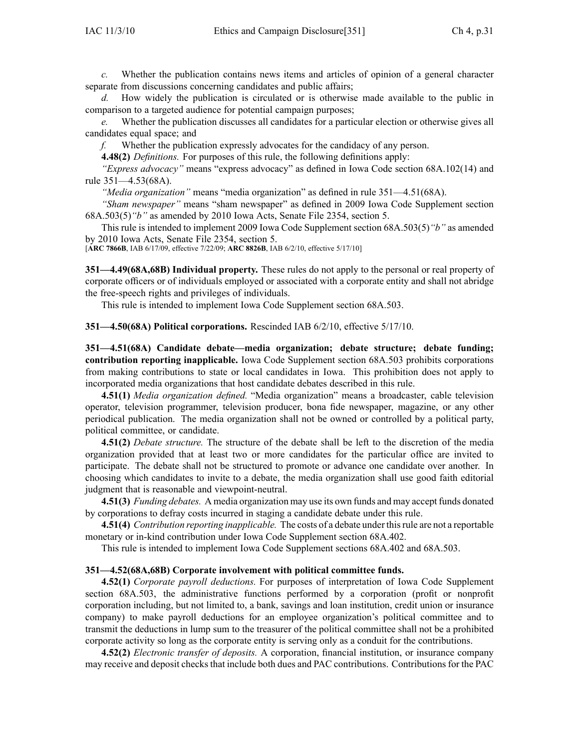*c.* Whether the publication contains news items and articles of opinion of a general character separate from discussions concerning candidates and public affairs;

*d.* How widely the publication is circulated or is otherwise made available to the public in comparison to a targeted audience for potential campaign purposes;

*e.* Whether the publication discusses all candidates for a particular election or otherwise gives all candidates equal space; and

*f.* Whether the publication expressly advocates for the candidacy of any person.

**4.48(2)** *Definitions.* For purposes of this rule, the following definitions apply:

*"Express advocacy"* means "express advocacy" as defined in Iowa Code section 68A.102(14) and rule 351—4.53(68A).

*"Media organization"* means "media organization" as defined in rule 351—4.51(68A).

*"Sham newspaper"* means "sham newspaper" as defined in 2009 Iowa Code Supplement section 68A.503(5)*"b"* as amended by 2010 Iowa Acts, Senate File 2354, section 5.

This rule is intended to implement 2009 Iowa Code Supplement section 68A.503(5)*"b"* as amended by 2010 Iowa Acts, Senate File 2354, section 5.

[**ARC 7866B**, IAB 6/17/09, effective 7/22/09; **ARC 8826B**, IAB 6/2/10, effective 5/17/10]

**351—4.49(68A,68B) Individual property.** These rules do not apply to the personal or real property of corporate officers or of individuals employed or associated with a corporate entity and shall not abridge the free-speech rights and privileges of individuals.

This rule is intended to implement Iowa Code Supplement section 68A.503.

**351—4.50(68A) Political corporations.** Rescinded IAB 6/2/10, effective 5/17/10.

**351—4.51(68A) Candidate debate—media organization; debate structure; debate funding; contribution reporting inapplicable.** Iowa Code Supplement section 68A.503 prohibits corporations from making contributions to state or local candidates in Iowa. This prohibition does not apply to incorporated media organizations that host candidate debates described in this rule.

**4.51(1)** *Media organization defined.* "Media organization" means a broadcaster, cable television operator, television programmer, television producer, bona fide newspaper, magazine, or any other periodical publication. The media organization shall not be owned or controlled by a political party, political committee, or candidate.

**4.51(2)** *Debate structure.* The structure of the debate shall be left to the discretion of the media organization provided that at least two or more candidates for the particular office are invited to participate. The debate shall not be structured to promote or advance one candidate over another. In choosing which candidates to invite to a debate, the media organization shall use good faith editorial judgment that is reasonable and viewpoint-neutral.

**4.51(3)** *Funding debates.* A media organization may use its own funds and may accept funds donated by corporations to defray costs incurred in staging a candidate debate under this rule.

**4.51(4)** *Contribution reporting inapplicable.* The costs of a debate under this rule are not a reportable monetary or in-kind contribution under Iowa Code Supplement section 68A.402.

This rule is intended to implement Iowa Code Supplement sections 68A.402 and 68A.503.

**351—4.52(68A,68B) Corporate involvement with political committee funds.**

**4.52(1)** *Corporate payroll deductions.* For purposes of interpretation of Iowa Code Supplement section 68A.503, the administrative functions performed by a corporation (profit or nonprofit corporation including, but not limited to, a bank, savings and loan institution, credit union or insurance company) to make payroll deductions for an employee organization's political committee and to transmit the deductions in lump sum to the treasurer of the political committee shall not be a prohibited corporate activity so long as the corporate entity is serving only as a conduit for the contributions.

**4.52(2)** *Electronic transfer of deposits.* A corporation, financial institution, or insurance company may receive and deposit checks that include both dues and PAC contributions. Contributions for the PAC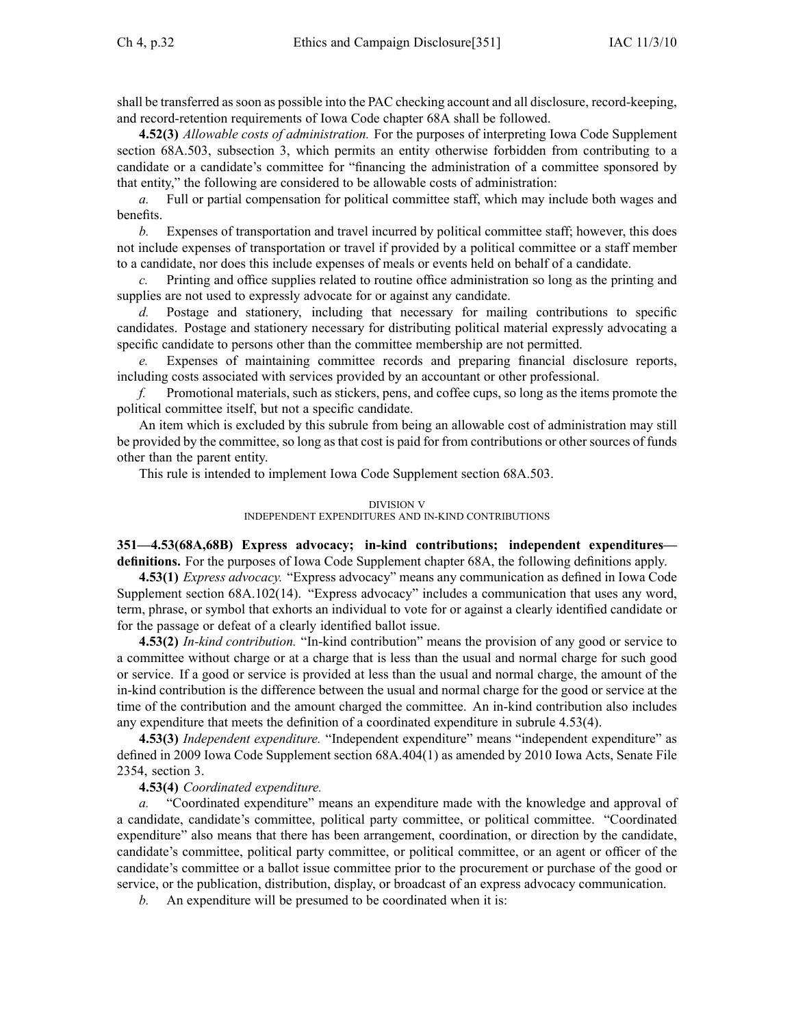shall be transferred as soon as possible into the PAC checking account and all disclosure, record-keeping, and record-retention requirements of Iowa Code chapter 68A shall be followed.

**4.52(3)** *Allowable costs of administration.* For the purposes of interpreting Iowa Code Supplement section 68A.503, subsection 3, which permits an entity otherwise forbidden from contributing to a candidate or a candidate's committee for "financing the administration of a committee sponsored by that entity," the following are considered to be allowable costs of administration:

*a.* Full or partial compensation for political committee staff, which may include both wages and benefits.

*b.* Expenses of transportation and travel incurred by political committee staff; however, this does not include expenses of transportation or travel if provided by a political committee or a staff member to a candidate, nor does this include expenses of meals or events held on behalf of a candidate.

*c.* Printing and office supplies related to routine office administration so long as the printing and supplies are not used to expressly advocate for or against any candidate.

*d.* Postage and stationery, including that necessary for mailing contributions to specific candidates. Postage and stationery necessary for distributing political material expressly advocating a specific candidate to persons other than the committee membership are not permitted.

*e.* Expenses of maintaining committee records and preparing financial disclosure reports, including costs associated with services provided by an accountant or other professional.

*f.* Promotional materials, such as stickers, pens, and coffee cups, so long as the items promote the political committee itself, but not a specific candidate.

An item which is excluded by this subrule from being an allowable cost of administration may still be provided by the committee, so long as that cost is paid for from contributions or other sources of funds other than the parent entity.

This rule is intended to implement Iowa Code Supplement section 68A.503.

DIVISION V
INDEPENDENT EXPENDITURES AND IN-KIND CONTRIBUTIONS

**351—4.53(68A,68B) Express advocacy; in-kind contributions; independent expenditures—definitions.** For the purposes of Iowa Code Supplement chapter 68A, the following definitions apply.

**4.53(1)** *Express advocacy.* "Express advocacy" means any communication as defined in Iowa Code Supplement section 68A.102(14). "Express advocacy" includes a communication that uses any word, term, phrase, or symbol that exhorts an individual to vote for or against a clearly identified candidate or for the passage or defeat of a clearly identified ballot issue.

**4.53(2)** *In-kind contribution.* "In-kind contribution" means the provision of any good or service to a committee without charge or at a charge that is less than the usual and normal charge for such good or service. If a good or service is provided at less than the usual and normal charge, the amount of the in-kind contribution is the difference between the usual and normal charge for the good or service at the time of the contribution and the amount charged the committee. An in-kind contribution also includes any expenditure that meets the definition of a coordinated expenditure in subrule 4.53(4).

**4.53(3)** *Independent expenditure.* "Independent expenditure" means "independent expenditure" as defined in 2009 Iowa Code Supplement section 68A.404(1) as amended by 2010 Iowa Acts, Senate File 2354, section 3.

**4.53(4)** *Coordinated expenditure.*

*a.* "Coordinated expenditure" means an expenditure made with the knowledge and approval of a candidate, candidate's committee, political party committee, or political committee. "Coordinated expenditure" also means that there has been arrangement, coordination, or direction by the candidate, candidate's committee, political party committee, or political committee, or an agent or officer of the candidate's committee or a ballot issue committee prior to the procurement or purchase of the good or service, or the publication, distribution, display, or broadcast of an express advocacy communication.

*b.* An expenditure will be presumed to be coordinated when it is: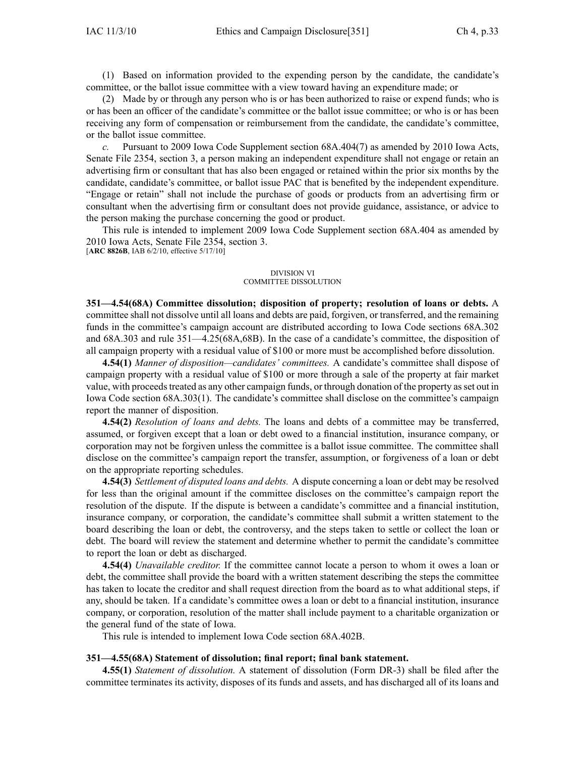(1) Based on information provided to the expending person by the candidate, the candidate's committee, or the ballot issue committee with a view toward having an expenditure made; or

(2) Made by or through any person who is or has been authorized to raise or expend funds; who is or has been an officer of the candidate's committee or the ballot issue committee; or who is or has been receiving any form of compensation or reimbursement from the candidate, the candidate's committee, or the ballot issue committee.

*c.* Pursuant to 2009 Iowa Code Supplement section 68A.404(7) as amended by 2010 Iowa Acts, Senate File 2354, section 3, a person making an independent expenditure shall not engage or retain an advertising firm or consultant that has also been engaged or retained within the prior six months by the candidate, candidate's committee, or ballot issue PAC that is benefited by the independent expenditure. "Engage or retain" shall not include the purchase of goods or products from an advertising firm or consultant when the advertising firm or consultant does not provide guidance, assistance, or advice to the person making the purchase concerning the good or product.

This rule is intended to implement 2009 Iowa Code Supplement section 68A.404 as amended by 2010 Iowa Acts, Senate File 2354, section 3.
[**ARC 8826B**, IAB 6/2/10, effective 5/17/10]

DIVISION VI
COMMITTEE DISSOLUTION

**351—4.54(68A) Committee dissolution; disposition of property; resolution of loans or debts.** A committee shall not dissolve until all loans and debts are paid, forgiven, or transferred, and the remaining funds in the committee's campaign account are distributed according to Iowa Code sections 68A.302 and 68A.303 and rule 351—4.25(68A,68B). In the case of a candidate's committee, the disposition of all campaign property with a residual value of $100 or more must be accomplished before dissolution.

**4.54(1)** *Manner of disposition—candidates' committees.* A candidate's committee shall dispose of campaign property with a residual value of $100 or more through a sale of the property at fair market value, with proceeds treated as any other campaign funds, or through donation of the property as set out in Iowa Code section 68A.303(1). The candidate's committee shall disclose on the committee's campaign report the manner of disposition.

**4.54(2)** *Resolution of loans and debts.* The loans and debts of a committee may be transferred, assumed, or forgiven except that a loan or debt owed to a financial institution, insurance company, or corporation may not be forgiven unless the committee is a ballot issue committee. The committee shall disclose on the committee's campaign report the transfer, assumption, or forgiveness of a loan or debt on the appropriate reporting schedules.

**4.54(3)** *Settlement of disputed loans and debts.* A dispute concerning a loan or debt may be resolved for less than the original amount if the committee discloses on the committee's campaign report the resolution of the dispute. If the dispute is between a candidate's committee and a financial institution, insurance company, or corporation, the candidate's committee shall submit a written statement to the board describing the loan or debt, the controversy, and the steps taken to settle or collect the loan or debt. The board will review the statement and determine whether to permit the candidate's committee to report the loan or debt as discharged.

**4.54(4)** *Unavailable creditor.* If the committee cannot locate a person to whom it owes a loan or debt, the committee shall provide the board with a written statement describing the steps the committee has taken to locate the creditor and shall request direction from the board as to what additional steps, if any, should be taken. If a candidate's committee owes a loan or debt to a financial institution, insurance company, or corporation, resolution of the matter shall include payment to a charitable organization or the general fund of the state of Iowa.

This rule is intended to implement Iowa Code section 68A.402B.

**351—4.55(68A) Statement of dissolution; final report; final bank statement.**

**4.55(1)** *Statement of dissolution.* A statement of dissolution (Form DR-3) shall be filed after the committee terminates its activity, disposes of its funds and assets, and has discharged all of its loans and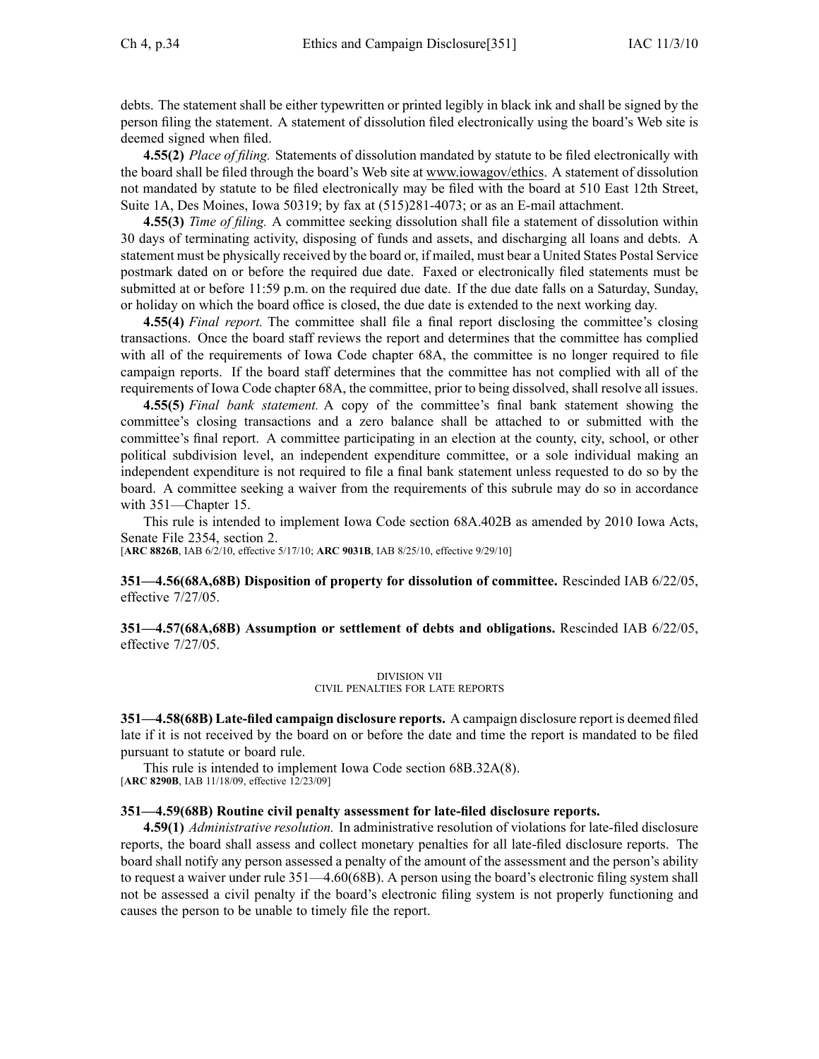debts. The statement shall be either typewritten or printed legibly in black ink and shall be signed by the person filing the statement. A statement of dissolution filed electronically using the board's Web site is deemed signed when filed.

**4.55(2)** *Place of filing.* Statements of dissolution mandated by statute to be filed electronically with the board shall be filed through the board's Web site at www.iowagov/ethics. A statement of dissolution not mandated by statute to be filed electronically may be filed with the board at 510 East 12th Street, Suite 1A, Des Moines, Iowa 50319; by fax at (515)281-4073; or as an E-mail attachment.

**4.55(3)** *Time of filing.* A committee seeking dissolution shall file a statement of dissolution within 30 days of terminating activity, disposing of funds and assets, and discharging all loans and debts. A statement must be physically received by the board or, if mailed, must bear a United States Postal Service postmark dated on or before the required due date. Faxed or electronically filed statements must be submitted at or before 11:59 p.m. on the required due date. If the due date falls on a Saturday, Sunday, or holiday on which the board office is closed, the due date is extended to the next working day.

**4.55(4)** *Final report.* The committee shall file a final report disclosing the committee's closing transactions. Once the board staff reviews the report and determines that the committee has complied with all of the requirements of Iowa Code chapter 68A, the committee is no longer required to file campaign reports. If the board staff determines that the committee has not complied with all of the requirements of Iowa Code chapter 68A, the committee, prior to being dissolved, shall resolve all issues.

**4.55(5)** *Final bank statement.* A copy of the committee's final bank statement showing the committee's closing transactions and a zero balance shall be attached to or submitted with the committee's final report. A committee participating in an election at the county, city, school, or other political subdivision level, an independent expenditure committee, or a sole individual making an independent expenditure is not required to file a final bank statement unless requested to do so by the board. A committee seeking a waiver from the requirements of this subrule may do so in accordance with 351—Chapter 15.

This rule is intended to implement Iowa Code section 68A.402B as amended by 2010 Iowa Acts, Senate File 2354, section 2.

[**ARC 8826B**, IAB 6/2/10, effective 5/17/10; **ARC 9031B**, IAB 8/25/10, effective 9/29/10]

**351—4.56(68A,68B) Disposition of property for dissolution of committee.** Rescinded IAB 6/22/05, effective 7/27/05.

**351—4.57(68A,68B) Assumption or settlement of debts and obligations.** Rescinded IAB 6/22/05, effective 7/27/05.

DIVISION VII
CIVIL PENALTIES FOR LATE REPORTS

**351—4.58(68B) Late-filed campaign disclosure reports.** A campaign disclosure report is deemed filed late if it is not received by the board on or before the date and time the report is mandated to be filed pursuant to statute or board rule.

This rule is intended to implement Iowa Code section 68B.32A(8).

[**ARC 8290B**, IAB 11/18/09, effective 12/23/09]

**351—4.59(68B) Routine civil penalty assessment for late-filed disclosure reports.**

**4.59(1)** *Administrative resolution.* In administrative resolution of violations for late-filed disclosure reports, the board shall assess and collect monetary penalties for all late-filed disclosure reports. The board shall notify any person assessed a penalty of the amount of the assessment and the person's ability to request a waiver under rule 351—4.60(68B). A person using the board's electronic filing system shall not be assessed a civil penalty if the board's electronic filing system is not properly functioning and causes the person to be unable to timely file the report.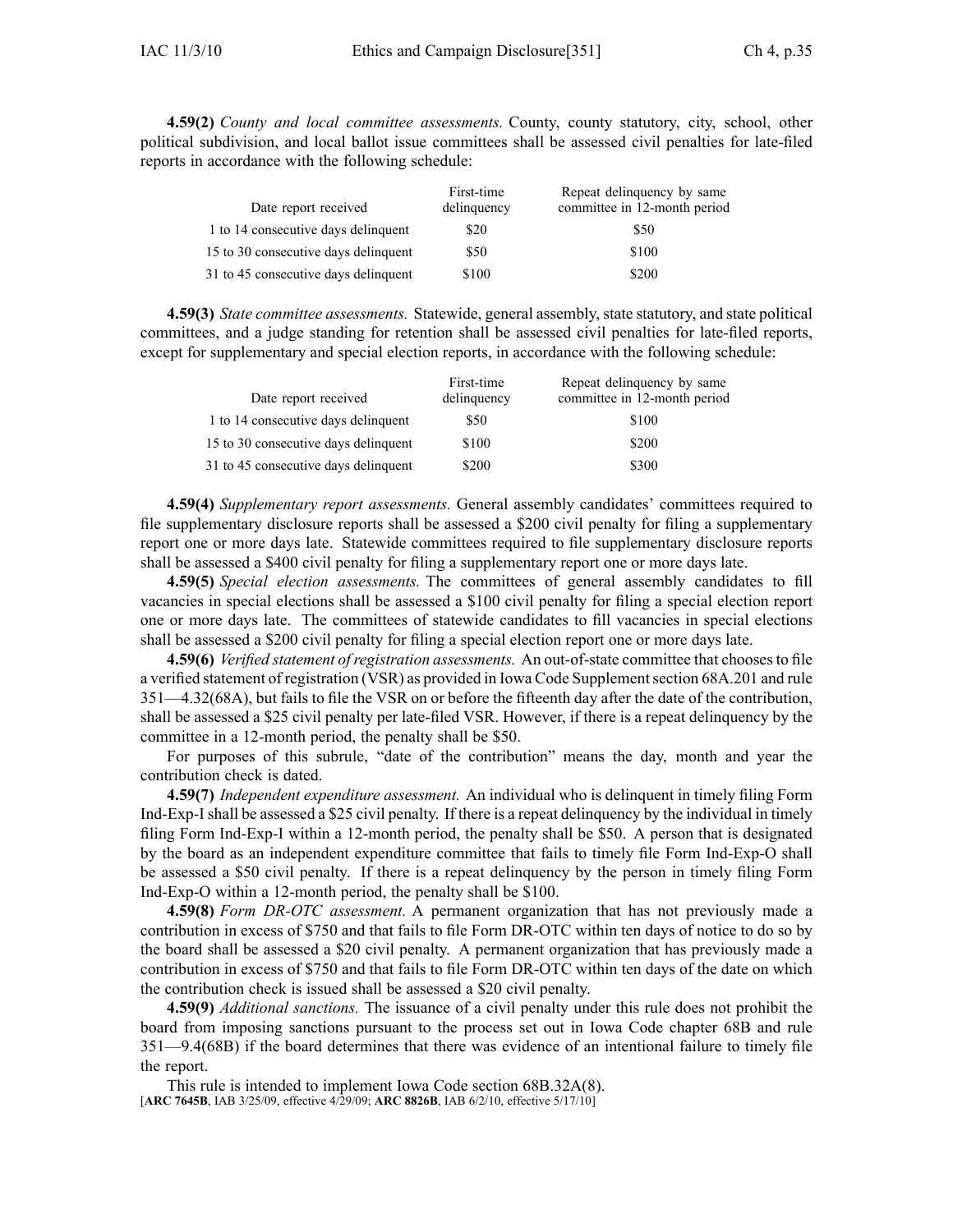**4.59(2)** *County and local committee assessments.* County, county statutory, city, school, other political subdivision, and local ballot issue committees shall be assessed civil penalties for late-filed reports in accordance with the following schedule:

| Date report received | First-time delinquency | Repeat delinquency by same committee in 12-month period |
|---|---|---|
| 1 to 14 consecutive days delinquent | $20 | $50 |
| 15 to 30 consecutive days delinquent | $50 | $100 |
| 31 to 45 consecutive days delinquent | $100 | $200 |

**4.59(3)** *State committee assessments.* Statewide, general assembly, state statutory, and state political committees, and a judge standing for retention shall be assessed civil penalties for late-filed reports, except for supplementary and special election reports, in accordance with the following schedule:

| Date report received | First-time delinquency | Repeat delinquency by same committee in 12-month period |
|---|---|---|
| 1 to 14 consecutive days delinquent | $50 | $100 |
| 15 to 30 consecutive days delinquent | $100 | $200 |
| 31 to 45 consecutive days delinquent | $200 | $300 |

**4.59(4)** *Supplementary report assessments.* General assembly candidates' committees required to file supplementary disclosure reports shall be assessed a $200 civil penalty for filing a supplementary report one or more days late. Statewide committees required to file supplementary disclosure reports shall be assessed a $400 civil penalty for filing a supplementary report one or more days late.

**4.59(5)** *Special election assessments.* The committees of general assembly candidates to fill vacancies in special elections shall be assessed a $100 civil penalty for filing a special election report one or more days late. The committees of statewide candidates to fill vacancies in special elections shall be assessed a $200 civil penalty for filing a special election report one or more days late.

**4.59(6)** *Verified statement of registration assessments.* An out-of-state committee that chooses to file a verified statement of registration (VSR) as provided in Iowa Code Supplement section 68A.201 and rule 351—4.32(68A), but fails to file the VSR on or before the fifteenth day after the date of the contribution, shall be assessed a $25 civil penalty per late-filed VSR. However, if there is a repeat delinquency by the committee in a 12-month period, the penalty shall be $50.

For purposes of this subrule, "date of the contribution" means the day, month and year the contribution check is dated.

**4.59(7)** *Independent expenditure assessment.* An individual who is delinquent in timely filing Form Ind-Exp-I shall be assessed a $25 civil penalty. If there is a repeat delinquency by the individual in timely filing Form Ind-Exp-I within a 12-month period, the penalty shall be $50. A person that is designated by the board as an independent expenditure committee that fails to timely file Form Ind-Exp-O shall be assessed a $50 civil penalty. If there is a repeat delinquency by the person in timely filing Form Ind-Exp-O within a 12-month period, the penalty shall be $100.

**4.59(8)** *Form DR-OTC assessment.* A permanent organization that has not previously made a contribution in excess of $750 and that fails to file Form DR-OTC within ten days of notice to do so by the board shall be assessed a $20 civil penalty. A permanent organization that has previously made a contribution in excess of $750 and that fails to file Form DR-OTC within ten days of the date on which the contribution check is issued shall be assessed a $20 civil penalty.

**4.59(9)** *Additional sanctions.* The issuance of a civil penalty under this rule does not prohibit the board from imposing sanctions pursuant to the process set out in Iowa Code chapter 68B and rule 351—9.4(68B) if the board determines that there was evidence of an intentional failure to timely file the report.

This rule is intended to implement Iowa Code section 68B.32A(8).
[**ARC 7645B**, IAB 3/25/09, effective 4/29/09; **ARC 8826B**, IAB 6/2/10, effective 5/17/10]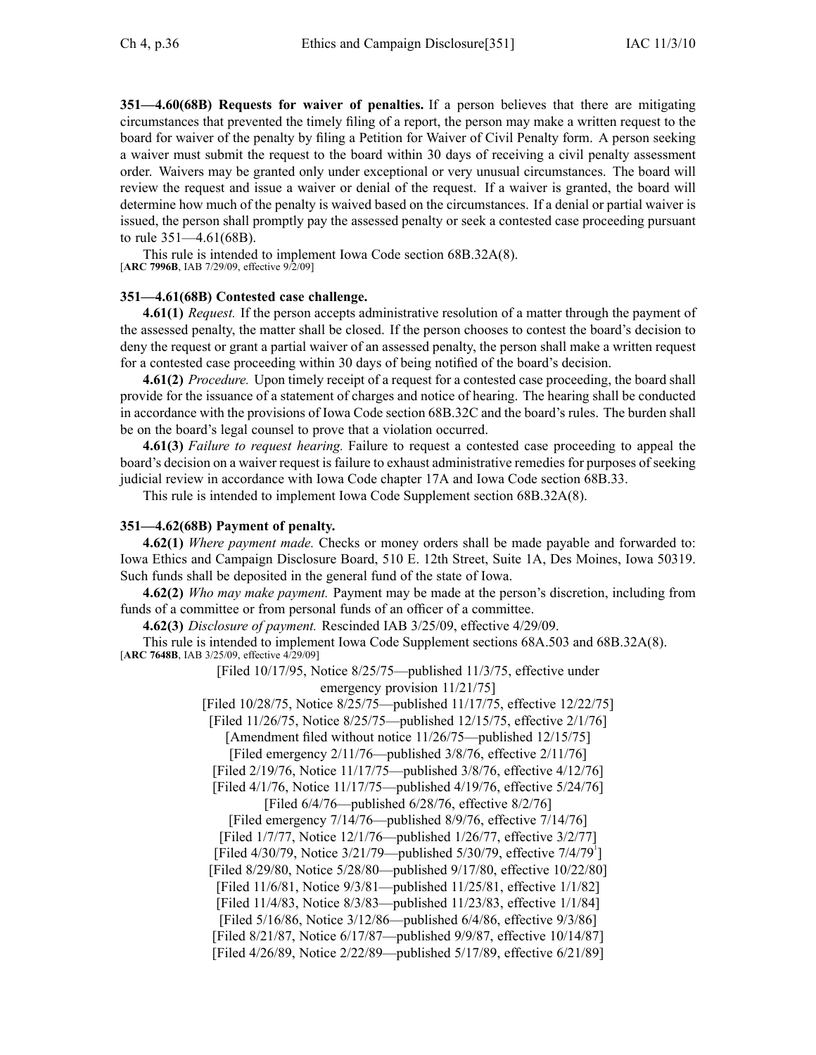**351—4.60(68B) Requests for waiver of penalties.** If a person believes that there are mitigating circumstances that prevented the timely filing of a report, the person may make a written request to the board for waiver of the penalty by filing a Petition for Waiver of Civil Penalty form. A person seeking a waiver must submit the request to the board within 30 days of receiving a civil penalty assessment order. Waivers may be granted only under exceptional or very unusual circumstances. The board will review the request and issue a waiver or denial of the request. If a waiver is granted, the board will determine how much of the penalty is waived based on the circumstances. If a denial or partial waiver is issued, the person shall promptly pay the assessed penalty or seek a contested case proceeding pursuant to rule 351—4.61(68B).

This rule is intended to implement Iowa Code section 68B.32A(8).
[**ARC 7996B**, IAB 7/29/09, effective 9/2/09]

**351—4.61(68B) Contested case challenge.**

**4.61(1)** *Request.* If the person accepts administrative resolution of a matter through the payment of the assessed penalty, the matter shall be closed. If the person chooses to contest the board's decision to deny the request or grant a partial waiver of an assessed penalty, the person shall make a written request for a contested case proceeding within 30 days of being notified of the board's decision.

**4.61(2)** *Procedure.* Upon timely receipt of a request for a contested case proceeding, the board shall provide for the issuance of a statement of charges and notice of hearing. The hearing shall be conducted in accordance with the provisions of Iowa Code section 68B.32C and the board's rules. The burden shall be on the board's legal counsel to prove that a violation occurred.

**4.61(3)** *Failure to request hearing.* Failure to request a contested case proceeding to appeal the board's decision on a waiver request is failure to exhaust administrative remedies for purposes of seeking judicial review in accordance with Iowa Code chapter 17A and Iowa Code section 68B.33.

This rule is intended to implement Iowa Code Supplement section 68B.32A(8).

**351—4.62(68B) Payment of penalty.**

**4.62(1)** *Where payment made.* Checks or money orders shall be made payable and forwarded to: Iowa Ethics and Campaign Disclosure Board, 510 E. 12th Street, Suite 1A, Des Moines, Iowa 50319. Such funds shall be deposited in the general fund of the state of Iowa.

**4.62(2)** *Who may make payment.* Payment may be made at the person's discretion, including from funds of a committee or from personal funds of an officer of a committee.

**4.62(3)** *Disclosure of payment.* Rescinded IAB 3/25/09, effective 4/29/09.

This rule is intended to implement Iowa Code Supplement sections 68A.503 and 68B.32A(8).
[**ARC 7648B**, IAB 3/25/09, effective 4/29/09]

[Filed 10/17/95, Notice 8/25/75—published 11/3/75, effective under emergency provision 11/21/75]
[Filed 10/28/75, Notice 8/25/75—published 11/17/75, effective 12/22/75]
[Filed 11/26/75, Notice 8/25/75—published 12/15/75, effective 2/1/76]
[Amendment filed without notice 11/26/75—published 12/15/75]
[Filed emergency 2/11/76—published 3/8/76, effective 2/11/76]
[Filed 2/19/76, Notice 11/17/75—published 3/8/76, effective 4/12/76]
[Filed 4/1/76, Notice 11/17/75—published 4/19/76, effective 5/24/76]
[Filed 6/4/76—published 6/28/76, effective 8/2/76]
[Filed emergency 7/14/76—published 8/9/76, effective 7/14/76]
[Filed 1/7/77, Notice 12/1/76—published 1/26/77, effective 3/2/77]
[Filed 4/30/79, Notice 3/21/79—published 5/30/79, effective 7/4/79[1]]
[Filed 8/29/80, Notice 5/28/80—published 9/17/80, effective 10/22/80]
[Filed 11/6/81, Notice 9/3/81—published 11/25/81, effective 1/1/82]
[Filed 11/4/83, Notice 8/3/83—published 11/23/83, effective 1/1/84]
[Filed 5/16/86, Notice 3/12/86—published 6/4/86, effective 9/3/86]
[Filed 8/21/87, Notice 6/17/87—published 9/9/87, effective 10/14/87]
[Filed 4/26/89, Notice 2/22/89—published 5/17/89, effective 6/21/89]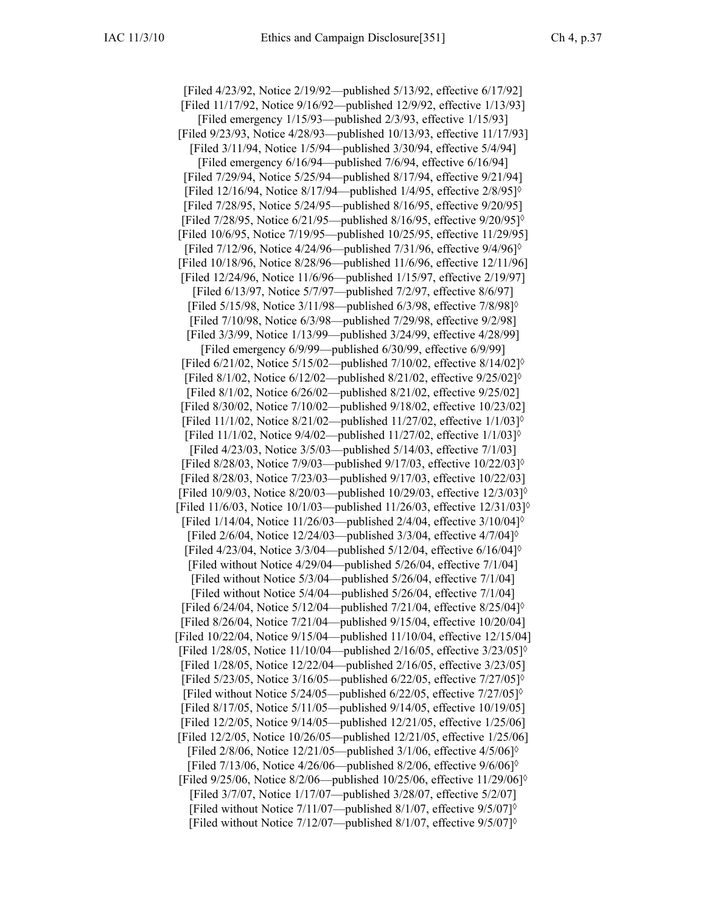[Filed 4/23/92, Notice 2/19/92—published 5/13/92, effective 6/17/92]
[Filed 11/17/92, Notice 9/16/92—published 12/9/92, effective 1/13/93]
[Filed emergency 1/15/93—published 2/3/93, effective 1/15/93]
[Filed 9/23/93, Notice 4/28/93—published 10/13/93, effective 11/17/93]
[Filed 3/11/94, Notice 1/5/94—published 3/30/94, effective 5/4/94]
[Filed emergency 6/16/94—published 7/6/94, effective 6/16/94]
[Filed 7/29/94, Notice 5/25/94—published 8/17/94, effective 9/21/94]
[Filed 12/16/94, Notice 8/17/94—published 1/4/95, effective 2/8/95]◊
[Filed 7/28/95, Notice 5/24/95—published 8/16/95, effective 9/20/95]
[Filed 7/28/95, Notice 6/21/95—published 8/16/95, effective 9/20/95]◊
[Filed 10/6/95, Notice 7/19/95—published 10/25/95, effective 11/29/95]
[Filed 7/12/96, Notice 4/24/96—published 7/31/96, effective 9/4/96]◊
[Filed 10/18/96, Notice 8/28/96—published 11/6/96, effective 12/11/96]
[Filed 12/24/96, Notice 11/6/96—published 1/15/97, effective 2/19/97]
[Filed 6/13/97, Notice 5/7/97—published 7/2/97, effective 8/6/97]
[Filed 5/15/98, Notice 3/11/98—published 6/3/98, effective 7/8/98]◊
[Filed 7/10/98, Notice 6/3/98—published 7/29/98, effective 9/2/98]
[Filed 3/3/99, Notice 1/13/99—published 3/24/99, effective 4/28/99]
[Filed emergency 6/9/99—published 6/30/99, effective 6/9/99]
[Filed 6/21/02, Notice 5/15/02—published 7/10/02, effective 8/14/02]◊
[Filed 8/1/02, Notice 6/12/02—published 8/21/02, effective 9/25/02]◊
[Filed 8/1/02, Notice 6/26/02—published 8/21/02, effective 9/25/02]
[Filed 8/30/02, Notice 7/10/02—published 9/18/02, effective 10/23/02]
[Filed 11/1/02, Notice 8/21/02—published 11/27/02, effective 1/1/03]◊
[Filed 11/1/02, Notice 9/4/02—published 11/27/02, effective 1/1/03]◊
[Filed 4/23/03, Notice 3/5/03—published 5/14/03, effective 7/1/03]
[Filed 8/28/03, Notice 7/9/03—published 9/17/03, effective 10/22/03]◊
[Filed 8/28/03, Notice 7/23/03—published 9/17/03, effective 10/22/03]
[Filed 10/9/03, Notice 8/20/03—published 10/29/03, effective 12/3/03]◊
[Filed 11/6/03, Notice 10/1/03—published 11/26/03, effective 12/31/03]◊
[Filed 1/14/04, Notice 11/26/03—published 2/4/04, effective 3/10/04]◊
[Filed 2/6/04, Notice 12/24/03—published 3/3/04, effective 4/7/04]◊
[Filed 4/23/04, Notice 3/3/04—published 5/12/04, effective 6/16/04]◊
[Filed without Notice 4/29/04—published 5/26/04, effective 7/1/04]
[Filed without Notice 5/3/04—published 5/26/04, effective 7/1/04]
[Filed without Notice 5/4/04—published 5/26/04, effective 7/1/04]
[Filed 6/24/04, Notice 5/12/04—published 7/21/04, effective 8/25/04]◊
[Filed 8/26/04, Notice 7/21/04—published 9/15/04, effective 10/20/04]
[Filed 10/22/04, Notice 9/15/04—published 11/10/04, effective 12/15/04]
[Filed 1/28/05, Notice 11/10/04—published 2/16/05, effective 3/23/05]◊
[Filed 1/28/05, Notice 12/22/04—published 2/16/05, effective 3/23/05]
[Filed 5/23/05, Notice 3/16/05—published 6/22/05, effective 7/27/05]◊
[Filed without Notice 5/24/05—published 6/22/05, effective 7/27/05]◊
[Filed 8/17/05, Notice 5/11/05—published 9/14/05, effective 10/19/05]
[Filed 12/2/05, Notice 9/14/05—published 12/21/05, effective 1/25/06]
[Filed 12/2/05, Notice 10/26/05—published 12/21/05, effective 1/25/06]
[Filed 2/8/06, Notice 12/21/05—published 3/1/06, effective 4/5/06]◊
[Filed 7/13/06, Notice 4/26/06—published 8/2/06, effective 9/6/06]◊
[Filed 9/25/06, Notice 8/2/06—published 10/25/06, effective 11/29/06]◊
[Filed 3/7/07, Notice 1/17/07—published 3/28/07, effective 5/2/07]
[Filed without Notice 7/11/07—published 8/1/07, effective 9/5/07]◊
[Filed without Notice 7/12/07—published 8/1/07, effective 9/5/07]◊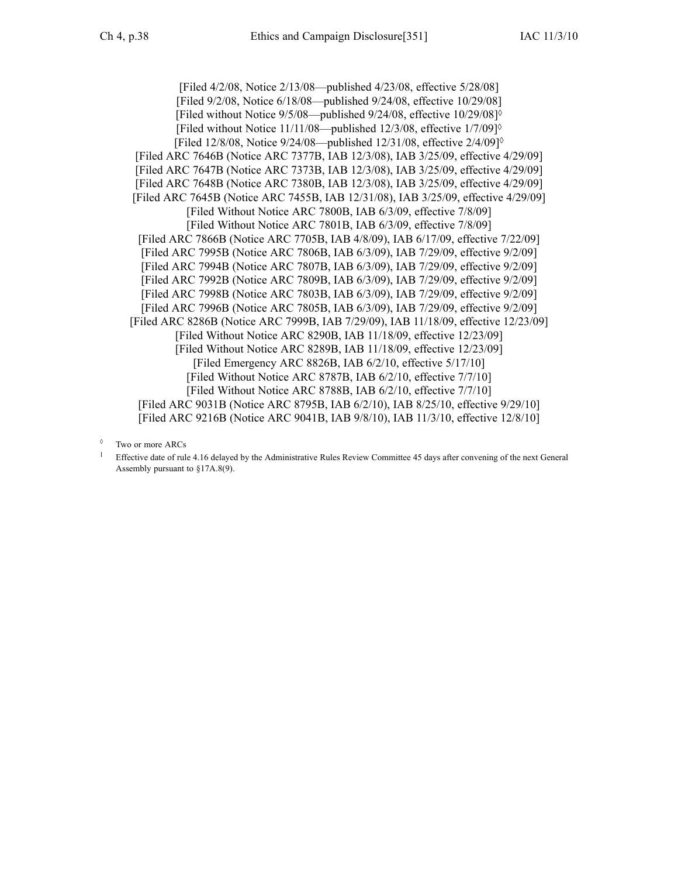[Filed 4/2/08, Notice 2/13/08—published 4/23/08, effective 5/28/08]
[Filed 9/2/08, Notice 6/18/08—published 9/24/08, effective 10/29/08]
[Filed without Notice 9/5/08—published 9/24/08, effective 10/29/08]◊
[Filed without Notice 11/11/08—published 12/3/08, effective 1/7/09]◊
[Filed 12/8/08, Notice 9/24/08—published 12/31/08, effective 2/4/09]◊
[Filed ARC 7646B (Notice ARC 7377B, IAB 12/3/08), IAB 3/25/09, effective 4/29/09]
[Filed ARC 7647B (Notice ARC 7373B, IAB 12/3/08), IAB 3/25/09, effective 4/29/09]
[Filed ARC 7648B (Notice ARC 7380B, IAB 12/3/08), IAB 3/25/09, effective 4/29/09]
[Filed ARC 7645B (Notice ARC 7455B, IAB 12/31/08), IAB 3/25/09, effective 4/29/09]
[Filed Without Notice ARC 7800B, IAB 6/3/09, effective 7/8/09]
[Filed Without Notice ARC 7801B, IAB 6/3/09, effective 7/8/09]
[Filed ARC 7866B (Notice ARC 7705B, IAB 4/8/09), IAB 6/17/09, effective 7/22/09]
[Filed ARC 7995B (Notice ARC 7806B, IAB 6/3/09), IAB 7/29/09, effective 9/2/09]
[Filed ARC 7994B (Notice ARC 7807B, IAB 6/3/09), IAB 7/29/09, effective 9/2/09]
[Filed ARC 7992B (Notice ARC 7809B, IAB 6/3/09), IAB 7/29/09, effective 9/2/09]
[Filed ARC 7998B (Notice ARC 7803B, IAB 6/3/09), IAB 7/29/09, effective 9/2/09]
[Filed ARC 7996B (Notice ARC 7805B, IAB 6/3/09), IAB 7/29/09, effective 9/2/09]
[Filed ARC 8286B (Notice ARC 7999B, IAB 7/29/09), IAB 11/18/09, effective 12/23/09]
[Filed Without Notice ARC 8290B, IAB 11/18/09, effective 12/23/09]
[Filed Without Notice ARC 8289B, IAB 11/18/09, effective 12/23/09]
[Filed Emergency ARC 8826B, IAB 6/2/10, effective 5/17/10]
[Filed Without Notice ARC 8787B, IAB 6/2/10, effective 7/7/10]
[Filed Without Notice ARC 8788B, IAB 6/2/10, effective 7/7/10]
[Filed ARC 9031B (Notice ARC 8795B, IAB 6/2/10), IAB 8/25/10, effective 9/29/10]
[Filed ARC 9216B (Notice ARC 9041B, IAB 9/8/10), IAB 11/3/10, effective 12/8/10]

◊ Two or more ARCs

[1] Effective date of rule 4.16 delayed by the Administrative Rules Review Committee 45 days after convening of the next General Assembly pursuant to §17A.8(9).